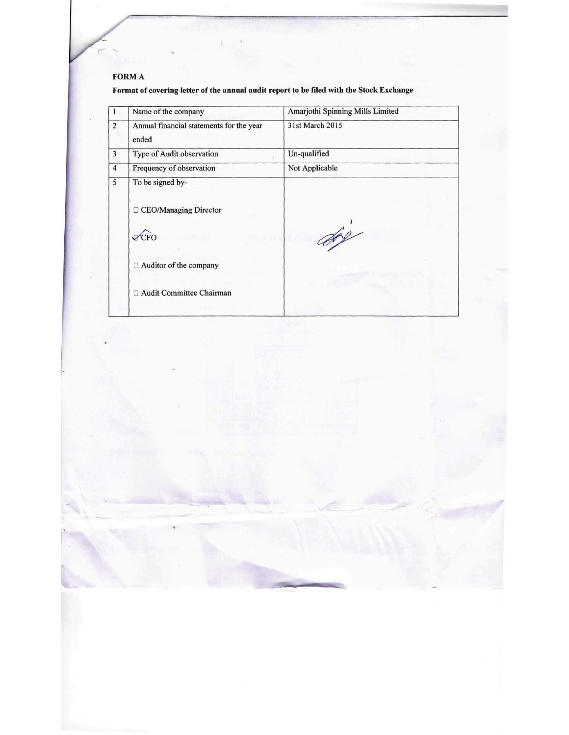**FORM A**

**Format of covering letter of the annual audit report to be filed with the Stock Exchange**

| | | |
|---|---|---|
| 1 | Name of the company | Amarjothi Spinning Mills Limited |
| 2 | Annual financial statements for the year ended | 31st March 2015 |
| 3 | Type of Audit observation | Un-qualified |
| 4 | Frequency of observation | Not Applicable |
| 5 | To be signed by-<br><br>☐ CEO/Managing Director<br><br>☑ CFO<br><br>☐ Auditor of the company<br><br>☐ Audit Committee Chairman | |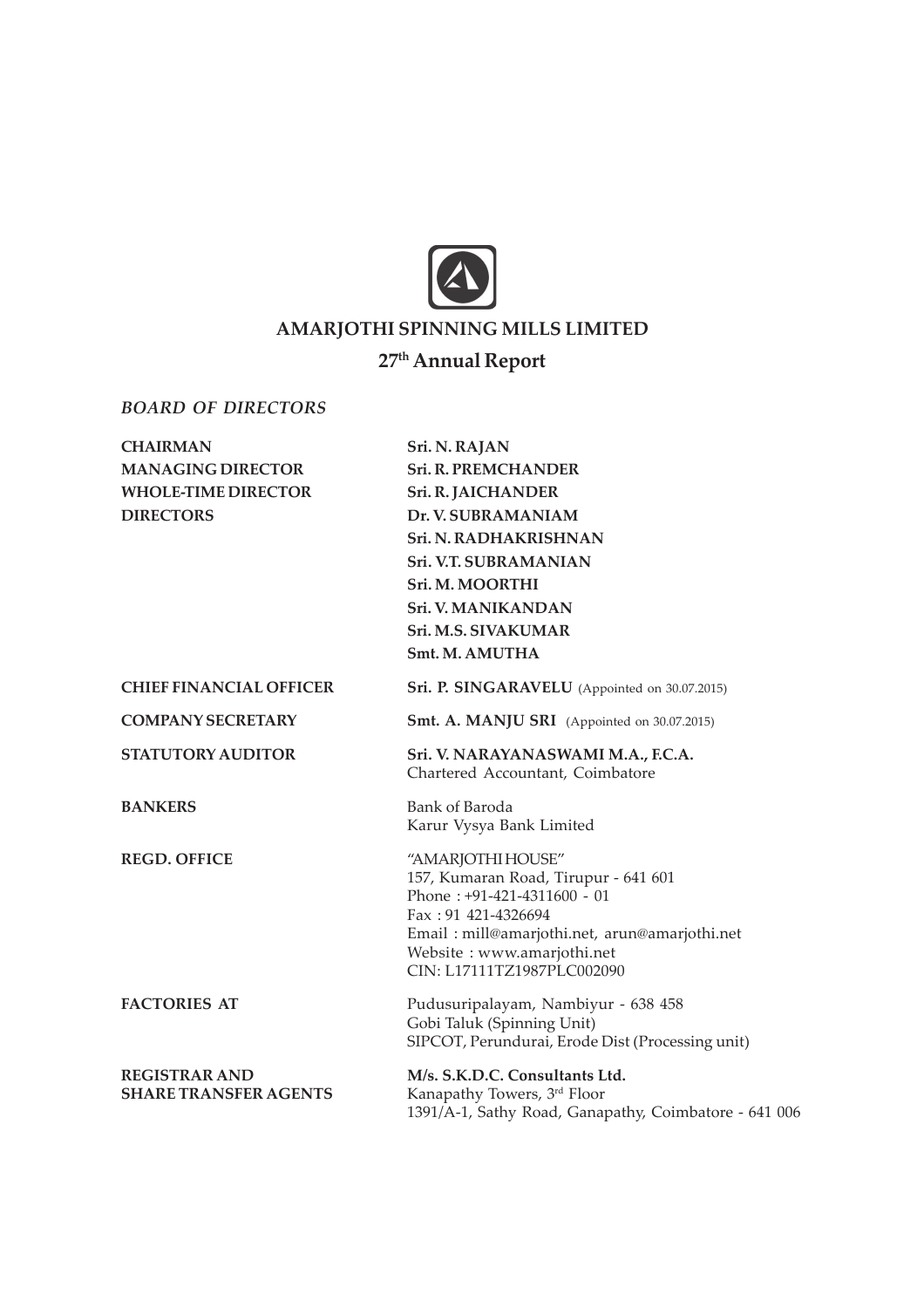# AMARJOTHI SPINNING MILLS LIMITED

## 27th Annual Report

*BOARD OF DIRECTORS*

| | |
|---|---|
| **CHAIRMAN** | **Sri. N. RAJAN** |
| **MANAGING DIRECTOR** | **Sri. R. PREMCHANDER** |
| **WHOLE-TIME DIRECTOR** | **Sri. R. JAICHANDER** |
| **DIRECTORS** | **Dr. V. SUBRAMANIAM** |
| | **Sri. N. RADHAKRISHNAN** |
| | **Sri. V.T. SUBRAMANIAN** |
| | **Sri. M. MOORTHI** |
| | **Sri. V. MANIKANDAN** |
| | **Sri. M.S. SIVAKUMAR** |
| | **Smt. M. AMUTHA** |
| **CHIEF FINANCIAL OFFICER** | **Sri. P. SINGARAVELU** (Appointed on 30.07.2015) |
| **COMPANY SECRETARY** | **Smt. A. MANJU SRI** (Appointed on 30.07.2015) |
| **STATUTORY AUDITOR** | **Sri. V. NARAYANASWAMI M.A., F.C.A.**<br>Chartered Accountant, Coimbatore |
| **BANKERS** | Bank of Baroda<br>Karur Vysya Bank Limited |
| **REGD. OFFICE** | "AMARJOTHI HOUSE"<br>157, Kumaran Road, Tirupur - 641 601<br>Phone : +91-421-4311600 - 01<br>Fax : 91 421-4326694<br>Email : mill@amarjothi.net, arun@amarjothi.net<br>Website : www.amarjothi.net<br>CIN: L17111TZ1987PLC002090 |
| **FACTORIES AT** | Pudusuripalayam, Nambiyur - 638 458<br>Gobi Taluk (Spinning Unit)<br>SIPCOT, Perundurai, Erode Dist (Processing unit) |
| **REGISTRAR AND SHARE TRANSFER AGENTS** | **M/s. S.K.D.C. Consultants Ltd.**<br>Kanapathy Towers, 3rd Floor<br>1391/A-1, Sathy Road, Ganapathy, Coimbatore - 641 006 |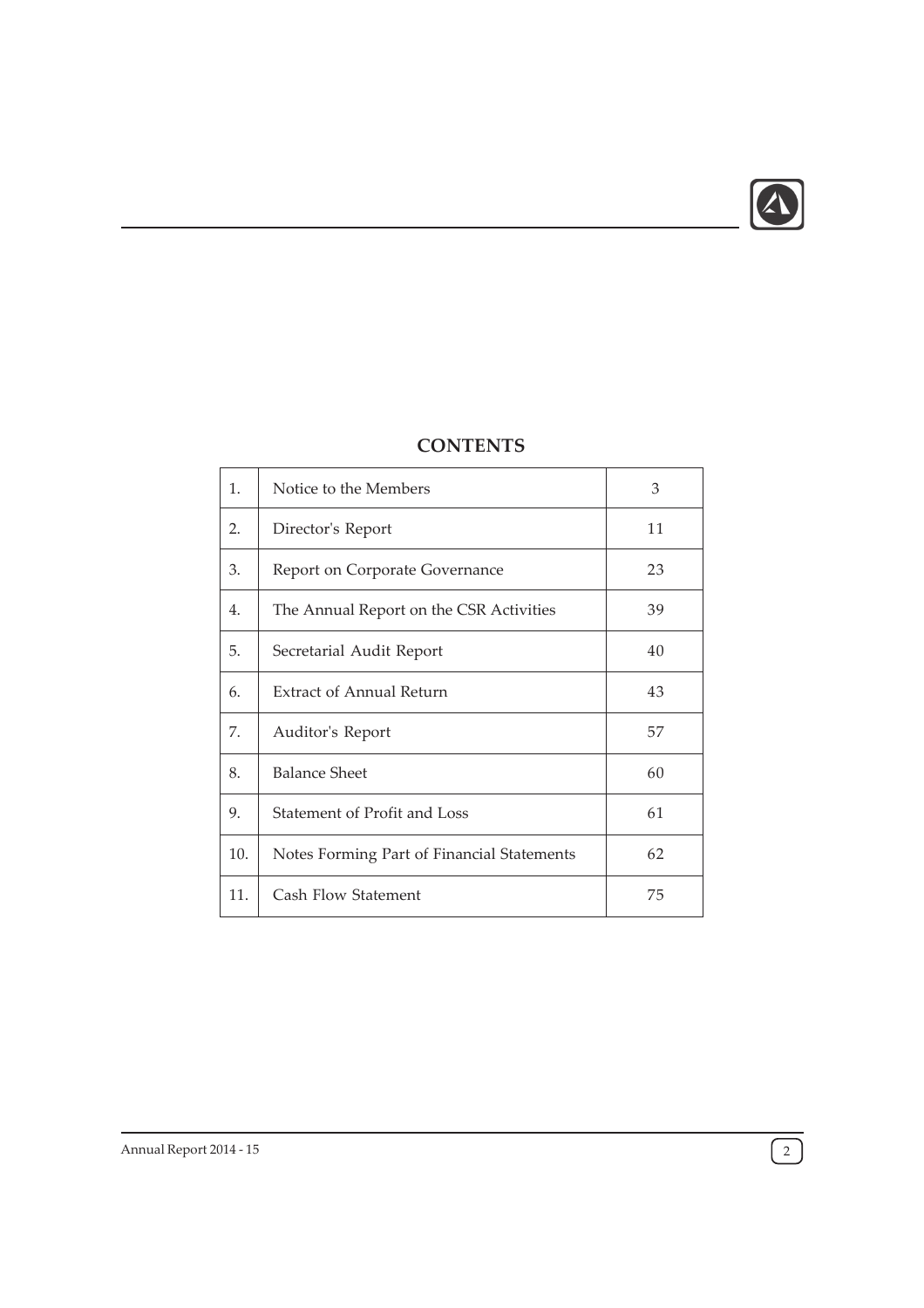## CONTENTS

| | | |
|---|---|---|
| 1. | Notice to the Members | 3 |
| 2. | Director's Report | 11 |
| 3. | Report on Corporate Governance | 23 |
| 4. | The Annual Report on the CSR Activities | 39 |
| 5. | Secretarial Audit Report | 40 |
| 6. | Extract of Annual Return | 43 |
| 7. | Auditor's Report | 57 |
| 8. | Balance Sheet | 60 |
| 9. | Statement of Profit and Loss | 61 |
| 10. | Notes Forming Part of Financial Statements | 62 |
| 11. | Cash Flow Statement | 75 |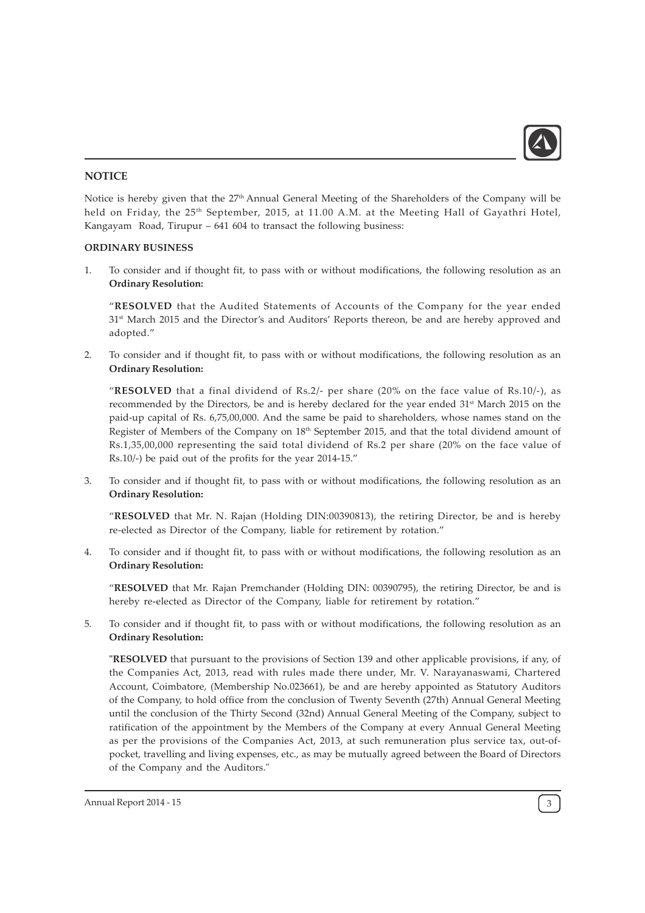## NOTICE

Notice is hereby given that the 27th Annual General Meeting of the Shareholders of the Company will be held on Friday, the 25th September, 2015, at 11.00 A.M. at the Meeting Hall of Gayathri Hotel, Kangayam Road, Tirupur – 641 604 to transact the following business:

### ORDINARY BUSINESS

1. To consider and if thought fit, to pass with or without modifications, the following resolution as an **Ordinary Resolution:**

   "**RESOLVED** that the Audited Statements of Accounts of the Company for the year ended 31st March 2015 and the Director's and Auditors' Reports thereon, be and are hereby approved and adopted."

2. To consider and if thought fit, to pass with or without modifications, the following resolution as an **Ordinary Resolution:**

   "**RESOLVED** that a final dividend of Rs.2/- per share (20% on the face value of Rs.10/-), as recommended by the Directors, be and is hereby declared for the year ended 31st March 2015 on the paid-up capital of Rs. 6,75,00,000. And the same be paid to shareholders, whose names stand on the Register of Members of the Company on 18th September 2015, and that the total dividend amount of Rs.1,35,00,000 representing the said total dividend of Rs.2 per share (20% on the face value of Rs.10/-) be paid out of the profits for the year 2014-15."

3. To consider and if thought fit, to pass with or without modifications, the following resolution as an **Ordinary Resolution:**

   "**RESOLVED** that Mr. N. Rajan (Holding DIN:00390813), the retiring Director, be and is hereby re-elected as Director of the Company, liable for retirement by rotation."

4. To consider and if thought fit, to pass with or without modifications, the following resolution as an **Ordinary Resolution:**

   "**RESOLVED** that Mr. Rajan Premchander (Holding DIN: 00390795), the retiring Director, be and is hereby re-elected as Director of the Company, liable for retirement by rotation."

5. To consider and if thought fit, to pass with or without modifications, the following resolution as an **Ordinary Resolution:**

   "**RESOLVED** that pursuant to the provisions of Section 139 and other applicable provisions, if any, of the Companies Act, 2013, read with rules made there under, Mr. V. Narayanaswami, Chartered Account, Coimbatore, (Membership No.023661), be and are hereby appointed as Statutory Auditors of the Company, to hold office from the conclusion of Twenty Seventh (27th) Annual General Meeting until the conclusion of the Thirty Second (32nd) Annual General Meeting of the Company, subject to ratification of the appointment by the Members of the Company at every Annual General Meeting as per the provisions of the Companies Act, 2013, at such remuneration plus service tax, out-of-pocket, travelling and living expenses, etc., as may be mutually agreed between the Board of Directors of the Company and the Auditors."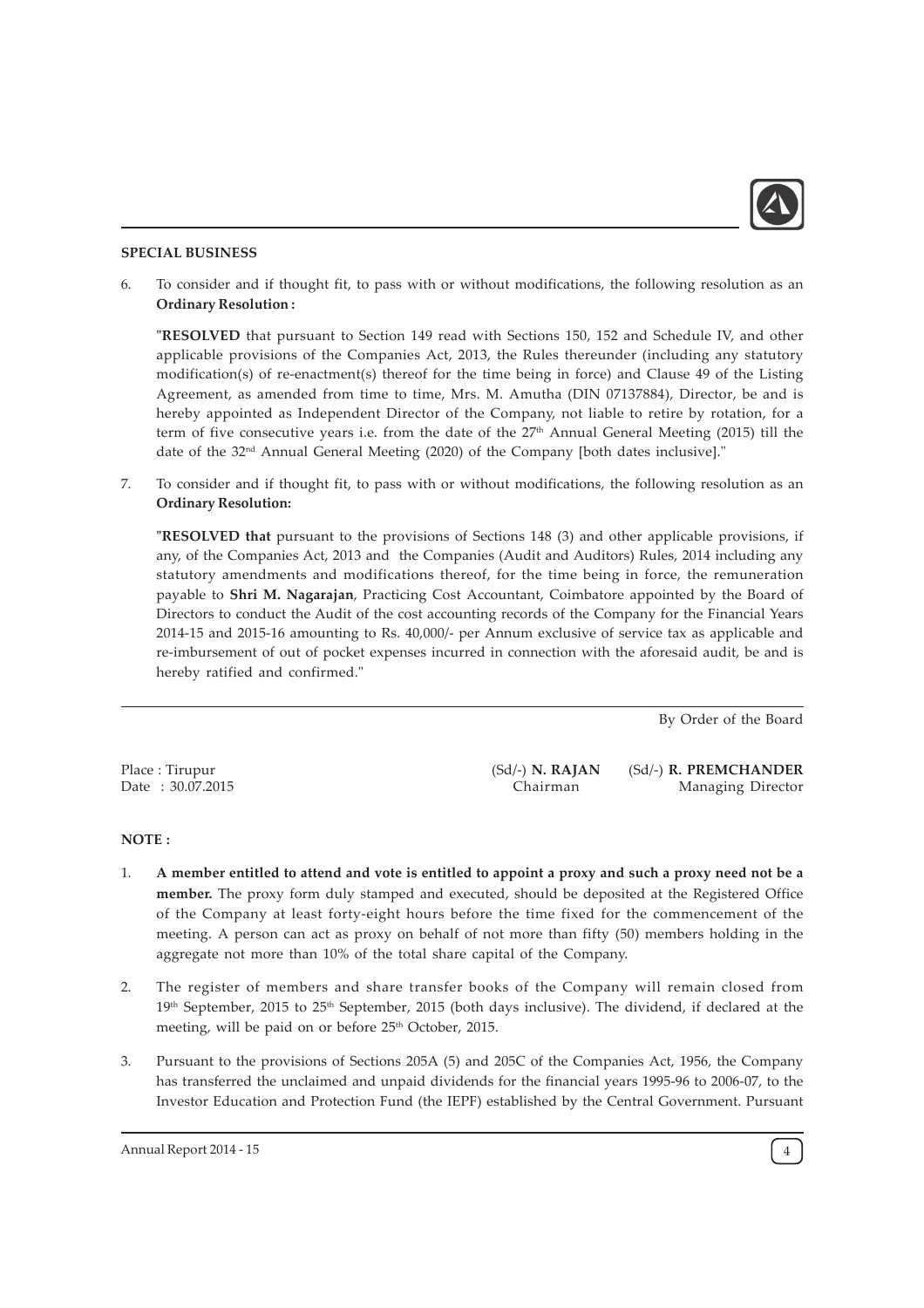## SPECIAL BUSINESS

6. To consider and if thought fit, to pass with or without modifications, the following resolution as an **Ordinary Resolution :**

   "**RESOLVED** that pursuant to Section 149 read with Sections 150, 152 and Schedule IV, and other applicable provisions of the Companies Act, 2013, the Rules thereunder (including any statutory modification(s) of re-enactment(s) thereof for the time being in force) and Clause 49 of the Listing Agreement, as amended from time to time, Mrs. M. Amutha (DIN 07137884), Director, be and is hereby appointed as Independent Director of the Company, not liable to retire by rotation, for a term of five consecutive years i.e. from the date of the 27th Annual General Meeting (2015) till the date of the 32nd Annual General Meeting (2020) of the Company [both dates inclusive]."

7. To consider and if thought fit, to pass with or without modifications, the following resolution as an **Ordinary Resolution:**

   "**RESOLVED that** pursuant to the provisions of Sections 148 (3) and other applicable provisions, if any, of the Companies Act, 2013 and the Companies (Audit and Auditors) Rules, 2014 including any statutory amendments and modifications thereof, for the time being in force, the remuneration payable to **Shri M. Nagarajan**, Practicing Cost Accountant, Coimbatore appointed by the Board of Directors to conduct the Audit of the cost accounting records of the Company for the Financial Years 2014-15 and 2015-16 amounting to Rs. 40,000/- per Annum exclusive of service tax as applicable and re-imbursement of out of pocket expenses incurred in connection with the aforesaid audit, be and is hereby ratified and confirmed."

By Order of the Board

Place : Tirupur
Date : 30.07.2015

(Sd/-) **N. RAJAN**
Chairman

(Sd/-) **R. PREMCHANDER**
Managing Director

## NOTE :

1. **A member entitled to attend and vote is entitled to appoint a proxy and such a proxy need not be a member.** The proxy form duly stamped and executed, should be deposited at the Registered Office of the Company at least forty-eight hours before the time fixed for the commencement of the meeting. A person can act as proxy on behalf of not more than fifty (50) members holding in the aggregate not more than 10% of the total share capital of the Company.

2. The register of members and share transfer books of the Company will remain closed from 19th September, 2015 to 25th September, 2015 (both days inclusive). The dividend, if declared at the meeting, will be paid on or before 25th October, 2015.

3. Pursuant to the provisions of Sections 205A (5) and 205C of the Companies Act, 1956, the Company has transferred the unclaimed and unpaid dividends for the financial years 1995-96 to 2006-07, to the Investor Education and Protection Fund (the IEPF) established by the Central Government. Pursuant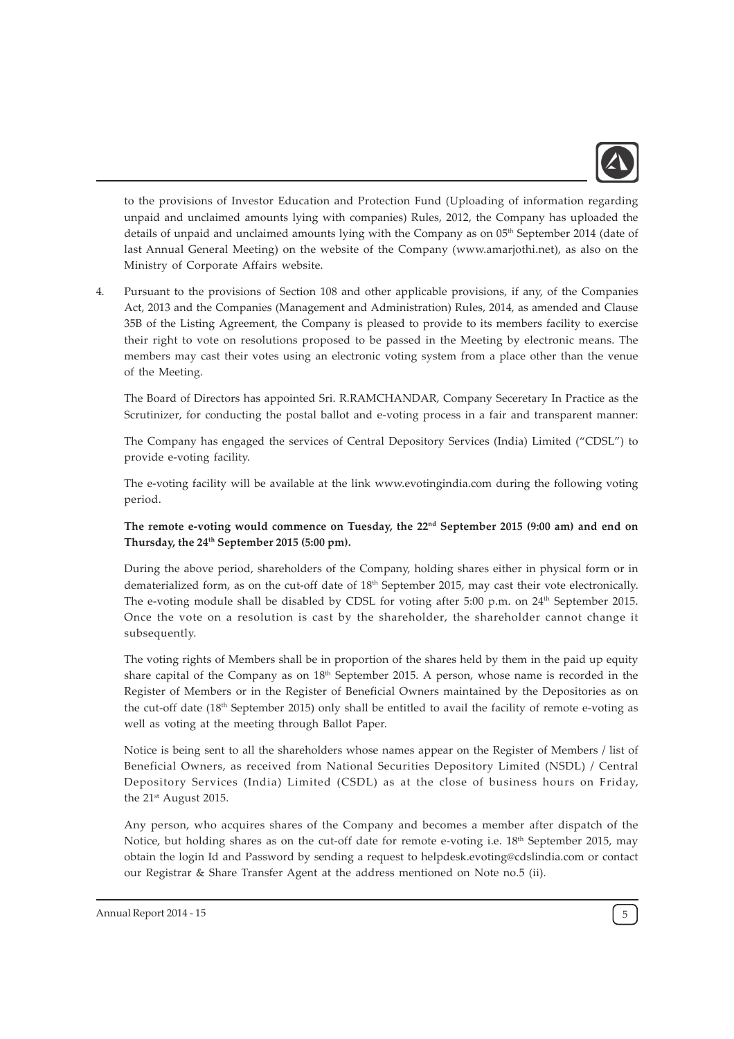to the provisions of Investor Education and Protection Fund (Uploading of information regarding unpaid and unclaimed amounts lying with companies) Rules, 2012, the Company has uploaded the details of unpaid and unclaimed amounts lying with the Company as on 05th September 2014 (date of last Annual General Meeting) on the website of the Company (www.amarjothi.net), as also on the Ministry of Corporate Affairs website.

4. Pursuant to the provisions of Section 108 and other applicable provisions, if any, of the Companies Act, 2013 and the Companies (Management and Administration) Rules, 2014, as amended and Clause 35B of the Listing Agreement, the Company is pleased to provide to its members facility to exercise their right to vote on resolutions proposed to be passed in the Meeting by electronic means. The members may cast their votes using an electronic voting system from a place other than the venue of the Meeting.

   The Board of Directors has appointed Sri. R.RAMCHANDAR, Company Seceretary In Practice as the Scrutinizer, for conducting the postal ballot and e-voting process in a fair and transparent manner:

   The Company has engaged the services of Central Depository Services (India) Limited ("CDSL") to provide e-voting facility.

   The e-voting facility will be available at the link www.evotingindia.com during the following voting period.

   **The remote e-voting would commence on Tuesday, the 22nd September 2015 (9:00 am) and end on Thursday, the 24th September 2015 (5:00 pm).**

   During the above period, shareholders of the Company, holding shares either in physical form or in dematerialized form, as on the cut-off date of 18th September 2015, may cast their vote electronically. The e-voting module shall be disabled by CDSL for voting after 5:00 p.m. on 24th September 2015. Once the vote on a resolution is cast by the shareholder, the shareholder cannot change it subsequently.

   The voting rights of Members shall be in proportion of the shares held by them in the paid up equity share capital of the Company as on 18th September 2015. A person, whose name is recorded in the Register of Members or in the Register of Beneficial Owners maintained by the Depositories as on the cut-off date (18th September 2015) only shall be entitled to avail the facility of remote e-voting as well as voting at the meeting through Ballot Paper.

   Notice is being sent to all the shareholders whose names appear on the Register of Members / list of Beneficial Owners, as received from National Securities Depository Limited (NSDL) / Central Depository Services (India) Limited (CSDL) as at the close of business hours on Friday, the 21st August 2015.

   Any person, who acquires shares of the Company and becomes a member after dispatch of the Notice, but holding shares as on the cut-off date for remote e-voting i.e. 18th September 2015, may obtain the login Id and Password by sending a request to helpdesk.evoting@cdslindia.com or contact our Registrar & Share Transfer Agent at the address mentioned on Note no.5 (ii).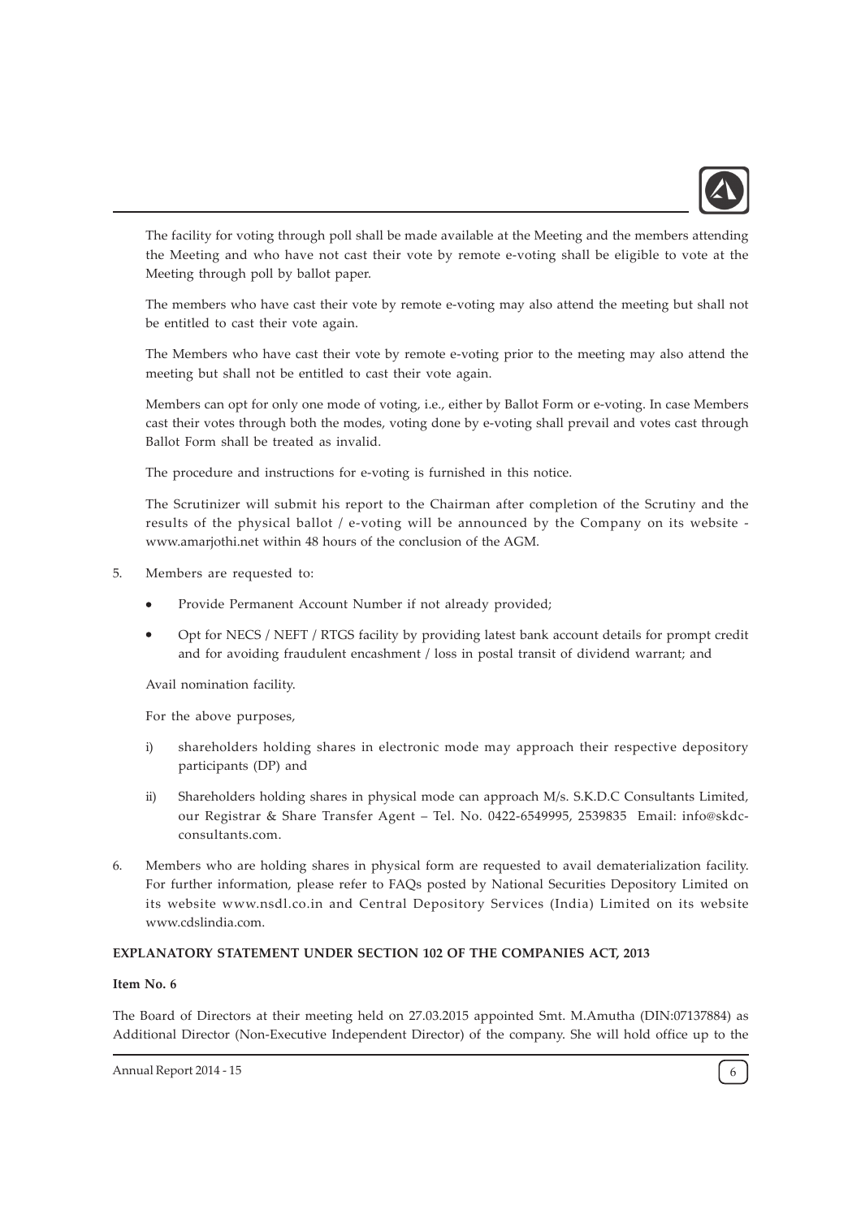The facility for voting through poll shall be made available at the Meeting and the members attending the Meeting and who have not cast their vote by remote e-voting shall be eligible to vote at the Meeting through poll by ballot paper.

The members who have cast their vote by remote e-voting may also attend the meeting but shall not be entitled to cast their vote again.

The Members who have cast their vote by remote e-voting prior to the meeting may also attend the meeting but shall not be entitled to cast their vote again.

Members can opt for only one mode of voting, i.e., either by Ballot Form or e-voting. In case Members cast their votes through both the modes, voting done by e-voting shall prevail and votes cast through Ballot Form shall be treated as invalid.

The procedure and instructions for e-voting is furnished in this notice.

The Scrutinizer will submit his report to the Chairman after completion of the Scrutiny and the results of the physical ballot / e-voting will be announced by the Company on its website - www.amarjothi.net within 48 hours of the conclusion of the AGM.

5. Members are requested to:

   - Provide Permanent Account Number if not already provided;
   - Opt for NECS / NEFT / RTGS facility by providing latest bank account details for prompt credit and for avoiding fraudulent encashment / loss in postal transit of dividend warrant; and

   Avail nomination facility.

   For the above purposes,

   i) shareholders holding shares in electronic mode may approach their respective depository participants (DP) and

   ii) Shareholders holding shares in physical mode can approach M/s. S.K.D.C Consultants Limited, our Registrar & Share Transfer Agent – Tel. No. 0422-6549995, 2539835 Email: info@skdc-consultants.com.

6. Members who are holding shares in physical form are requested to avail dematerialization facility. For further information, please refer to FAQs posted by National Securities Depository Limited on its website www.nsdl.co.in and Central Depository Services (India) Limited on its website www.cdslindia.com.

**EXPLANATORY STATEMENT UNDER SECTION 102 OF THE COMPANIES ACT, 2013**

**Item No. 6**

The Board of Directors at their meeting held on 27.03.2015 appointed Smt. M.Amutha (DIN:07137884) as Additional Director (Non-Executive Independent Director) of the company. She will hold office up to the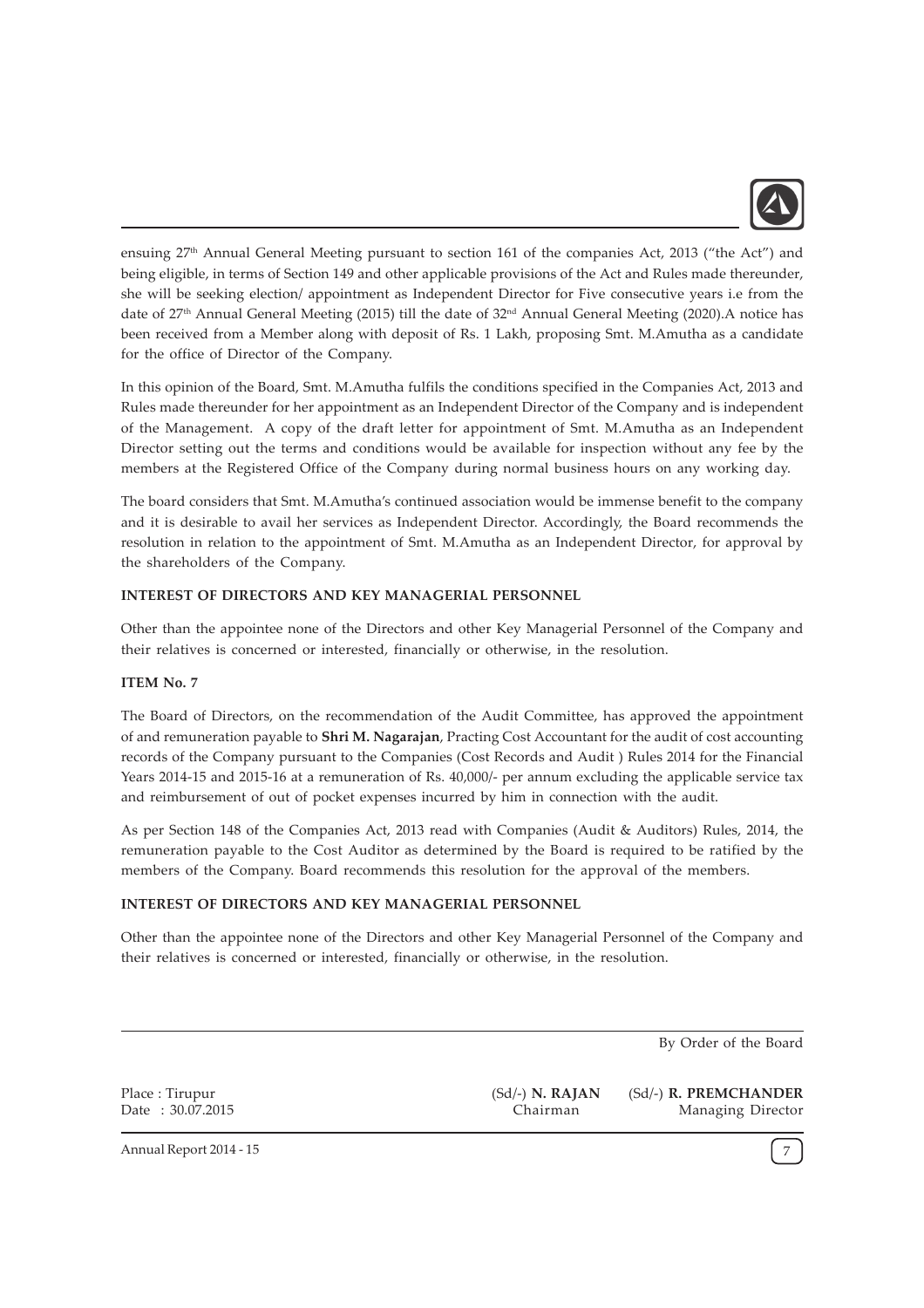ensuing 27th Annual General Meeting pursuant to section 161 of the companies Act, 2013 ("the Act") and being eligible, in terms of Section 149 and other applicable provisions of the Act and Rules made thereunder, she will be seeking election/ appointment as Independent Director for Five consecutive years i.e from the date of 27th Annual General Meeting (2015) till the date of 32nd Annual General Meeting (2020).A notice has been received from a Member along with deposit of Rs. 1 Lakh, proposing Smt. M.Amutha as a candidate for the office of Director of the Company.

In this opinion of the Board, Smt. M.Amutha fulfils the conditions specified in the Companies Act, 2013 and Rules made thereunder for her appointment as an Independent Director of the Company and is independent of the Management. A copy of the draft letter for appointment of Smt. M.Amutha as an Independent Director setting out the terms and conditions would be available for inspection without any fee by the members at the Registered Office of the Company during normal business hours on any working day.

The board considers that Smt. M.Amutha's continued association would be immense benefit to the company and it is desirable to avail her services as Independent Director. Accordingly, the Board recommends the resolution in relation to the appointment of Smt. M.Amutha as an Independent Director, for approval by the shareholders of the Company.

**INTEREST OF DIRECTORS AND KEY MANAGERIAL PERSONNEL**

Other than the appointee none of the Directors and other Key Managerial Personnel of the Company and their relatives is concerned or interested, financially or otherwise, in the resolution.

**ITEM No. 7**

The Board of Directors, on the recommendation of the Audit Committee, has approved the appointment of and remuneration payable to **Shri M. Nagarajan**, Practing Cost Accountant for the audit of cost accounting records of the Company pursuant to the Companies (Cost Records and Audit ) Rules 2014 for the Financial Years 2014-15 and 2015-16 at a remuneration of Rs. 40,000/- per annum excluding the applicable service tax and reimbursement of out of pocket expenses incurred by him in connection with the audit.

As per Section 148 of the Companies Act, 2013 read with Companies (Audit & Auditors) Rules, 2014, the remuneration payable to the Cost Auditor as determined by the Board is required to be ratified by the members of the Company. Board recommends this resolution for the approval of the members.

**INTEREST OF DIRECTORS AND KEY MANAGERIAL PERSONNEL**

Other than the appointee none of the Directors and other Key Managerial Personnel of the Company and their relatives is concerned or interested, financially or otherwise, in the resolution.

By Order of the Board

Place : Tirupur
Date : 30.07.2015

(Sd/-) **N. RAJAN**
Chairman

(Sd/-) **R. PREMCHANDER**
Managing Director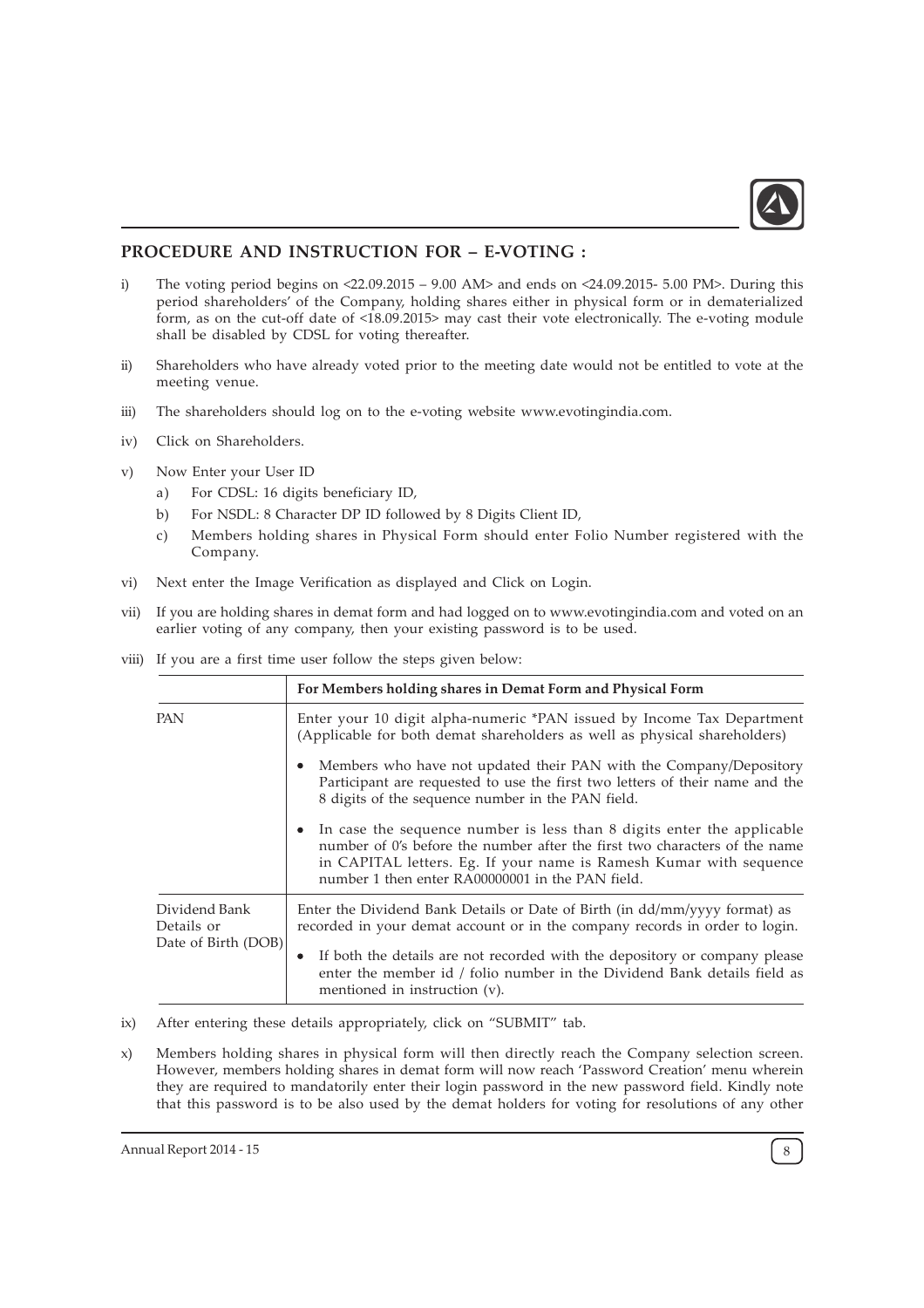## PROCEDURE AND INSTRUCTION FOR – E-VOTING :

i) The voting period begins on <22.09.2015 – 9.00 AM> and ends on <24.09.2015- 5.00 PM>. During this period shareholders' of the Company, holding shares either in physical form or in dematerialized form, as on the cut-off date of <18.09.2015> may cast their vote electronically. The e-voting module shall be disabled by CDSL for voting thereafter.

ii) Shareholders who have already voted prior to the meeting date would not be entitled to vote at the meeting venue.

iii) The shareholders should log on to the e-voting website www.evotingindia.com.

iv) Click on Shareholders.

v) Now Enter your User ID
   a) For CDSL: 16 digits beneficiary ID,
   b) For NSDL: 8 Character DP ID followed by 8 Digits Client ID,
   c) Members holding shares in Physical Form should enter Folio Number registered with the Company.

vi) Next enter the Image Verification as displayed and Click on Login.

vii) If you are holding shares in demat form and had logged on to www.evotingindia.com and voted on an earlier voting of any company, then your existing password is to be used.

viii) If you are a first time user follow the steps given below:

| | For Members holding shares in Demat Form and Physical Form |
|---|---|
| PAN | Enter your 10 digit alpha-numeric *PAN issued by Income Tax Department (Applicable for both demat shareholders as well as physical shareholders)<br>• Members who have not updated their PAN with the Company/Depository Participant are requested to use the first two letters of their name and the 8 digits of the sequence number in the PAN field.<br>• In case the sequence number is less than 8 digits enter the applicable number of 0's before the number after the first two characters of the name in CAPITAL letters. Eg. If your name is Ramesh Kumar with sequence number 1 then enter RA00000001 in the PAN field. |
| Dividend Bank Details or Date of Birth (DOB) | Enter the Dividend Bank Details or Date of Birth (in dd/mm/yyyy format) as recorded in your demat account or in the company records in order to login.<br>• If both the details are not recorded with the depository or company please enter the member id / folio number in the Dividend Bank details field as mentioned in instruction (v). |

ix) After entering these details appropriately, click on "SUBMIT" tab.

x) Members holding shares in physical form will then directly reach the Company selection screen. However, members holding shares in demat form will now reach 'Password Creation' menu wherein they are required to mandatorily enter their login password in the new password field. Kindly note that this password is to be also used by the demat holders for voting for resolutions of any other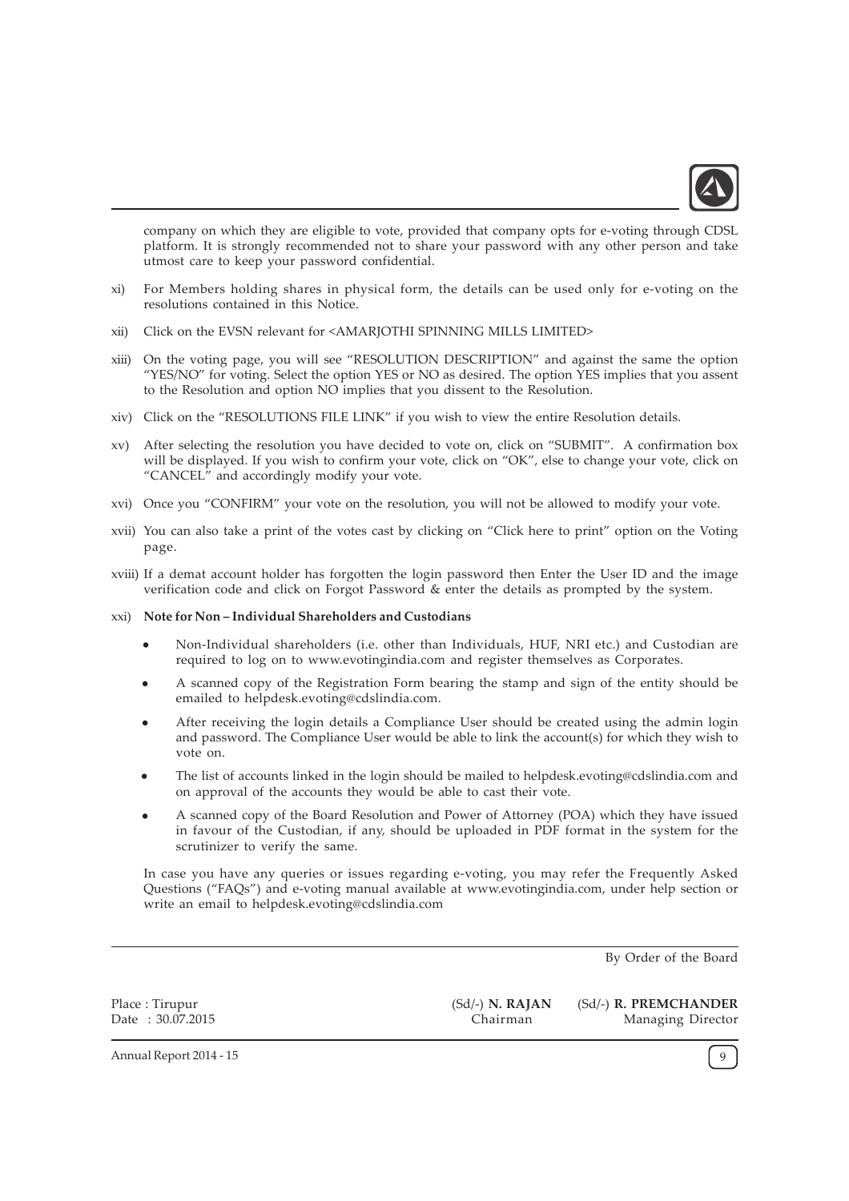company on which they are eligible to vote, provided that company opts for e-voting through CDSL platform. It is strongly recommended not to share your password with any other person and take utmost care to keep your password confidential.

xi) For Members holding shares in physical form, the details can be used only for e-voting on the resolutions contained in this Notice.

xii) Click on the EVSN relevant for <AMARJOTHI SPINNING MILLS LIMITED>

xiii) On the voting page, you will see "RESOLUTION DESCRIPTION" and against the same the option "YES/NO" for voting. Select the option YES or NO as desired. The option YES implies that you assent to the Resolution and option NO implies that you dissent to the Resolution.

xiv) Click on the "RESOLUTIONS FILE LINK" if you wish to view the entire Resolution details.

xv) After selecting the resolution you have decided to vote on, click on "SUBMIT". A confirmation box will be displayed. If you wish to confirm your vote, click on "OK", else to change your vote, click on "CANCEL" and accordingly modify your vote.

xvi) Once you "CONFIRM" your vote on the resolution, you will not be allowed to modify your vote.

xvii) You can also take a print of the votes cast by clicking on "Click here to print" option on the Voting page.

xviii) If a demat account holder has forgotten the login password then Enter the User ID and the image verification code and click on Forgot Password & enter the details as prompted by the system.

xxi) **Note for Non – Individual Shareholders and Custodians**

- Non-Individual shareholders (i.e. other than Individuals, HUF, NRI etc.) and Custodian are required to log on to www.evotingindia.com and register themselves as Corporates.
- A scanned copy of the Registration Form bearing the stamp and sign of the entity should be emailed to helpdesk.evoting@cdslindia.com.
- After receiving the login details a Compliance User should be created using the admin login and password. The Compliance User would be able to link the account(s) for which they wish to vote on.
- The list of accounts linked in the login should be mailed to helpdesk.evoting@cdslindia.com and on approval of the accounts they would be able to cast their vote.
- A scanned copy of the Board Resolution and Power of Attorney (POA) which they have issued in favour of the Custodian, if any, should be uploaded in PDF format in the system for the scrutinizer to verify the same.

In case you have any queries or issues regarding e-voting, you may refer the Frequently Asked Questions ("FAQs") and e-voting manual available at www.evotingindia.com, under help section or write an email to helpdesk.evoting@cdslindia.com

By Order of the Board

Place : Tirupur
Date : 30.07.2015

(Sd/-) **N. RAJAN**
Chairman

(Sd/-) **R. PREMCHANDER**
Managing Director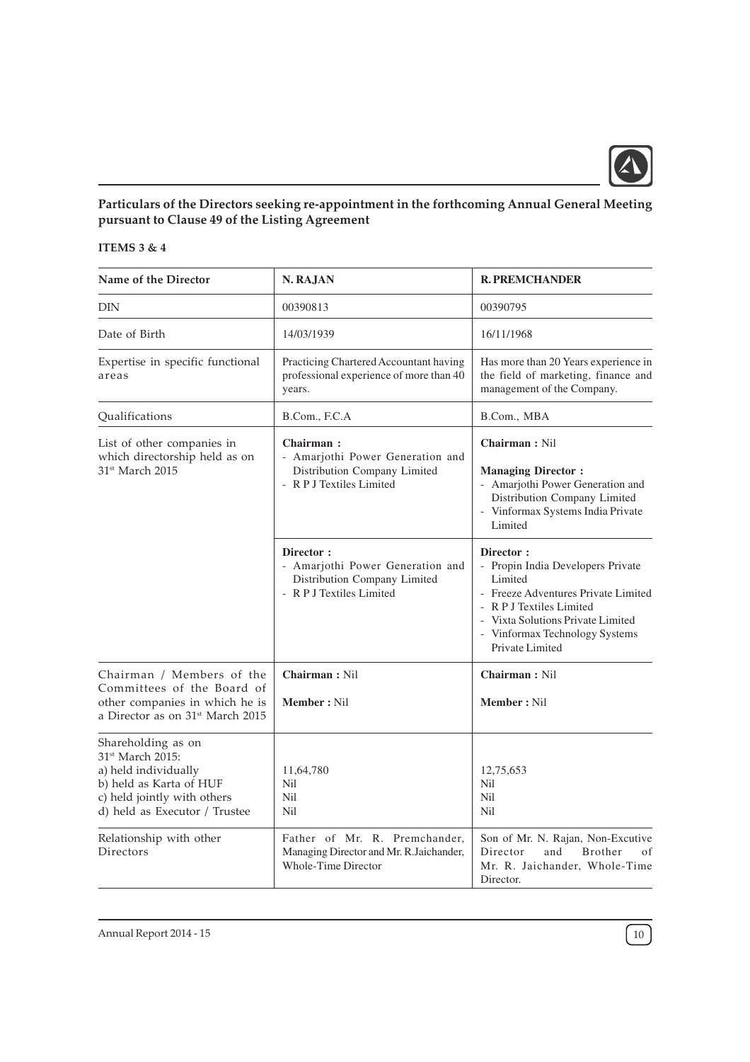## Particulars of the Directors seeking re-appointment in the forthcoming Annual General Meeting pursuant to Clause 49 of the Listing Agreement

**ITEMS 3 & 4**

| Name of the Director | N. RAJAN | R. PREMCHANDER |
|---|---|---|
| DIN | 00390813 | 00390795 |
| Date of Birth | 14/03/1939 | 16/11/1968 |
| Expertise in specific functional areas | Practicing Chartered Accountant having professional experience of more than 40 years. | Has more than 20 Years experience in the field of marketing, finance and management of the Company. |
| Qualifications | B.Com., F.C.A | B.Com., MBA |
| List of other companies in which directorship held as on 31st March 2015 | **Chairman :**<br>- Amarjothi Power Generation and Distribution Company Limited<br>- R P J Textiles Limited | **Chairman :** Nil<br><br>**Managing Director :**<br>- Amarjothi Power Generation and Distribution Company Limited<br>- Vinformax Systems India Private Limited |
| | **Director :**<br>- Amarjothi Power Generation and Distribution Company Limited<br>- R P J Textiles Limited | **Director :**<br>- Propin India Developers Private Limited<br>- Freeze Adventures Private Limited<br>- R P J Textiles Limited<br>- Vixta Solutions Private Limited<br>- Vinformax Technology Systems Private Limited |
| Chairman / Members of the Committees of the Board of other companies in which he is a Director as on 31st March 2015 | **Chairman :** Nil<br><br>**Member :** Nil | **Chairman :** Nil<br><br>**Member :** Nil |
| Shareholding as on 31st March 2015:<br>a) held individually<br>b) held as Karta of HUF<br>c) held jointly with others<br>d) held as Executor / Trustee | <br><br>11,64,780<br>Nil<br>Nil<br>Nil | <br><br>12,75,653<br>Nil<br>Nil<br>Nil |
| Relationship with other Directors | Father of Mr. R. Premchander, Managing Director and Mr. R.Jaichander, Whole-Time Director | Son of Mr. N. Rajan, Non-Excutive Director and Brother of Mr. R. Jaichander, Whole-Time Director. |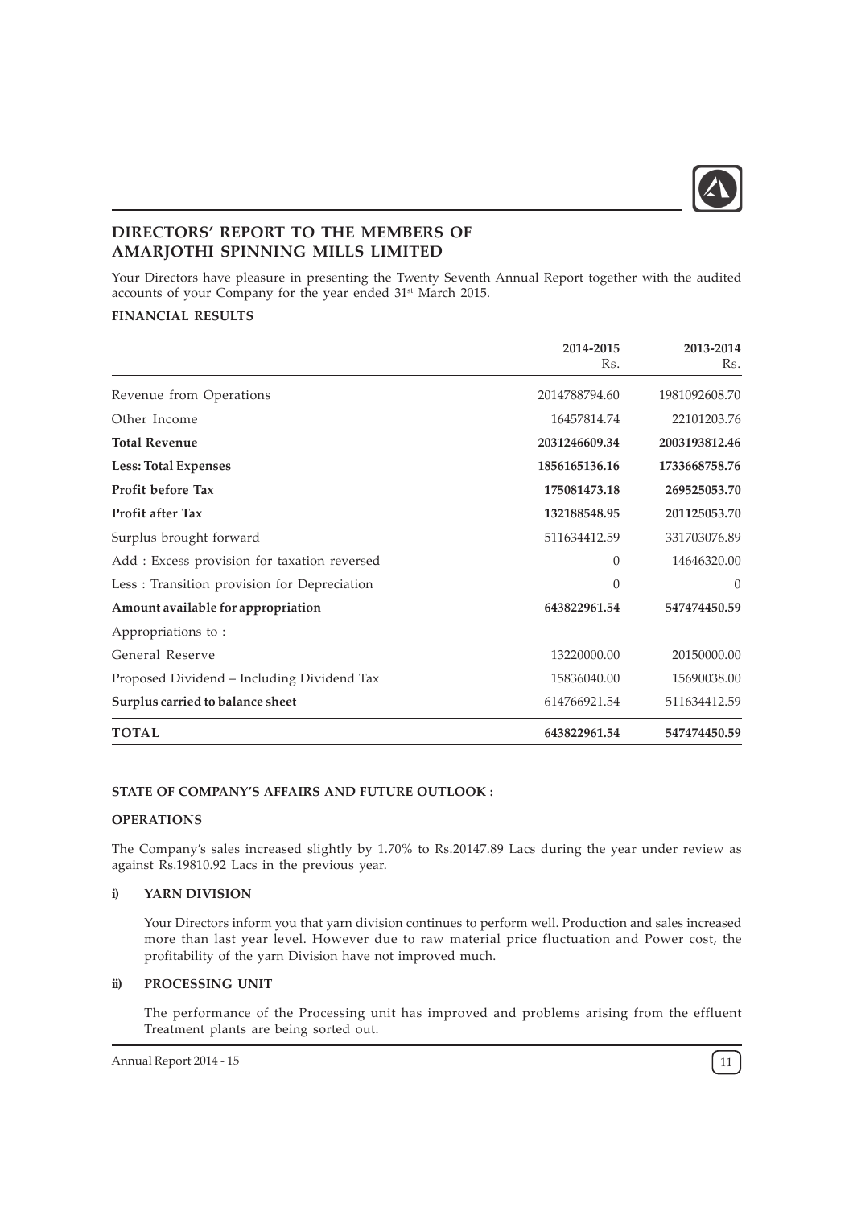## DIRECTORS' REPORT TO THE MEMBERS OF AMARJOTHI SPINNING MILLS LIMITED

Your Directors have pleasure in presenting the Twenty Seventh Annual Report together with the audited accounts of your Company for the year ended 31st March 2015.

### FINANCIAL RESULTS

| | 2014-2015 Rs. | 2013-2014 Rs. |
|---|---|---|
| Revenue from Operations | 2014788794.60 | 1981092608.70 |
| Other Income | 16457814.74 | 22101203.76 |
| **Total Revenue** | **2031246609.34** | **2003193812.46** |
| **Less: Total Expenses** | **1856165136.16** | **1733668758.76** |
| **Profit before Tax** | **175081473.18** | **269525053.70** |
| **Profit after Tax** | **132188548.95** | **201125053.70** |
| Surplus brought forward | 511634412.59 | 331703076.89 |
| Add : Excess provision for taxation reversed | 0 | 14646320.00 |
| Less : Transition provision for Depreciation | 0 | 0 |
| **Amount available for appropriation** | **643822961.54** | **547474450.59** |
| Appropriations to : | | |
| General Reserve | 13220000.00 | 20150000.00 |
| Proposed Dividend – Including Dividend Tax | 15836040.00 | 15690038.00 |
| **Surplus carried to balance sheet** | 614766921.54 | 511634412.59 |
| **TOTAL** | **643822961.54** | **547474450.59** |

### STATE OF COMPANY'S AFFAIRS AND FUTURE OUTLOOK :

### OPERATIONS

The Company's sales increased slightly by 1.70% to Rs.20147.89 Lacs during the year under review as against Rs.19810.92 Lacs in the previous year.

**i) YARN DIVISION**

Your Directors inform you that yarn division continues to perform well. Production and sales increased more than last year level. However due to raw material price fluctuation and Power cost, the profitability of the yarn Division have not improved much.

**ii) PROCESSING UNIT**

The performance of the Processing unit has improved and problems arising from the effluent Treatment plants are being sorted out.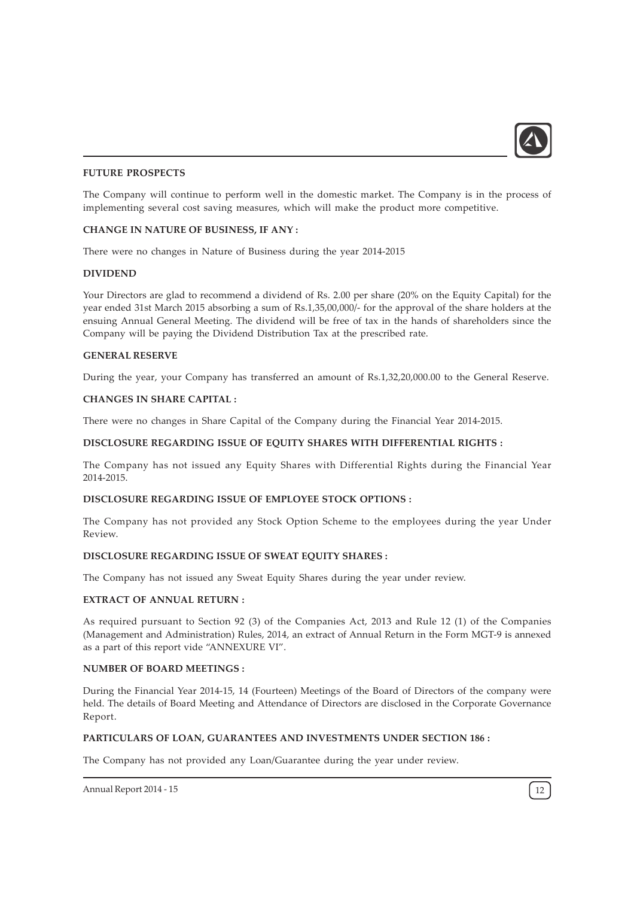### FUTURE PROSPECTS

The Company will continue to perform well in the domestic market. The Company is in the process of implementing several cost saving measures, which will make the product more competitive.

### CHANGE IN NATURE OF BUSINESS, IF ANY :

There were no changes in Nature of Business during the year 2014-2015

### DIVIDEND

Your Directors are glad to recommend a dividend of Rs. 2.00 per share (20% on the Equity Capital) for the year ended 31st March 2015 absorbing a sum of Rs.1,35,00,000/- for the approval of the share holders at the ensuing Annual General Meeting. The dividend will be free of tax in the hands of shareholders since the Company will be paying the Dividend Distribution Tax at the prescribed rate.

### GENERAL RESERVE

During the year, your Company has transferred an amount of Rs.1,32,20,000.00 to the General Reserve.

### CHANGES IN SHARE CAPITAL :

There were no changes in Share Capital of the Company during the Financial Year 2014-2015.

### DISCLOSURE REGARDING ISSUE OF EQUITY SHARES WITH DIFFERENTIAL RIGHTS :

The Company has not issued any Equity Shares with Differential Rights during the Financial Year 2014-2015.

### DISCLOSURE REGARDING ISSUE OF EMPLOYEE STOCK OPTIONS :

The Company has not provided any Stock Option Scheme to the employees during the year Under Review.

### DISCLOSURE REGARDING ISSUE OF SWEAT EQUITY SHARES :

The Company has not issued any Sweat Equity Shares during the year under review.

### EXTRACT OF ANNUAL RETURN :

As required pursuant to Section 92 (3) of the Companies Act, 2013 and Rule 12 (1) of the Companies (Management and Administration) Rules, 2014, an extract of Annual Return in the Form MGT-9 is annexed as a part of this report vide "ANNEXURE VI".

### NUMBER OF BOARD MEETINGS :

During the Financial Year 2014-15, 14 (Fourteen) Meetings of the Board of Directors of the company were held. The details of Board Meeting and Attendance of Directors are disclosed in the Corporate Governance Report.

### PARTICULARS OF LOAN, GUARANTEES AND INVESTMENTS UNDER SECTION 186 :

The Company has not provided any Loan/Guarantee during the year under review.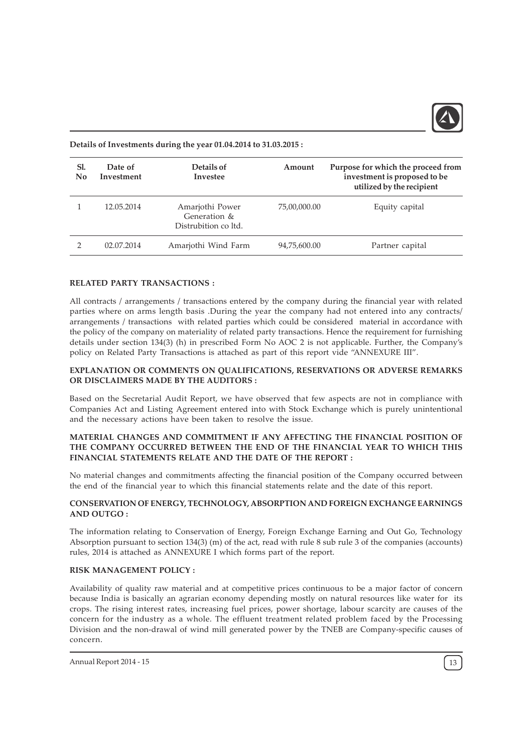**Details of Investments during the year 01.04.2014 to 31.03.2015 :**

| Sl. No | Date of Investment | Details of Investee | Amount | Purpose for which the proceed from investment is proposed to be utilized by the recipient |
|---|---|---|---|---|
| 1 | 12.05.2014 | Amarjothi Power Generation & Distrubition co ltd. | 75,00,000.00 | Equity capital |
| 2 | 02.07.2014 | Amarjothi Wind Farm | 94,75,600.00 | Partner capital |

**RELATED PARTY TRANSACTIONS :**

All contracts / arrangements / transactions entered by the company during the financial year with related parties where on arms length basis .During the year the company had not entered into any contracts/ arrangements / transactions with related parties which could be considered material in accordance with the policy of the company on materiality of related party transactions. Hence the requirement for furnishing details under section 134(3) (h) in prescribed Form No AOC 2 is not applicable. Further, the Company's policy on Related Party Transactions is attached as part of this report vide "ANNEXURE III".

**EXPLANATION OR COMMENTS ON QUALIFICATIONS, RESERVATIONS OR ADVERSE REMARKS OR DISCLAIMERS MADE BY THE AUDITORS :**

Based on the Secretarial Audit Report, we have observed that few aspects are not in compliance with Companies Act and Listing Agreement entered into with Stock Exchange which is purely unintentional and the necessary actions have been taken to resolve the issue.

**MATERIAL CHANGES AND COMMITMENT IF ANY AFFECTING THE FINANCIAL POSITION OF THE COMPANY OCCURRED BETWEEN THE END OF THE FINANCIAL YEAR TO WHICH THIS FINANCIAL STATEMENTS RELATE AND THE DATE OF THE REPORT :**

No material changes and commitments affecting the financial position of the Company occurred between the end of the financial year to which this financial statements relate and the date of this report.

**CONSERVATION OF ENERGY, TECHNOLOGY, ABSORPTION AND FOREIGN EXCHANGE EARNINGS AND OUTGO :**

The information relating to Conservation of Energy, Foreign Exchange Earning and Out Go, Technology Absorption pursuant to section 134(3) (m) of the act, read with rule 8 sub rule 3 of the companies (accounts) rules, 2014 is attached as ANNEXURE I which forms part of the report.

**RISK MANAGEMENT POLICY :**

Availability of quality raw material and at competitive prices continuous to be a major factor of concern because India is basically an agrarian economy depending mostly on natural resources like water for its crops. The rising interest rates, increasing fuel prices, power shortage, labour scarcity are causes of the concern for the industry as a whole. The effluent treatment related problem faced by the Processing Division and the non-drawal of wind mill generated power by the TNEB are Company-specific causes of concern.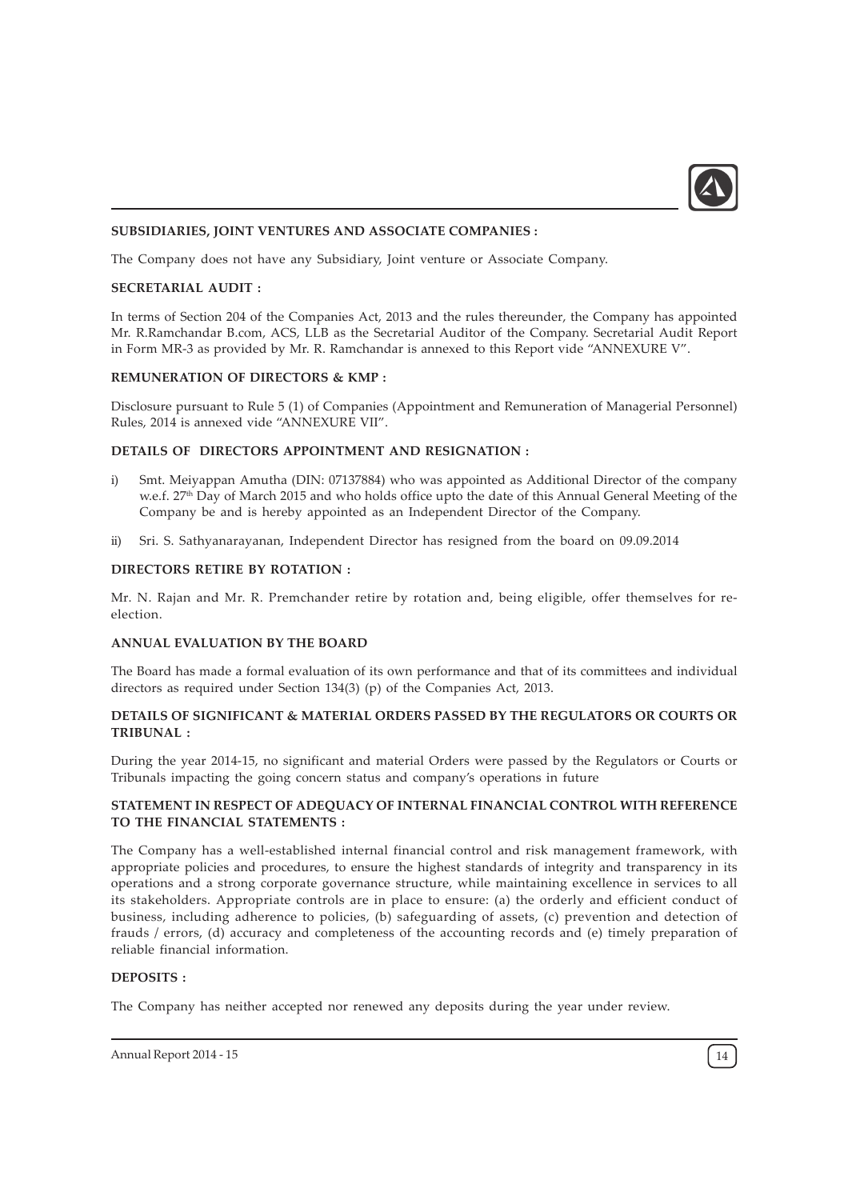**SUBSIDIARIES, JOINT VENTURES AND ASSOCIATE COMPANIES :**

The Company does not have any Subsidiary, Joint venture or Associate Company.

**SECRETARIAL AUDIT :**

In terms of Section 204 of the Companies Act, 2013 and the rules thereunder, the Company has appointed Mr. R.Ramchandar B.com, ACS, LLB as the Secretarial Auditor of the Company. Secretarial Audit Report in Form MR-3 as provided by Mr. R. Ramchandar is annexed to this Report vide "ANNEXURE V".

**REMUNERATION OF DIRECTORS & KMP :**

Disclosure pursuant to Rule 5 (1) of Companies (Appointment and Remuneration of Managerial Personnel) Rules, 2014 is annexed vide "ANNEXURE VII".

**DETAILS OF DIRECTORS APPOINTMENT AND RESIGNATION :**

i) Smt. Meiyappan Amutha (DIN: 07137884) who was appointed as Additional Director of the company w.e.f. 27th Day of March 2015 and who holds office upto the date of this Annual General Meeting of the Company be and is hereby appointed as an Independent Director of the Company.

ii) Sri. S. Sathyanarayanan, Independent Director has resigned from the board on 09.09.2014

**DIRECTORS RETIRE BY ROTATION :**

Mr. N. Rajan and Mr. R. Premchander retire by rotation and, being eligible, offer themselves for re-election.

**ANNUAL EVALUATION BY THE BOARD**

The Board has made a formal evaluation of its own performance and that of its committees and individual directors as required under Section 134(3) (p) of the Companies Act, 2013.

**DETAILS OF SIGNIFICANT & MATERIAL ORDERS PASSED BY THE REGULATORS OR COURTS OR TRIBUNAL :**

During the year 2014-15, no significant and material Orders were passed by the Regulators or Courts or Tribunals impacting the going concern status and company's operations in future

**STATEMENT IN RESPECT OF ADEQUACY OF INTERNAL FINANCIAL CONTROL WITH REFERENCE TO THE FINANCIAL STATEMENTS :**

The Company has a well-established internal financial control and risk management framework, with appropriate policies and procedures, to ensure the highest standards of integrity and transparency in its operations and a strong corporate governance structure, while maintaining excellence in services to all its stakeholders. Appropriate controls are in place to ensure: (a) the orderly and efficient conduct of business, including adherence to policies, (b) safeguarding of assets, (c) prevention and detection of frauds / errors, (d) accuracy and completeness of the accounting records and (e) timely preparation of reliable financial information.

**DEPOSITS :**

The Company has neither accepted nor renewed any deposits during the year under review.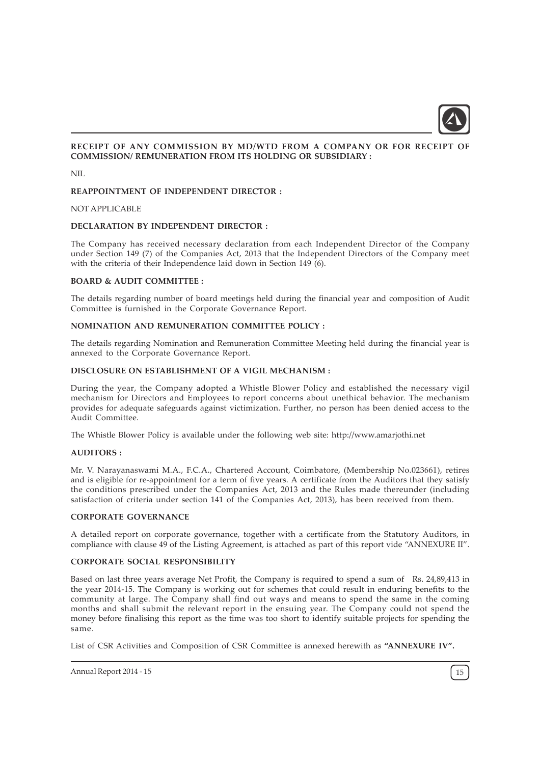**RECEIPT OF ANY COMMISSION BY MD/WTD FROM A COMPANY OR FOR RECEIPT OF COMMISSION/ REMUNERATION FROM ITS HOLDING OR SUBSIDIARY :**

NIL

**REAPPOINTMENT OF INDEPENDENT DIRECTOR :**

NOT APPLICABLE

**DECLARATION BY INDEPENDENT DIRECTOR :**

The Company has received necessary declaration from each Independent Director of the Company under Section 149 (7) of the Companies Act, 2013 that the Independent Directors of the Company meet with the criteria of their Independence laid down in Section 149 (6).

**BOARD & AUDIT COMMITTEE :**

The details regarding number of board meetings held during the financial year and composition of Audit Committee is furnished in the Corporate Governance Report.

**NOMINATION AND REMUNERATION COMMITTEE POLICY :**

The details regarding Nomination and Remuneration Committee Meeting held during the financial year is annexed to the Corporate Governance Report.

**DISCLOSURE ON ESTABLISHMENT OF A VIGIL MECHANISM :**

During the year, the Company adopted a Whistle Blower Policy and established the necessary vigil mechanism for Directors and Employees to report concerns about unethical behavior. The mechanism provides for adequate safeguards against victimization. Further, no person has been denied access to the Audit Committee.

The Whistle Blower Policy is available under the following web site: http://www.amarjothi.net

**AUDITORS :**

Mr. V. Narayanaswami M.A., F.C.A., Chartered Account, Coimbatore, (Membership No.023661), retires and is eligible for re-appointment for a term of five years. A certificate from the Auditors that they satisfy the conditions prescribed under the Companies Act, 2013 and the Rules made thereunder (including satisfaction of criteria under section 141 of the Companies Act, 2013), has been received from them.

**CORPORATE GOVERNANCE**

A detailed report on corporate governance, together with a certificate from the Statutory Auditors, in compliance with clause 49 of the Listing Agreement, is attached as part of this report vide "ANNEXURE II".

**CORPORATE SOCIAL RESPONSIBILITY**

Based on last three years average Net Profit, the Company is required to spend a sum of Rs. 24,89,413 in the year 2014-15. The Company is working out for schemes that could result in enduring benefits to the community at large. The Company shall find out ways and means to spend the same in the coming months and shall submit the relevant report in the ensuing year. The Company could not spend the money before finalising this report as the time was too short to identify suitable projects for spending the same.

List of CSR Activities and Composition of CSR Committee is annexed herewith as **"ANNEXURE IV".**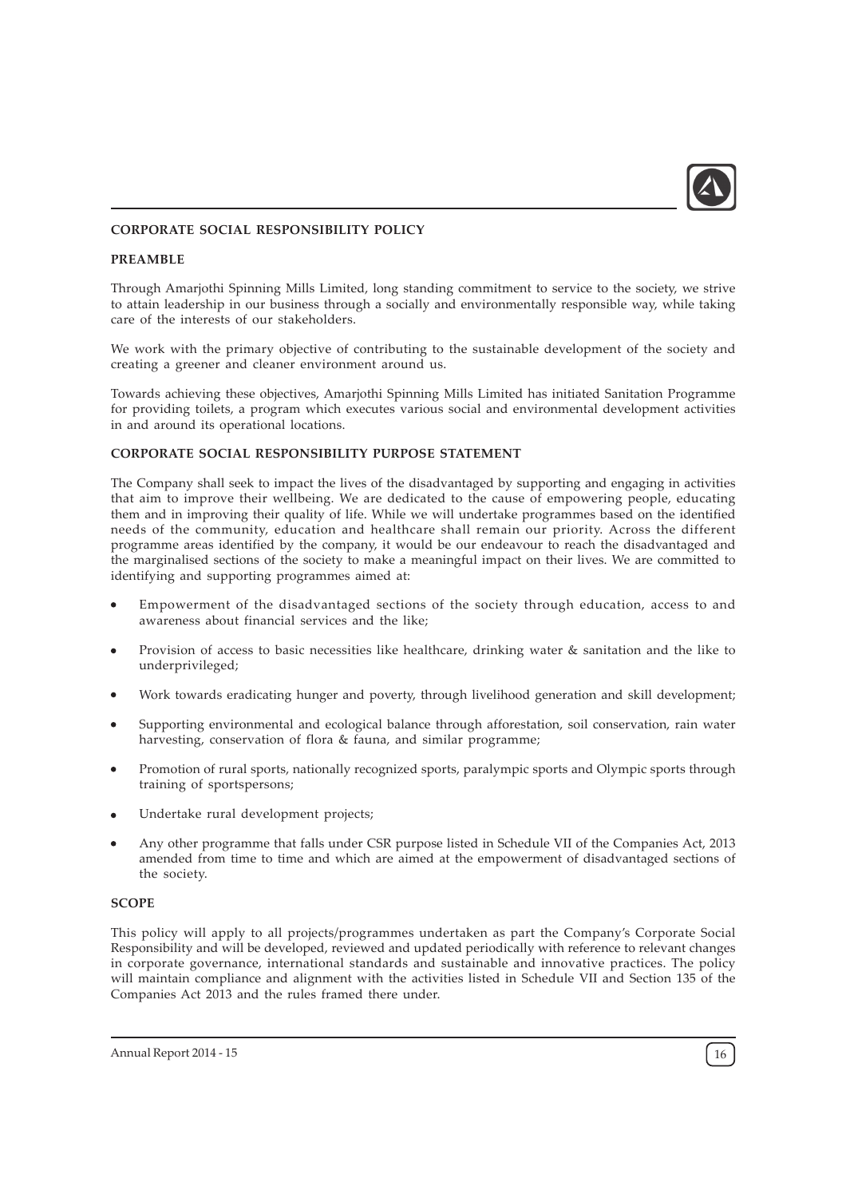## CORPORATE SOCIAL RESPONSIBILITY POLICY

### PREAMBLE

Through Amarjothi Spinning Mills Limited, long standing commitment to service to the society, we strive to attain leadership in our business through a socially and environmentally responsible way, while taking care of the interests of our stakeholders.

We work with the primary objective of contributing to the sustainable development of the society and creating a greener and cleaner environment around us.

Towards achieving these objectives, Amarjothi Spinning Mills Limited has initiated Sanitation Programme for providing toilets, a program which executes various social and environmental development activities in and around its operational locations.

### CORPORATE SOCIAL RESPONSIBILITY PURPOSE STATEMENT

The Company shall seek to impact the lives of the disadvantaged by supporting and engaging in activities that aim to improve their wellbeing. We are dedicated to the cause of empowering people, educating them and in improving their quality of life. While we will undertake programmes based on the identified needs of the community, education and healthcare shall remain our priority. Across the different programme areas identified by the company, it would be our endeavour to reach the disadvantaged and the marginalised sections of the society to make a meaningful impact on their lives. We are committed to identifying and supporting programmes aimed at:

- Empowerment of the disadvantaged sections of the society through education, access to and awareness about financial services and the like;
- Provision of access to basic necessities like healthcare, drinking water & sanitation and the like to underprivileged;
- Work towards eradicating hunger and poverty, through livelihood generation and skill development;
- Supporting environmental and ecological balance through afforestation, soil conservation, rain water harvesting, conservation of flora & fauna, and similar programme;
- Promotion of rural sports, nationally recognized sports, paralympic sports and Olympic sports through training of sportspersons;
- Undertake rural development projects;
- Any other programme that falls under CSR purpose listed in Schedule VII of the Companies Act, 2013 amended from time to time and which are aimed at the empowerment of disadvantaged sections of the society.

### SCOPE

This policy will apply to all projects/programmes undertaken as part the Company's Corporate Social Responsibility and will be developed, reviewed and updated periodically with reference to relevant changes in corporate governance, international standards and sustainable and innovative practices. The policy will maintain compliance and alignment with the activities listed in Schedule VII and Section 135 of the Companies Act 2013 and the rules framed there under.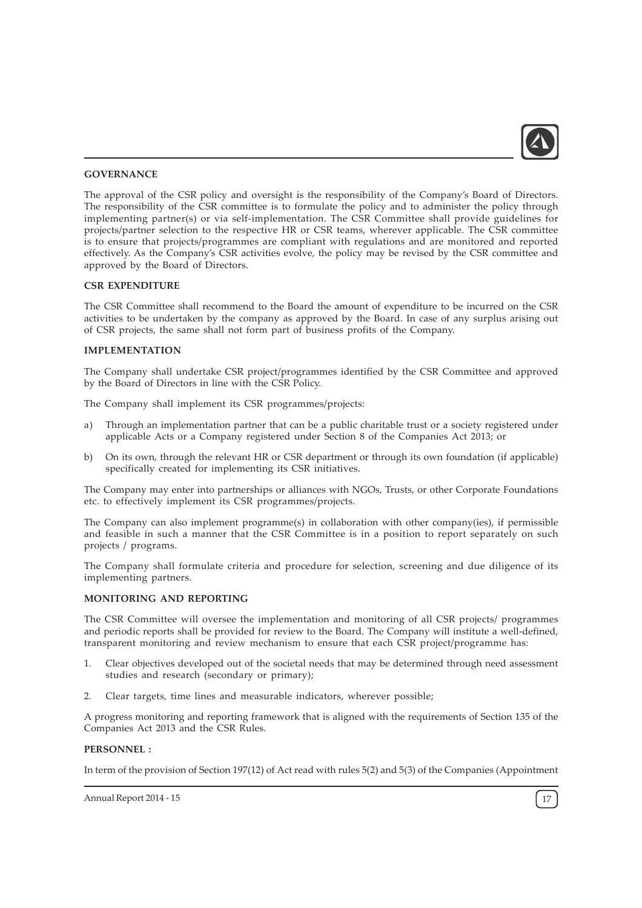## GOVERNANCE

The approval of the CSR policy and oversight is the responsibility of the Company's Board of Directors. The responsibility of the CSR committee is to formulate the policy and to administer the policy through implementing partner(s) or via self-implementation. The CSR Committee shall provide guidelines for projects/partner selection to the respective HR or CSR teams, wherever applicable. The CSR committee is to ensure that projects/programmes are compliant with regulations and are monitored and reported effectively. As the Company's CSR activities evolve, the policy may be revised by the CSR committee and approved by the Board of Directors.

## CSR EXPENDITURE

The CSR Committee shall recommend to the Board the amount of expenditure to be incurred on the CSR activities to be undertaken by the company as approved by the Board. In case of any surplus arising out of CSR projects, the same shall not form part of business profits of the Company.

## IMPLEMENTATION

The Company shall undertake CSR project/programmes identified by the CSR Committee and approved by the Board of Directors in line with the CSR Policy.

The Company shall implement its CSR programmes/projects:

a) Through an implementation partner that can be a public charitable trust or a society registered under applicable Acts or a Company registered under Section 8 of the Companies Act 2013; or

b) On its own, through the relevant HR or CSR department or through its own foundation (if applicable) specifically created for implementing its CSR initiatives.

The Company may enter into partnerships or alliances with NGOs, Trusts, or other Corporate Foundations etc. to effectively implement its CSR programmes/projects.

The Company can also implement programme(s) in collaboration with other company(ies), if permissible and feasible in such a manner that the CSR Committee is in a position to report separately on such projects / programs.

The Company shall formulate criteria and procedure for selection, screening and due diligence of its implementing partners.

## MONITORING AND REPORTING

The CSR Committee will oversee the implementation and monitoring of all CSR projects/ programmes and periodic reports shall be provided for review to the Board. The Company will institute a well-defined, transparent monitoring and review mechanism to ensure that each CSR project/programme has:

1. Clear objectives developed out of the societal needs that may be determined through need assessment studies and research (secondary or primary);

2. Clear targets, time lines and measurable indicators, wherever possible;

A progress monitoring and reporting framework that is aligned with the requirements of Section 135 of the Companies Act 2013 and the CSR Rules.

## PERSONNEL :

In term of the provision of Section 197(12) of Act read with rules 5(2) and 5(3) of the Companies (Appointment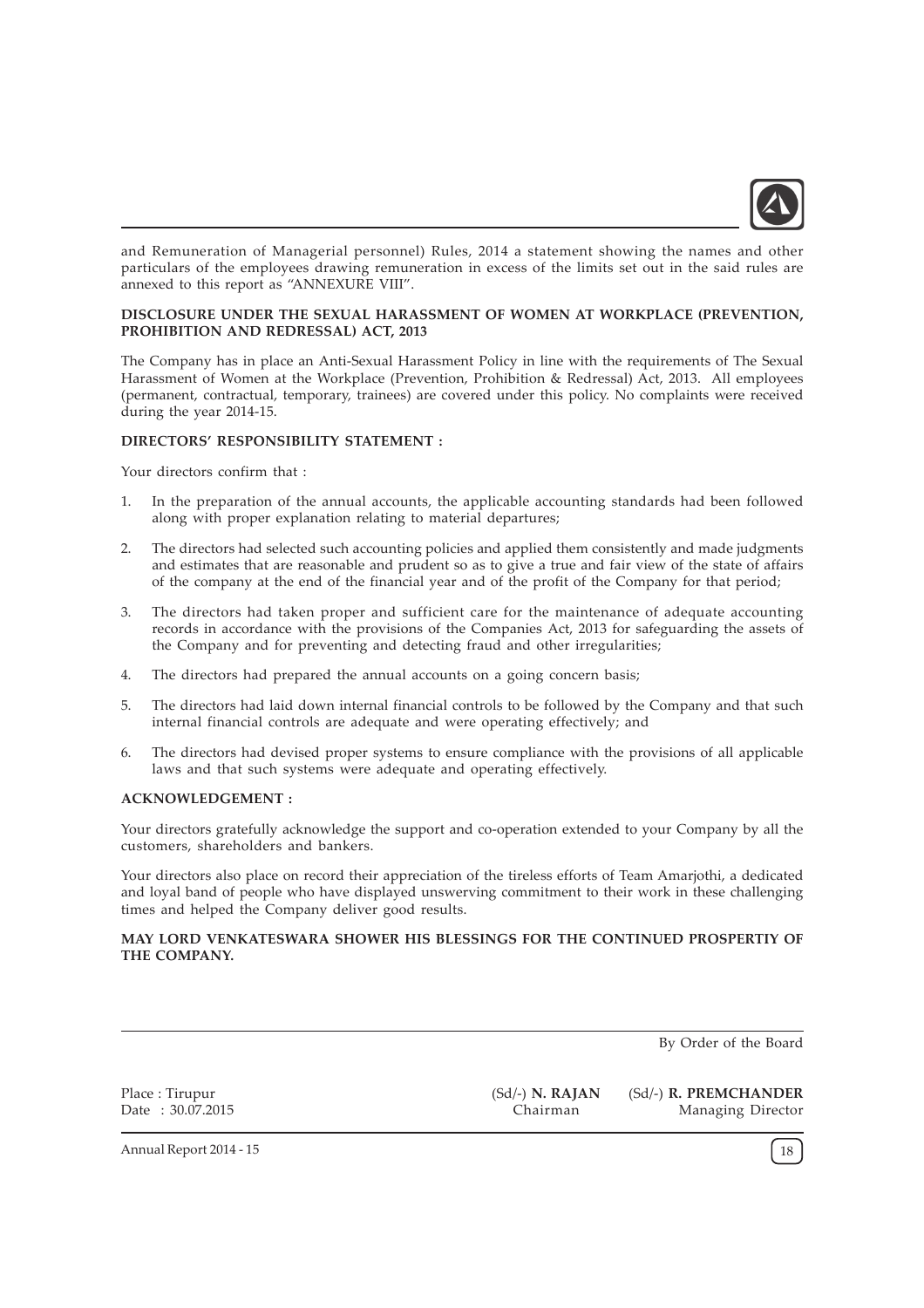and Remuneration of Managerial personnel) Rules, 2014 a statement showing the names and other particulars of the employees drawing remuneration in excess of the limits set out in the said rules are annexed to this report as "ANNEXURE VIII".

**DISCLOSURE UNDER THE SEXUAL HARASSMENT OF WOMEN AT WORKPLACE (PREVENTION, PROHIBITION AND REDRESSAL) ACT, 2013**

The Company has in place an Anti-Sexual Harassment Policy in line with the requirements of The Sexual Harassment of Women at the Workplace (Prevention, Prohibition & Redressal) Act, 2013. All employees (permanent, contractual, temporary, trainees) are covered under this policy. No complaints were received during the year 2014-15.

**DIRECTORS' RESPONSIBILITY STATEMENT :**

Your directors confirm that :

1. In the preparation of the annual accounts, the applicable accounting standards had been followed along with proper explanation relating to material departures;
2. The directors had selected such accounting policies and applied them consistently and made judgments and estimates that are reasonable and prudent so as to give a true and fair view of the state of affairs of the company at the end of the financial year and of the profit of the Company for that period;
3. The directors had taken proper and sufficient care for the maintenance of adequate accounting records in accordance with the provisions of the Companies Act, 2013 for safeguarding the assets of the Company and for preventing and detecting fraud and other irregularities;
4. The directors had prepared the annual accounts on a going concern basis;
5. The directors had laid down internal financial controls to be followed by the Company and that such internal financial controls are adequate and were operating effectively; and
6. The directors had devised proper systems to ensure compliance with the provisions of all applicable laws and that such systems were adequate and operating effectively.

**ACKNOWLEDGEMENT :**

Your directors gratefully acknowledge the support and co-operation extended to your Company by all the customers, shareholders and bankers.

Your directors also place on record their appreciation of the tireless efforts of Team Amarjothi, a dedicated and loyal band of people who have displayed unswerving commitment to their work in these challenging times and helped the Company deliver good results.

**MAY LORD VENKATESWARA SHOWER HIS BLESSINGS FOR THE CONTINUED PROSPERTIY OF THE COMPANY.**

By Order of the Board

Place : Tirupur
Date : 30.07.2015

(Sd/-) **N. RAJAN**
Chairman

(Sd/-) **R. PREMCHANDER**
Managing Director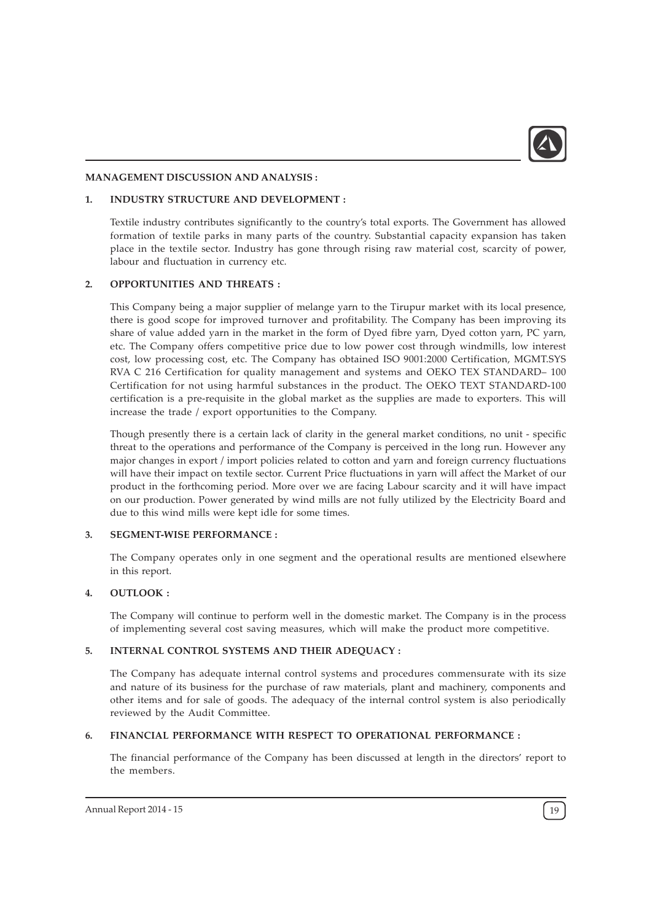## MANAGEMENT DISCUSSION AND ANALYSIS :

### 1. INDUSTRY STRUCTURE AND DEVELOPMENT :

Textile industry contributes significantly to the country's total exports. The Government has allowed formation of textile parks in many parts of the country. Substantial capacity expansion has taken place in the textile sector. Industry has gone through rising raw material cost, scarcity of power, labour and fluctuation in currency etc.

### 2. OPPORTUNITIES AND THREATS :

This Company being a major supplier of melange yarn to the Tirupur market with its local presence, there is good scope for improved turnover and profitability. The Company has been improving its share of value added yarn in the market in the form of Dyed fibre yarn, Dyed cotton yarn, PC yarn, etc. The Company offers competitive price due to low power cost through windmills, low interest cost, low processing cost, etc. The Company has obtained ISO 9001:2000 Certification, MGMT.SYS RVA C 216 Certification for quality management and systems and OEKO TEX STANDARD– 100 Certification for not using harmful substances in the product. The OEKO TEXT STANDARD-100 certification is a pre-requisite in the global market as the supplies are made to exporters. This will increase the trade / export opportunities to the Company.

Though presently there is a certain lack of clarity in the general market conditions, no unit - specific threat to the operations and performance of the Company is perceived in the long run. However any major changes in export / import policies related to cotton and yarn and foreign currency fluctuations will have their impact on textile sector. Current Price fluctuations in yarn will affect the Market of our product in the forthcoming period. More over we are facing Labour scarcity and it will have impact on our production. Power generated by wind mills are not fully utilized by the Electricity Board and due to this wind mills were kept idle for some times.

### 3. SEGMENT-WISE PERFORMANCE :

The Company operates only in one segment and the operational results are mentioned elsewhere in this report.

### 4. OUTLOOK :

The Company will continue to perform well in the domestic market. The Company is in the process of implementing several cost saving measures, which will make the product more competitive.

### 5. INTERNAL CONTROL SYSTEMS AND THEIR ADEQUACY :

The Company has adequate internal control systems and procedures commensurate with its size and nature of its business for the purchase of raw materials, plant and machinery, components and other items and for sale of goods. The adequacy of the internal control system is also periodically reviewed by the Audit Committee.

### 6. FINANCIAL PERFORMANCE WITH RESPECT TO OPERATIONAL PERFORMANCE :

The financial performance of the Company has been discussed at length in the directors' report to the members.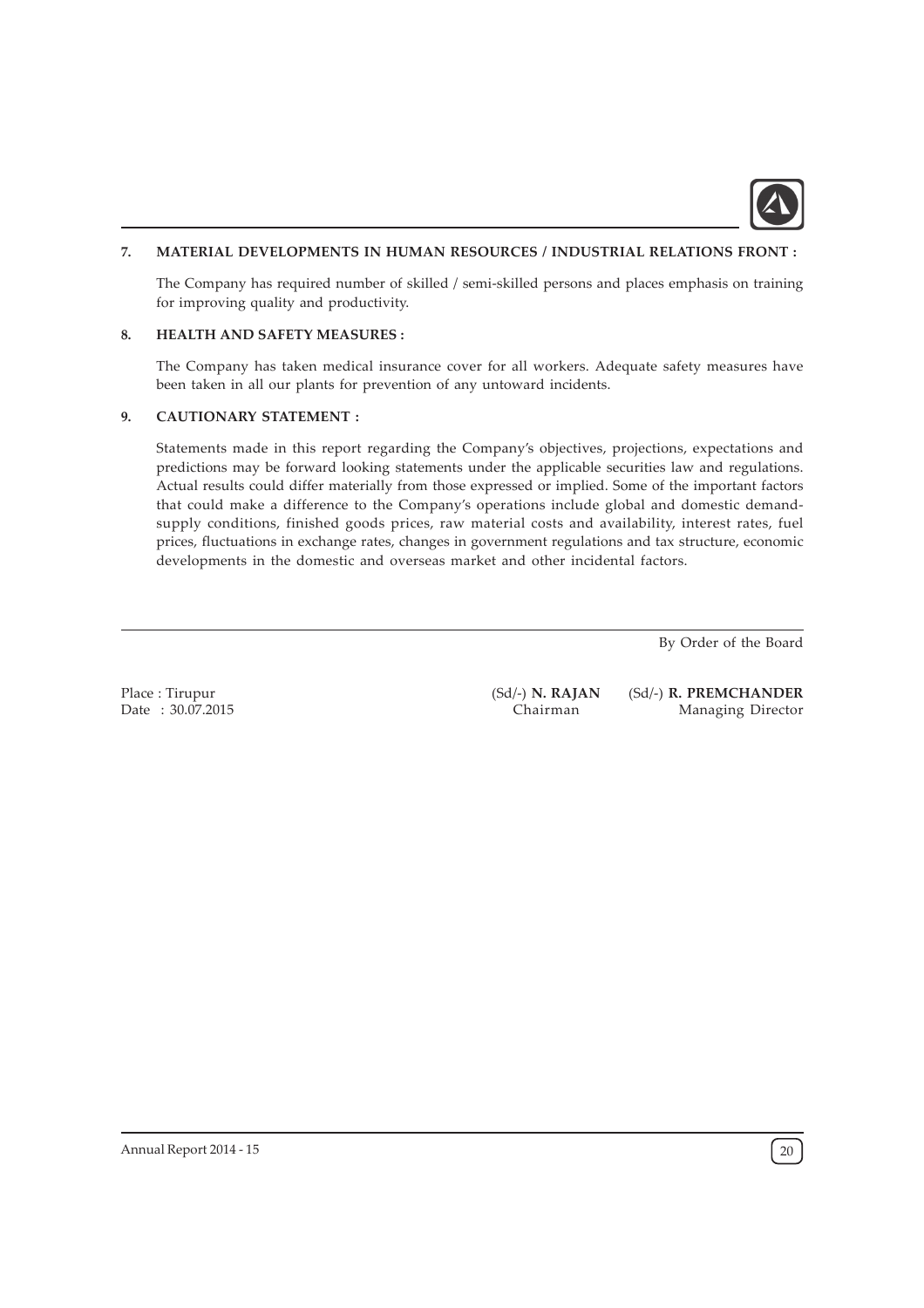### 7. MATERIAL DEVELOPMENTS IN HUMAN RESOURCES / INDUSTRIAL RELATIONS FRONT :

The Company has required number of skilled / semi-skilled persons and places emphasis on training for improving quality and productivity.

### 8. HEALTH AND SAFETY MEASURES :

The Company has taken medical insurance cover for all workers. Adequate safety measures have been taken in all our plants for prevention of any untoward incidents.

### 9. CAUTIONARY STATEMENT :

Statements made in this report regarding the Company's objectives, projections, expectations and predictions may be forward looking statements under the applicable securities law and regulations. Actual results could differ materially from those expressed or implied. Some of the important factors that could make a difference to the Company's operations include global and domestic demand-supply conditions, finished goods prices, raw material costs and availability, interest rates, fuel prices, fluctuations in exchange rates, changes in government regulations and tax structure, economic developments in the domestic and overseas market and other incidental factors.

By Order of the Board

Place : Tirupur
Date : 30.07.2015

(Sd/-) **N. RAJAN**
Chairman

(Sd/-) **R. PREMCHANDER**
Managing Director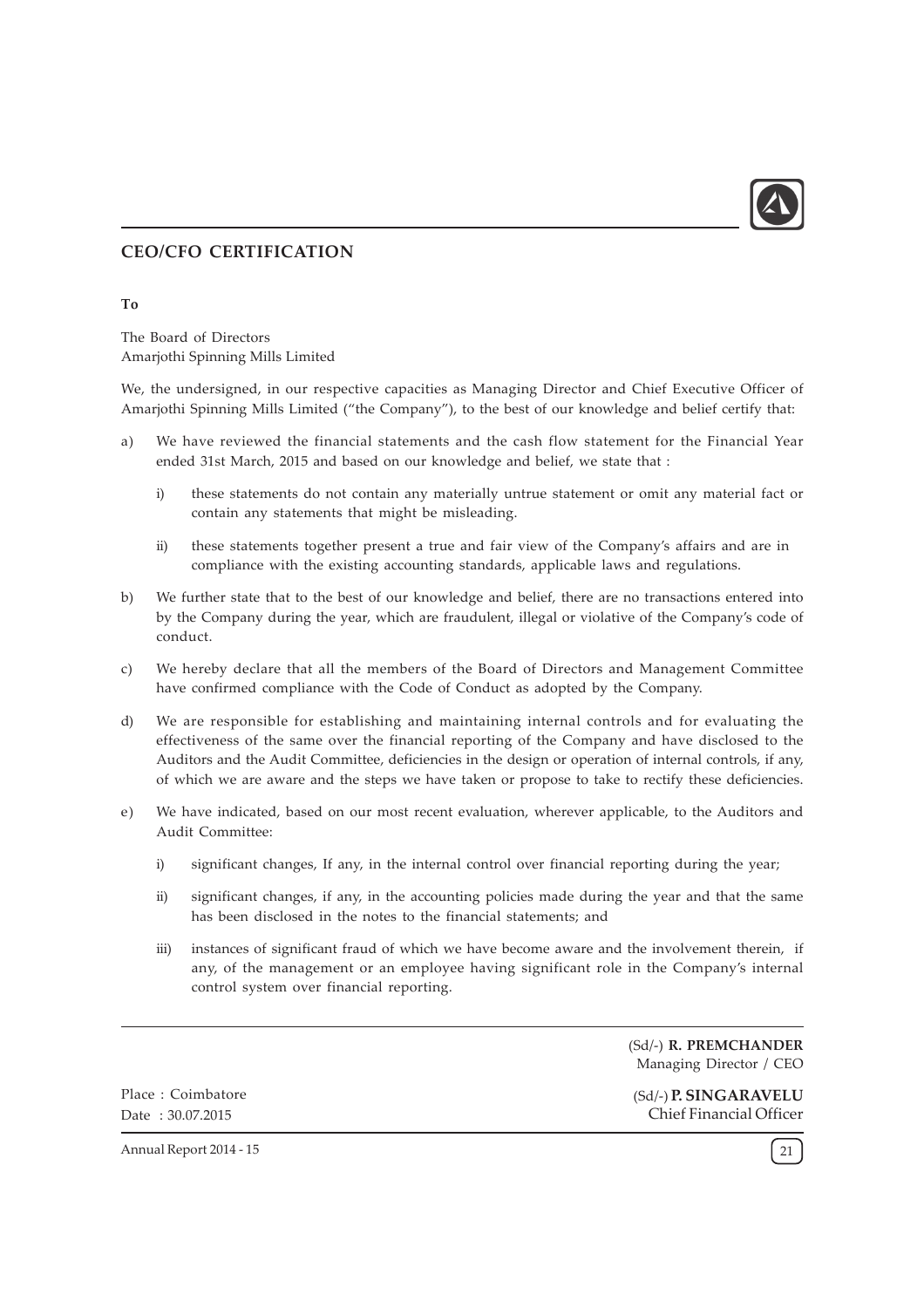## CEO/CFO CERTIFICATION

**To**

The Board of Directors
Amarjothi Spinning Mills Limited

We, the undersigned, in our respective capacities as Managing Director and Chief Executive Officer of Amarjothi Spinning Mills Limited ("the Company"), to the best of our knowledge and belief certify that:

a) We have reviewed the financial statements and the cash flow statement for the Financial Year ended 31st March, 2015 and based on our knowledge and belief, we state that :

   i) these statements do not contain any materially untrue statement or omit any material fact or contain any statements that might be misleading.

   ii) these statements together present a true and fair view of the Company's affairs and are in compliance with the existing accounting standards, applicable laws and regulations.

b) We further state that to the best of our knowledge and belief, there are no transactions entered into by the Company during the year, which are fraudulent, illegal or violative of the Company's code of conduct.

c) We hereby declare that all the members of the Board of Directors and Management Committee have confirmed compliance with the Code of Conduct as adopted by the Company.

d) We are responsible for establishing and maintaining internal controls and for evaluating the effectiveness of the same over the financial reporting of the Company and have disclosed to the Auditors and the Audit Committee, deficiencies in the design or operation of internal controls, if any, of which we are aware and the steps we have taken or propose to take to rectify these deficiencies.

e) We have indicated, based on our most recent evaluation, wherever applicable, to the Auditors and Audit Committee:

   i) significant changes, If any, in the internal control over financial reporting during the year;

   ii) significant changes, if any, in the accounting policies made during the year and that the same has been disclosed in the notes to the financial statements; and

   iii) instances of significant fraud of which we have become aware and the involvement therein, if any, of the management or an employee having significant role in the Company's internal control system over financial reporting.

(Sd/-) **R. PREMCHANDER**
Managing Director / CEO

Place : Coimbatore
Date : 30.07.2015

(Sd/-) **P. SINGARAVELU**
Chief Financial Officer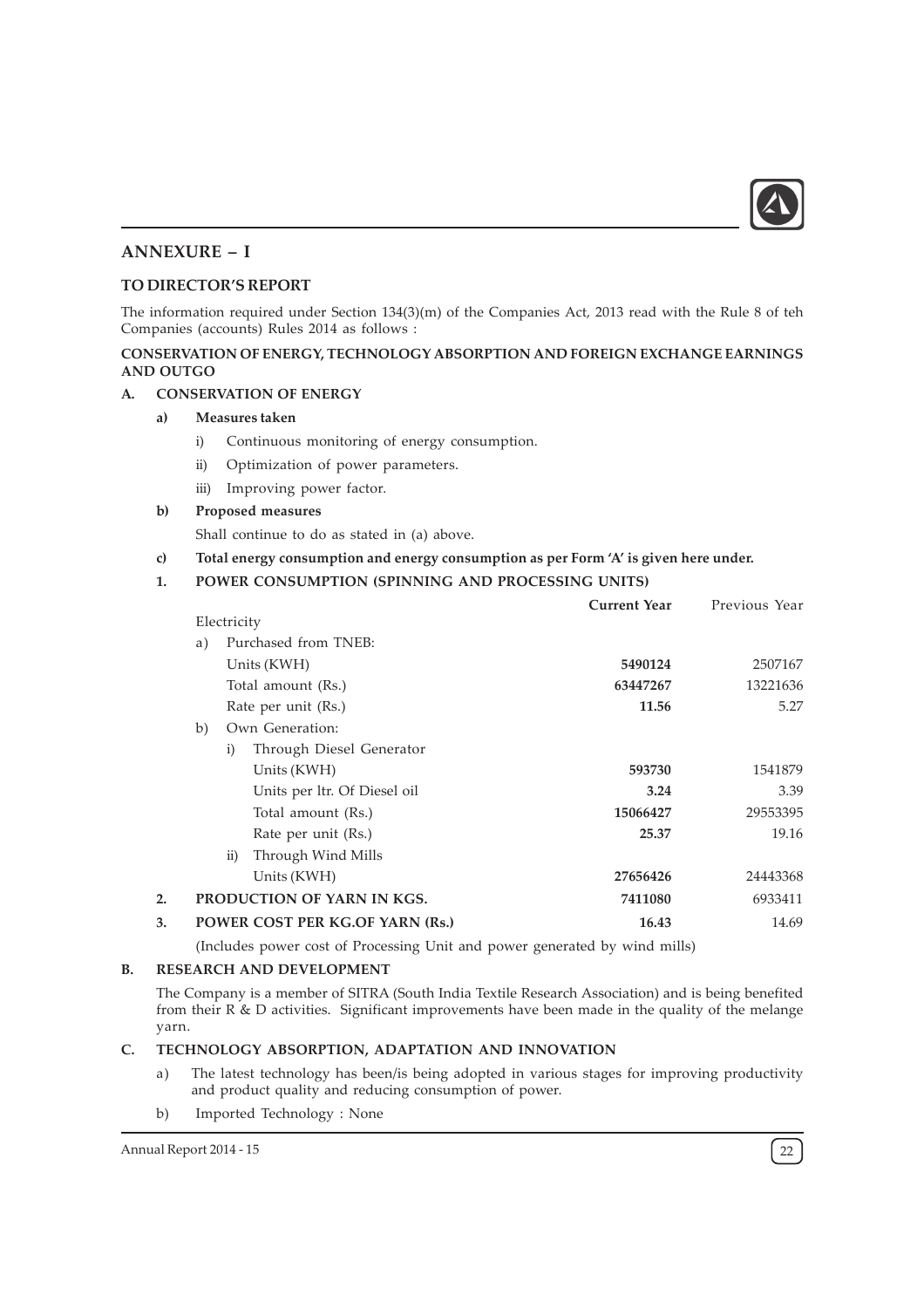## ANNEXURE – I

### TO DIRECTOR'S REPORT

The information required under Section 134(3)(m) of the Companies Act, 2013 read with the Rule 8 of teh Companies (accounts) Rules 2014 as follows :

**CONSERVATION OF ENERGY, TECHNOLOGY ABSORPTION AND FOREIGN EXCHANGE EARNINGS AND OUTGO**

**A. CONSERVATION OF ENERGY**

**a) Measures taken**

i) Continuous monitoring of energy consumption.

ii) Optimization of power parameters.

iii) Improving power factor.

**b) Proposed measures**

Shall continue to do as stated in (a) above.

**c) Total energy consumption and energy consumption as per Form 'A' is given here under.**

**1. POWER CONSUMPTION (SPINNING AND PROCESSING UNITS)**

| | **Current Year** | Previous Year |
|---|---|---|
| Electricity | | |
| a) Purchased from TNEB: | | |
| Units (KWH) | **5490124** | 2507167 |
| Total amount (Rs.) | **63447267** | 13221636 |
| Rate per unit (Rs.) | **11.56** | 5.27 |
| b) Own Generation: | | |
| i) Through Diesel Generator | | |
| Units (KWH) | **593730** | 1541879 |
| Units per ltr. Of Diesel oil | **3.24** | 3.39 |
| Total amount (Rs.) | **15066427** | 29553395 |
| Rate per unit (Rs.) | **25.37** | 19.16 |
| ii) Through Wind Mills | | |
| Units (KWH) | **27656426** | 24443368 |
| **2. PRODUCTION OF YARN IN KGS.** | **7411080** | 6933411 |
| **3. POWER COST PER KG.OF YARN (Rs.)** | **16.43** | 14.69 |

(Includes power cost of Processing Unit and power generated by wind mills)

**B. RESEARCH AND DEVELOPMENT**

The Company is a member of SITRA (South India Textile Research Association) and is being benefited from their R & D activities. Significant improvements have been made in the quality of the melange yarn.

**C. TECHNOLOGY ABSORPTION, ADAPTATION AND INNOVATION**

a) The latest technology has been/is being adopted in various stages for improving productivity and product quality and reducing consumption of power.

b) Imported Technology : None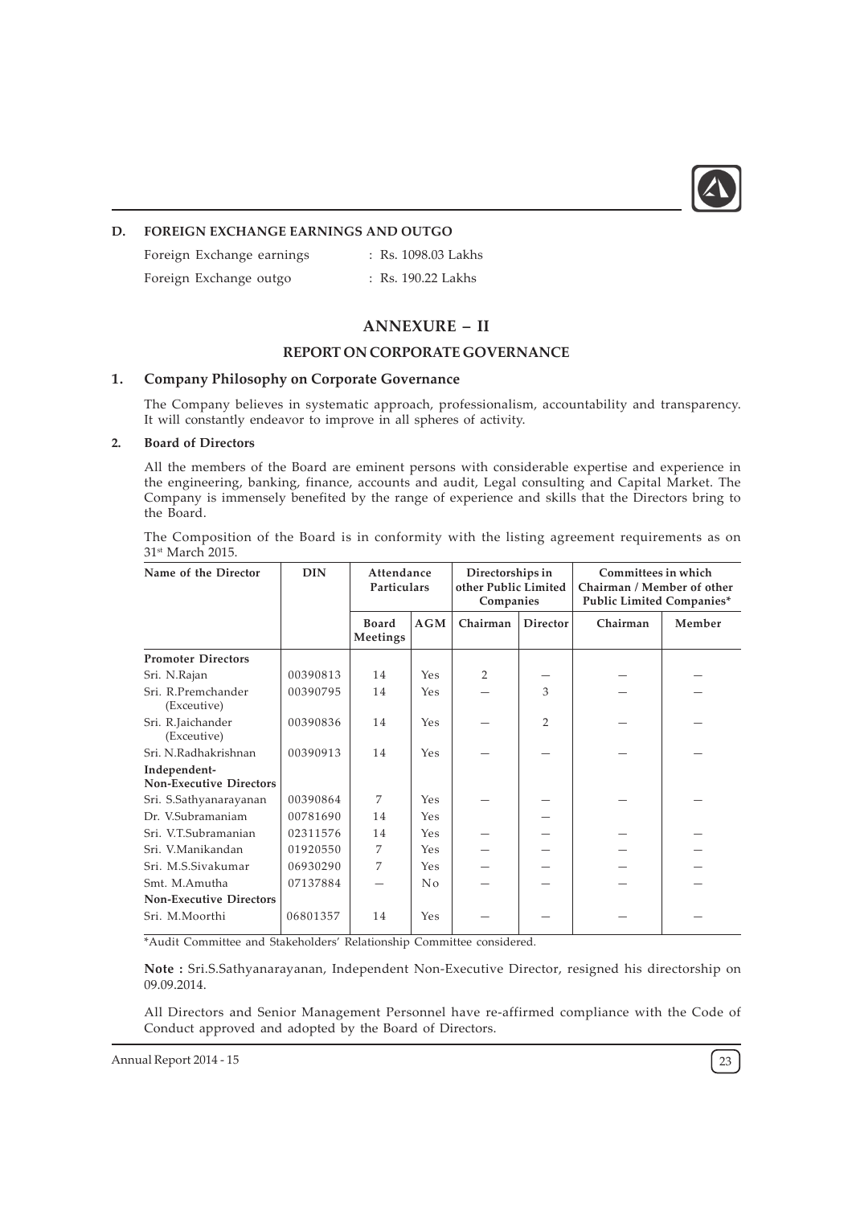**D. FOREIGN EXCHANGE EARNINGS AND OUTGO**

Foreign Exchange earnings : Rs. 1098.03 Lakhs

Foreign Exchange outgo : Rs. 190.22 Lakhs

# ANNEXURE – II

## REPORT ON CORPORATE GOVERNANCE

### 1. Company Philosophy on Corporate Governance

The Company believes in systematic approach, professionalism, accountability and transparency. It will constantly endeavor to improve in all spheres of activity.

### 2. Board of Directors

All the members of the Board are eminent persons with considerable expertise and experience in the engineering, banking, finance, accounts and audit, Legal consulting and Capital Market. The Company is immensely benefited by the range of experience and skills that the Directors bring to the Board.

The Composition of the Board is in conformity with the listing agreement requirements as on 31st March 2015.

| Name of the Director | DIN | Attendance Particulars | | Directorships in other Public Limited Companies | | Committees in which Chairman / Member of other Public Limited Companies* | |
|---|---|---|---|---|---|---|---|
| | | Board Meetings | AGM | Chairman | Director | Chairman | Member |
| **Promoter Directors** | | | | | | | |
| Sri. N.Rajan | 00390813 | 14 | Yes | 2 | – | – | – |
| Sri. R.Premchander (Exceutive) | 00390795 | 14 | Yes | – | 3 | – | – |
| Sri. R.Jaichander (Exceutive) | 00390836 | 14 | Yes | – | 2 | – | – |
| Sri. N.Radhakrishnan | 00390913 | 14 | Yes | – | – | – | – |
| **Independent-Non-Executive Directors** | | | | | | | |
| Sri. S.Sathyanarayanan | 00390864 | 7 | Yes | – | – | – | – |
| Dr. V.Subramaniam | 00781690 | 14 | Yes | | – | | |
| Sri. V.T.Subramanian | 02311576 | 14 | Yes | – | – | – | – |
| Sri. V.Manikandan | 01920550 | 7 | Yes | – | – | – | – |
| Sri. M.S.Sivakumar | 06930290 | 7 | Yes | – | – | – | – |
| Smt. M.Amutha | 07137884 | – | No | – | – | – | – |
| **Non-Executive Directors** | | | | | | | |
| Sri. M.Moorthi | 06801357 | 14 | Yes | – | – | – | – |

*Audit Committee and Stakeholders' Relationship Committee considered.

**Note :** Sri.S.Sathyanarayanan, Independent Non-Executive Director, resigned his directorship on 09.09.2014.

All Directors and Senior Management Personnel have re-affirmed compliance with the Code of Conduct approved and adopted by the Board of Directors.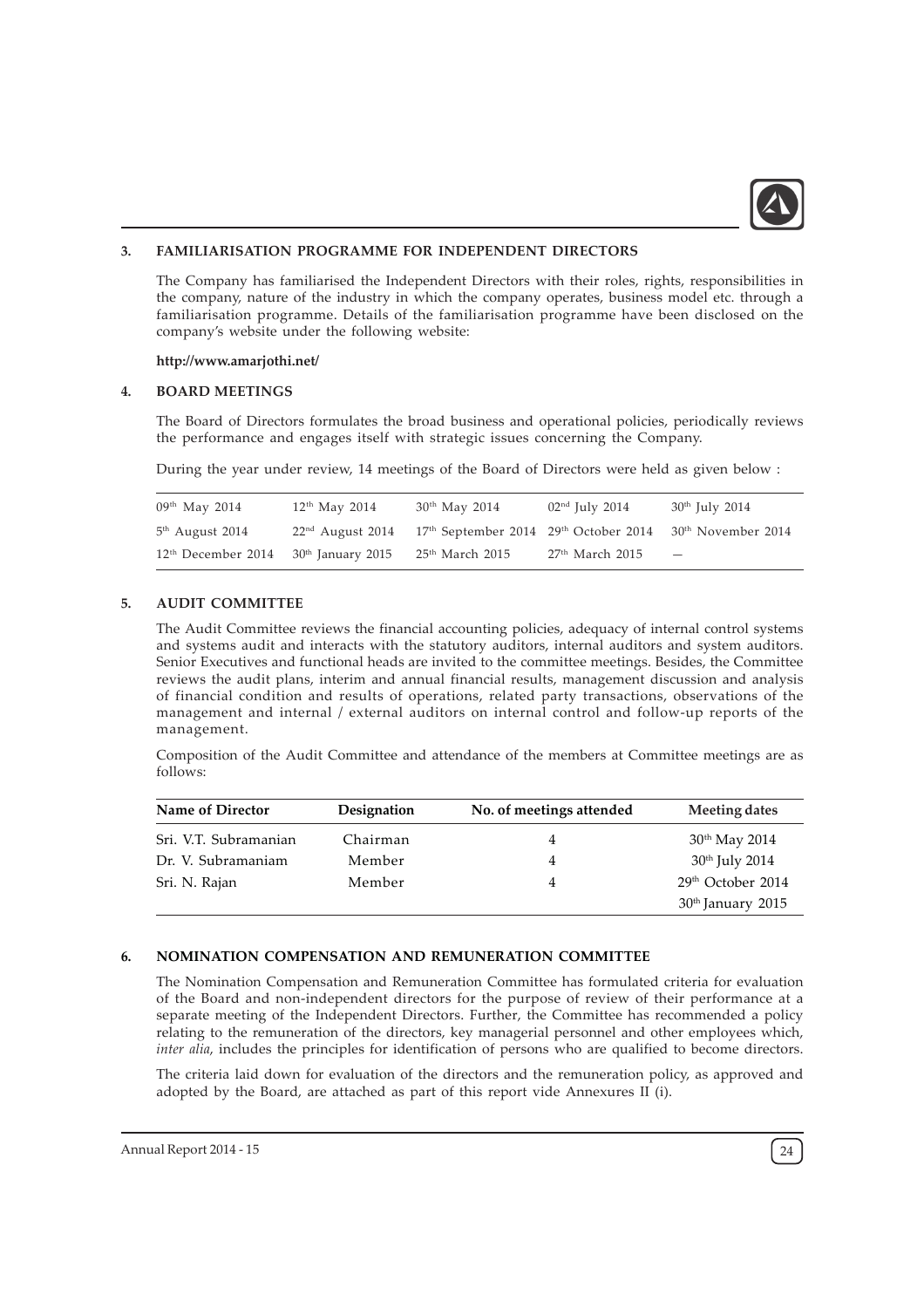### 3. FAMILIARISATION PROGRAMME FOR INDEPENDENT DIRECTORS

The Company has familiarised the Independent Directors with their roles, rights, responsibilities in the company, nature of the industry in which the company operates, business model etc. through a familiarisation programme. Details of the familiarisation programme have been disclosed on the company's website under the following website:

**http://www.amarjothi.net/**

### 4. BOARD MEETINGS

The Board of Directors formulates the broad business and operational policies, periodically reviews the performance and engages itself with strategic issues concerning the Company.

During the year under review, 14 meetings of the Board of Directors were held as given below :

| | | | | |
|---|---|---|---|---|
| 09th May 2014 | 12th May 2014 | 30th May 2014 | 02nd July 2014 | 30th July 2014 |
| 5th August 2014 | 22nd August 2014 | 17th September 2014 | 29th October 2014 | 30th November 2014 |
| 12th December 2014 | 30th January 2015 | 25th March 2015 | 27th March 2015 | — |

### 5. AUDIT COMMITTEE

The Audit Committee reviews the financial accounting policies, adequacy of internal control systems and systems audit and interacts with the statutory auditors, internal auditors and system auditors. Senior Executives and functional heads are invited to the committee meetings. Besides, the Committee reviews the audit plans, interim and annual financial results, management discussion and analysis of financial condition and results of operations, related party transactions, observations of the management and internal / external auditors on internal control and follow-up reports of the management.

Composition of the Audit Committee and attendance of the members at Committee meetings are as follows:

| Name of Director | Designation | No. of meetings attended | Meeting dates |
|---|---|---|---|
| Sri. V.T. Subramanian | Chairman | 4 | 30th May 2014 |
| Dr. V. Subramaniam | Member | 4 | 30th July 2014 |
| Sri. N. Rajan | Member | 4 | 29th October 2014 |
| | | | 30th January 2015 |

### 6. NOMINATION COMPENSATION AND REMUNERATION COMMITTEE

The Nomination Compensation and Remuneration Committee has formulated criteria for evaluation of the Board and non-independent directors for the purpose of review of their performance at a separate meeting of the Independent Directors. Further, the Committee has recommended a policy relating to the remuneration of the directors, key managerial personnel and other employees which, *inter alia*, includes the principles for identification of persons who are qualified to become directors.

The criteria laid down for evaluation of the directors and the remuneration policy, as approved and adopted by the Board, are attached as part of this report vide Annexures II (i).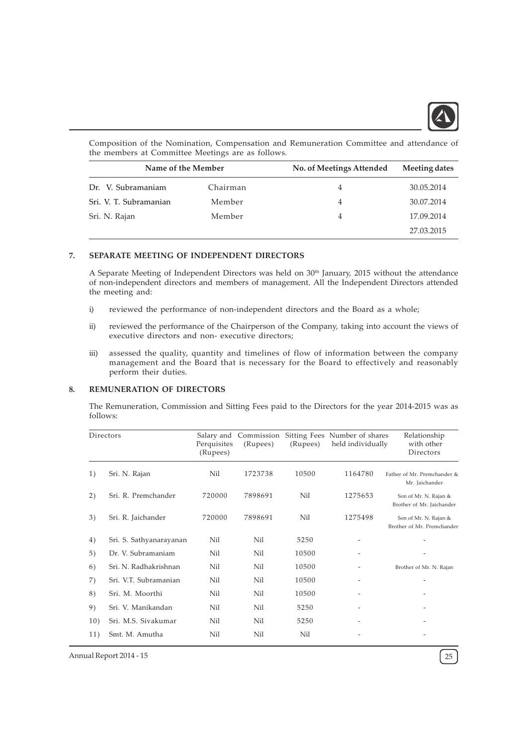Composition of the Nomination, Compensation and Remuneration Committee and attendance of the members at Committee Meetings are as follows.

| Name of the Member | | No. of Meetings Attended | Meeting dates |
|---|---|---|---|
| Dr. V. Subramaniam | Chairman | 4 | 30.05.2014 |
| Sri. V. T. Subramanian | Member | 4 | 30.07.2014 |
| Sri. N. Rajan | Member | 4 | 17.09.2014 |
| | | | 27.03.2015 |

## 7. SEPARATE MEETING OF INDEPENDENT DIRECTORS

A Separate Meeting of Independent Directors was held on 30th January, 2015 without the attendance of non-independent directors and members of management. All the Independent Directors attended the meeting and:

i) reviewed the performance of non-independent directors and the Board as a whole;

ii) reviewed the performance of the Chairperson of the Company, taking into account the views of executive directors and non- executive directors;

iii) assessed the quality, quantity and timelines of flow of information between the company management and the Board that is necessary for the Board to effectively and reasonably perform their duties.

## 8. REMUNERATION OF DIRECTORS

The Remuneration, Commission and Sitting Fees paid to the Directors for the year 2014-2015 was as follows:

| | Directors | Salary and Perquisites (Rupees) | Commission (Rupees) | Sitting Fees (Rupees) | Number of shares held individually | Relationship with other Directors |
|---|---|---|---|---|---|---|
| 1) | Sri. N. Rajan | Nil | 1723738 | 10500 | 1164780 | Father of Mr. Premchander & Mr. Jaichander |
| 2) | Sri. R. Premchander | 720000 | 7898691 | Nil | 1275653 | Son of Mr. N. Rajan & Brother of Mr. Jaichander |
| 3) | Sri. R. Jaichander | 720000 | 7898691 | Nil | 1275498 | Son of Mr. N. Rajan & Brother of Mr. Premchander |
| 4) | Sri. S. Sathyanarayanan | Nil | Nil | 5250 | - | - |
| 5) | Dr. V. Subramaniam | Nil | Nil | 10500 | - | - |
| 6) | Sri. N. Radhakrishnan | Nil | Nil | 10500 | - | Brother of Mr. N. Rajan |
| 7) | Sri. V.T. Subramanian | Nil | Nil | 10500 | - | - |
| 8) | Sri. M. Moorthi | Nil | Nil | 10500 | - | - |
| 9) | Sri. V. Manikandan | Nil | Nil | 5250 | - | - |
| 10) | Sri. M.S. Sivakumar | Nil | Nil | 5250 | - | - |
| 11) | Smt. M. Amutha | Nil | Nil | Nil | - | - |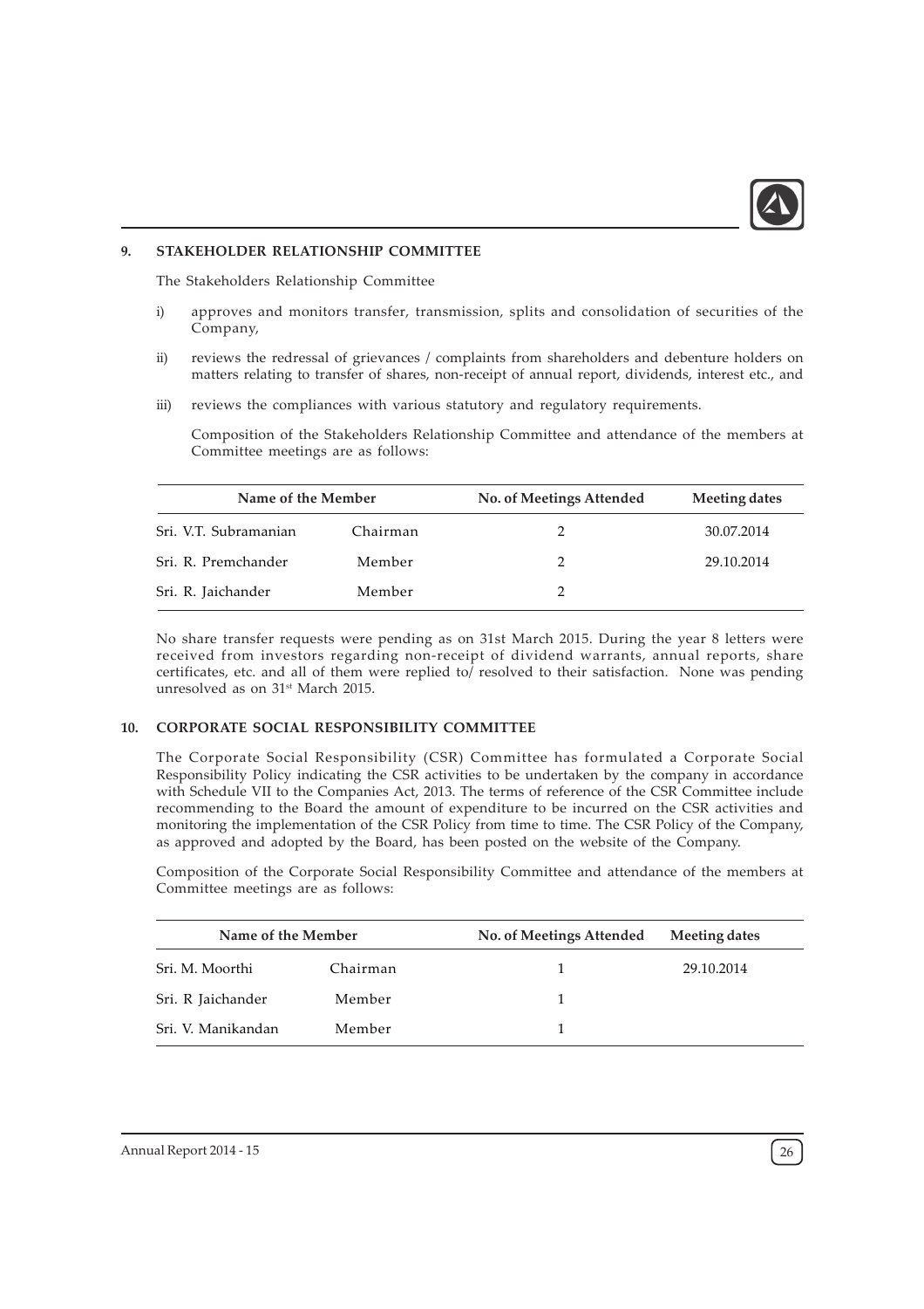## 9. STAKEHOLDER RELATIONSHIP COMMITTEE

The Stakeholders Relationship Committee

i) approves and monitors transfer, transmission, splits and consolidation of securities of the Company,

ii) reviews the redressal of grievances / complaints from shareholders and debenture holders on matters relating to transfer of shares, non-receipt of annual report, dividends, interest etc., and

iii) reviews the compliances with various statutory and regulatory requirements.

Composition of the Stakeholders Relationship Committee and attendance of the members at Committee meetings are as follows:

| Name of the Member | | No. of Meetings Attended | Meeting dates |
|---|---|---|---|
| Sri. V.T. Subramanian | Chairman | 2 | 30.07.2014 |
| Sri. R. Premchander | Member | 2 | 29.10.2014 |
| Sri. R. Jaichander | Member | 2 | |

No share transfer requests were pending as on 31st March 2015. During the year 8 letters were received from investors regarding non-receipt of dividend warrants, annual reports, share certificates, etc. and all of them were replied to/ resolved to their satisfaction. None was pending unresolved as on 31st March 2015.

## 10. CORPORATE SOCIAL RESPONSIBILITY COMMITTEE

The Corporate Social Responsibility (CSR) Committee has formulated a Corporate Social Responsibility Policy indicating the CSR activities to be undertaken by the company in accordance with Schedule VII to the Companies Act, 2013. The terms of reference of the CSR Committee include recommending to the Board the amount of expenditure to be incurred on the CSR activities and monitoring the implementation of the CSR Policy from time to time. The CSR Policy of the Company, as approved and adopted by the Board, has been posted on the website of the Company.

Composition of the Corporate Social Responsibility Committee and attendance of the members at Committee meetings are as follows:

| Name of the Member | | No. of Meetings Attended | Meeting dates |
|---|---|---|---|
| Sri. M. Moorthi | Chairman | 1 | 29.10.2014 |
| Sri. R Jaichander | Member | 1 | |
| Sri. V. Manikandan | Member | 1 | |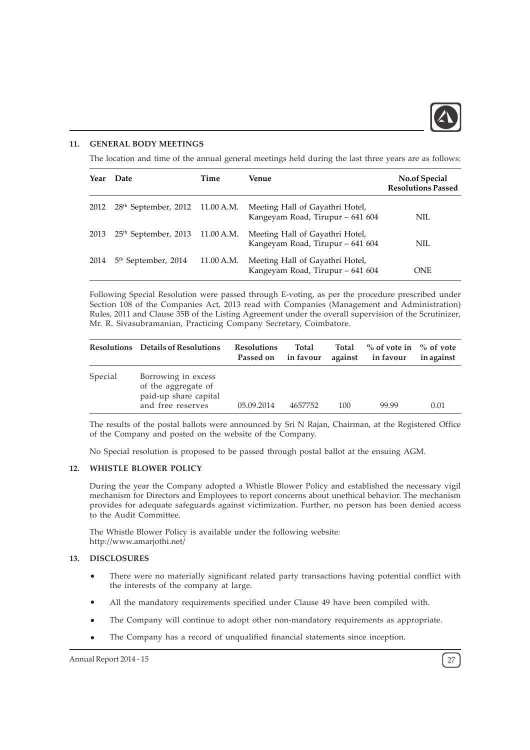## 11. GENERAL BODY MEETINGS

The location and time of the annual general meetings held during the last three years are as follows:

| Year | Date | Time | Venue | No.of Special Resolutions Passed |
|---|---|---|---|---|
| 2012 | 28th September, 2012 | 11.00 A.M. | Meeting Hall of Gayathri Hotel, Kangeyam Road, Tirupur – 641 604 | NIL |
| 2013 | 25th September, 2013 | 11.00 A.M. | Meeting Hall of Gayathri Hotel, Kangeyam Road, Tirupur – 641 604 | NIL |
| 2014 | 5th September, 2014 | 11.00 A.M. | Meeting Hall of Gayathri Hotel, Kangeyam Road, Tirupur – 641 604 | ONE |

Following Special Resolution were passed through E-voting, as per the procedure prescribed under Section 108 of the Companies Act, 2013 read with Companies (Management and Administration) Rules, 2011 and Clause 35B of the Listing Agreement under the overall supervision of the Scrutinizer, Mr. R. Sivasubramanian, Practicing Company Secretary, Coimbatore.

| Resolutions | Details of Resolutions | Resolutions Passed on | Total in favour | Total against | % of vote in in favour | % of vote in against |
|---|---|---|---|---|---|---|
| Special | Borrowing in excess of the aggregate of paid-up share capital and free reserves | 05.09.2014 | 4657752 | 100 | 99.99 | 0.01 |

The results of the postal ballots were announced by Sri N Rajan, Chairman, at the Registered Office of the Company and posted on the website of the Company.

No Special resolution is proposed to be passed through postal ballot at the ensuing AGM.

## 12. WHISTLE BLOWER POLICY

During the year the Company adopted a Whistle Blower Policy and established the necessary vigil mechanism for Directors and Employees to report concerns about unethical behavior. The mechanism provides for adequate safeguards against victimization. Further, no person has been denied access to the Audit Committee.

The Whistle Blower Policy is available under the following website:
http://www.amarjothi.net/

## 13. DISCLOSURES

- There were no materially significant related party transactions having potential conflict with the interests of the company at large.
- All the mandatory requirements specified under Clause 49 have been compiled with.
- The Company will continue to adopt other non-mandatory requirements as appropriate.
- The Company has a record of unqualified financial statements since inception.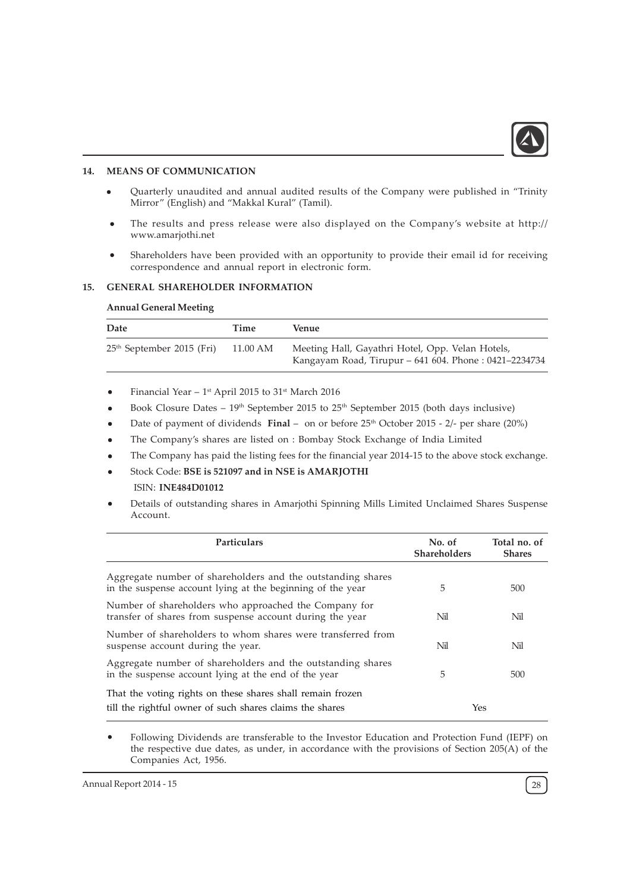## 14. MEANS OF COMMUNICATION

- Quarterly unaudited and annual audited results of the Company were published in "Trinity Mirror" (English) and "Makkal Kural" (Tamil).
- The results and press release were also displayed on the Company's website at http://www.amarjothi.net
- Shareholders have been provided with an opportunity to provide their email id for receiving correspondence and annual report in electronic form.

## 15. GENERAL SHAREHOLDER INFORMATION

**Annual General Meeting**

| Date | Time | Venue |
|---|---|---|
| 25th September 2015 (Fri) | 11.00 AM | Meeting Hall, Gayathri Hotel, Opp. Velan Hotels, Kangayam Road, Tirupur – 641 604. Phone : 0421–2234734 |

- Financial Year – 1st April 2015 to 31st March 2016
- Book Closure Dates – 19th September 2015 to 25th September 2015 (both days inclusive)
- Date of payment of dividends **Final** – on or before 25th October 2015 - 2/- per share (20%)
- The Company's shares are listed on : Bombay Stock Exchange of India Limited
- The Company has paid the listing fees for the financial year 2014-15 to the above stock exchange.
- Stock Code: **BSE is 521097 and in NSE is AMARJOTHI**

  ISIN: **INE484D01012**
- Details of outstanding shares in Amarjothi Spinning Mills Limited Unclaimed Shares Suspense Account.

| Particulars | No. of Shareholders | Total no. of Shares |
|---|---|---|
| Aggregate number of shareholders and the outstanding shares in the suspense account lying at the beginning of the year | 5 | 500 |
| Number of shareholders who approached the Company for transfer of shares from suspense account during the year | Nil | Nil |
| Number of shareholders to whom shares were transferred from suspense account during the year. | Nil | Nil |
| Aggregate number of shareholders and the outstanding shares in the suspense account lying at the end of the year | 5 | 500 |
| That the voting rights on these shares shall remain frozen till the rightful owner of such shares claims the shares | Yes | |

- Following Dividends are transferable to the Investor Education and Protection Fund (IEPF) on the respective due dates, as under, in accordance with the provisions of Section 205(A) of the Companies Act, 1956.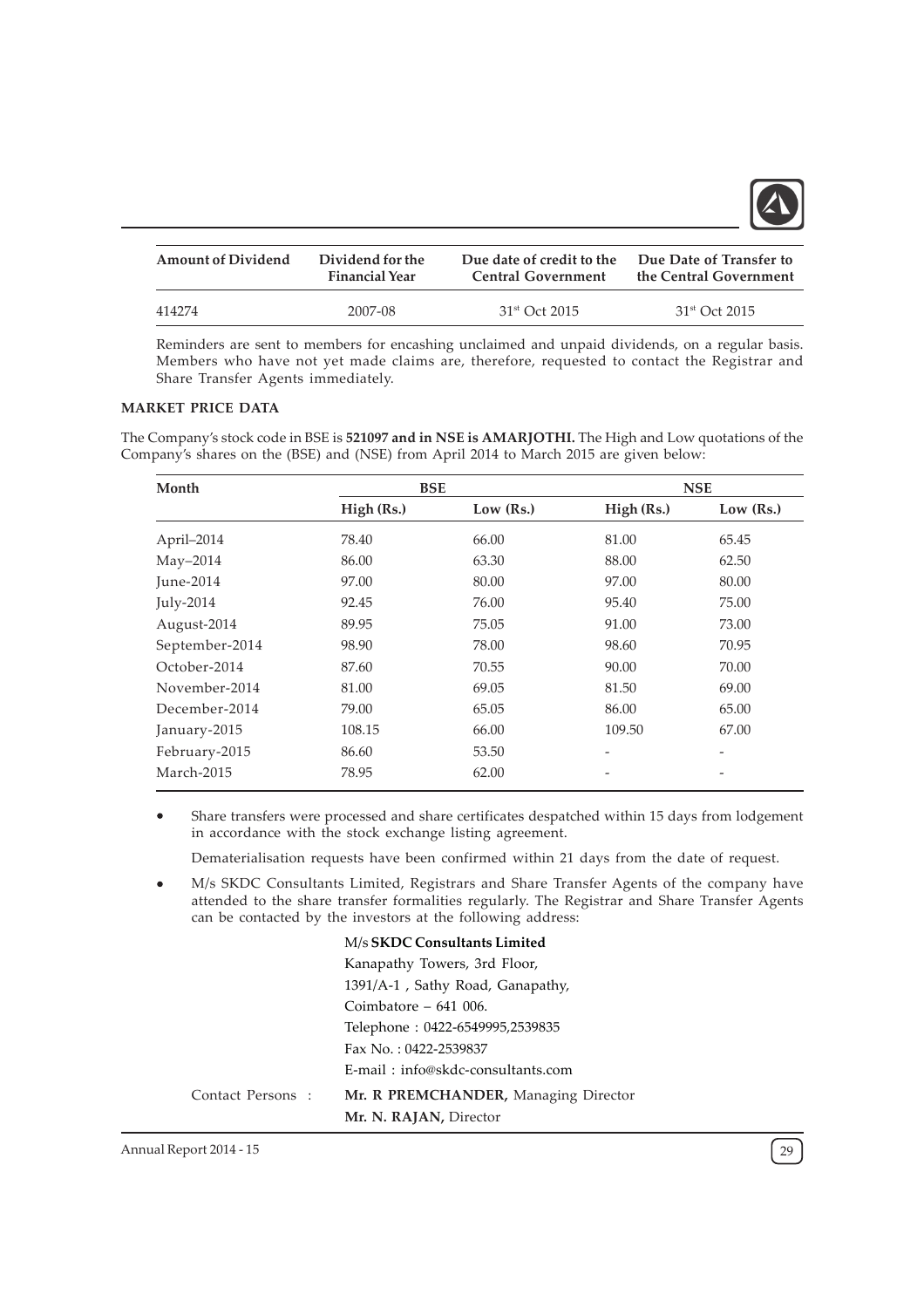| Amount of Dividend | Dividend for the Financial Year | Due date of credit to the Central Government | Due Date of Transfer to the Central Government |
|---|---|---|---|
| 414274 | 2007-08 | 31st Oct 2015 | 31st Oct 2015 |

Reminders are sent to members for encashing unclaimed and unpaid dividends, on a regular basis. Members who have not yet made claims are, therefore, requested to contact the Registrar and Share Transfer Agents immediately.

### MARKET PRICE DATA

The Company's stock code in BSE is **521097 and in NSE is AMARJOTHI.** The High and Low quotations of the Company's shares on the (BSE) and (NSE) from April 2014 to March 2015 are given below:

| Month | BSE | | NSE | |
|---|---|---|---|---|
| | High (Rs.) | Low (Rs.) | High (Rs.) | Low (Rs.) |
| April–2014 | 78.40 | 66.00 | 81.00 | 65.45 |
| May–2014 | 86.00 | 63.30 | 88.00 | 62.50 |
| June-2014 | 97.00 | 80.00 | 97.00 | 80.00 |
| July-2014 | 92.45 | 76.00 | 95.40 | 75.00 |
| August-2014 | 89.95 | 75.05 | 91.00 | 73.00 |
| September-2014 | 98.90 | 78.00 | 98.60 | 70.95 |
| October-2014 | 87.60 | 70.55 | 90.00 | 70.00 |
| November-2014 | 81.00 | 69.05 | 81.50 | 69.00 |
| December-2014 | 79.00 | 65.05 | 86.00 | 65.00 |
| January-2015 | 108.15 | 66.00 | 109.50 | 67.00 |
| February-2015 | 86.60 | 53.50 | - | - |
| March-2015 | 78.95 | 62.00 | - | - |

- Share transfers were processed and share certificates despatched within 15 days from lodgement in accordance with the stock exchange listing agreement.

  Dematerialisation requests have been confirmed within 21 days from the date of request.

- M/s SKDC Consultants Limited, Registrars and Share Transfer Agents of the company have attended to the share transfer formalities regularly. The Registrar and Share Transfer Agents can be contacted by the investors at the following address:

  M/s **SKDC Consultants Limited**
  Kanapathy Towers, 3rd Floor,
  1391/A-1 , Sathy Road, Ganapathy,
  Coimbatore – 641 006.
  Telephone : 0422-6549995,2539835
  Fax No. : 0422-2539837
  E-mail : info@skdc-consultants.com

  Contact Persons : **Mr. R PREMCHANDER,** Managing Director
  **Mr. N. RAJAN,** Director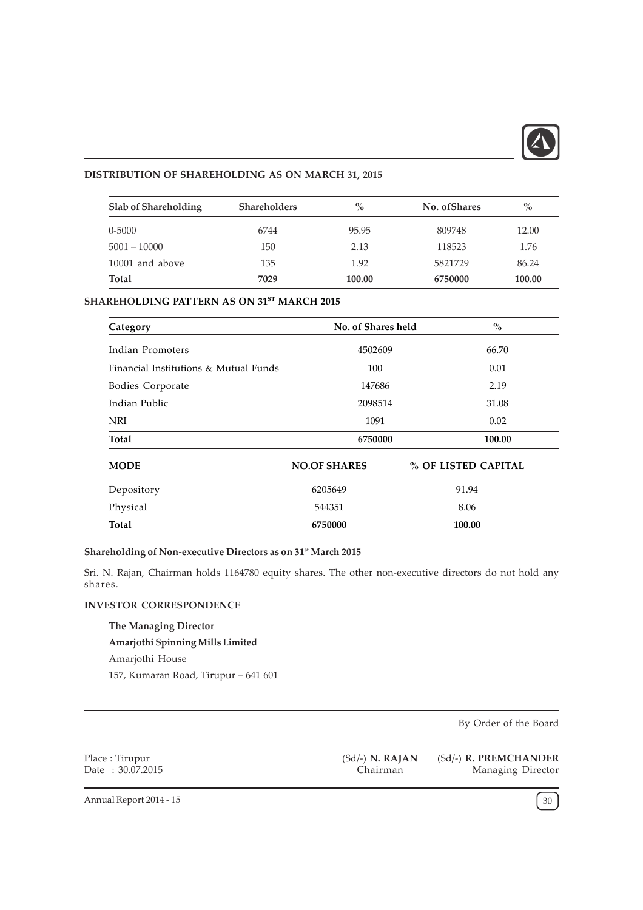## DISTRIBUTION OF SHAREHOLDING AS ON MARCH 31, 2015

| Slab of Shareholding | Shareholders | % | No. ofShares | % |
|---|---|---|---|---|
| 0-5000 | 6744 | 95.95 | 809748 | 12.00 |
| 5001 – 10000 | 150 | 2.13 | 118523 | 1.76 |
| 10001 and above | 135 | 1.92 | 5821729 | 86.24 |
| **Total** | **7029** | **100.00** | **6750000** | **100.00** |

## SHAREHOLDING PATTERN AS ON 31ST MARCH 2015

| Category | No. of Shares held | % |
|---|---|---|
| Indian Promoters | 4502609 | 66.70 |
| Financial Institutions & Mutual Funds | 100 | 0.01 |
| Bodies Corporate | 147686 | 2.19 |
| Indian Public | 2098514 | 31.08 |
| NRI | 1091 | 0.02 |
| **Total** | **6750000** | **100.00** |

| MODE | NO.OF SHARES | % OF LISTED CAPITAL |
|---|---|---|
| Depository | 6205649 | 91.94 |
| Physical | 544351 | 8.06 |
| **Total** | **6750000** | **100.00** |

**Shareholding of Non-executive Directors as on 31st March 2015**

Sri. N. Rajan, Chairman holds 1164780 equity shares. The other non-executive directors do not hold any shares.

**INVESTOR CORRESPONDENCE**

**The Managing Director**
**Amarjothi Spinning Mills Limited**
Amarjothi House
157, Kumaran Road, Tirupur – 641 601

By Order of the Board

Place : Tirupur
Date : 30.07.2015

(Sd/-) **N. RAJAN**
Chairman

(Sd/-) **R. PREMCHANDER**
Managing Director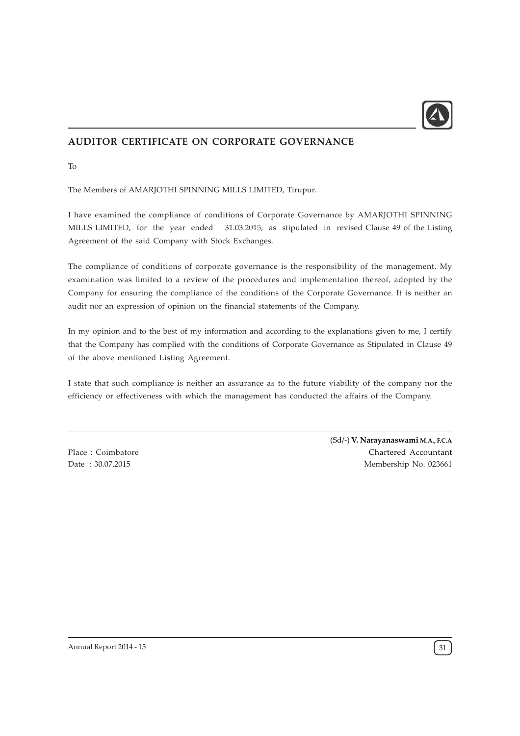## AUDITOR CERTIFICATE ON CORPORATE GOVERNANCE

To

The Members of AMARJOTHI SPINNING MILLS LIMITED, Tirupur.

I have examined the compliance of conditions of Corporate Governance by AMARJOTHI SPINNING MILLS LIMITED, for the year ended 31.03.2015, as stipulated in revised Clause 49 of the Listing Agreement of the said Company with Stock Exchanges.

The compliance of conditions of corporate governance is the responsibility of the management. My examination was limited to a review of the procedures and implementation thereof, adopted by the Company for ensuring the compliance of the conditions of the Corporate Governance. It is neither an audit nor an expression of opinion on the financial statements of the Company.

In my opinion and to the best of my information and according to the explanations given to me, I certify that the Company has complied with the conditions of Corporate Governance as Stipulated in Clause 49 of the above mentioned Listing Agreement.

I state that such compliance is neither an assurance as to the future viability of the company nor the efficiency or effectiveness with which the management has conducted the affairs of the Company.

(Sd/-) **V. Narayanaswami M.A., F.C.A**
Chartered Accountant
Membership No. 023661

Place : Coimbatore
Date : 30.07.2015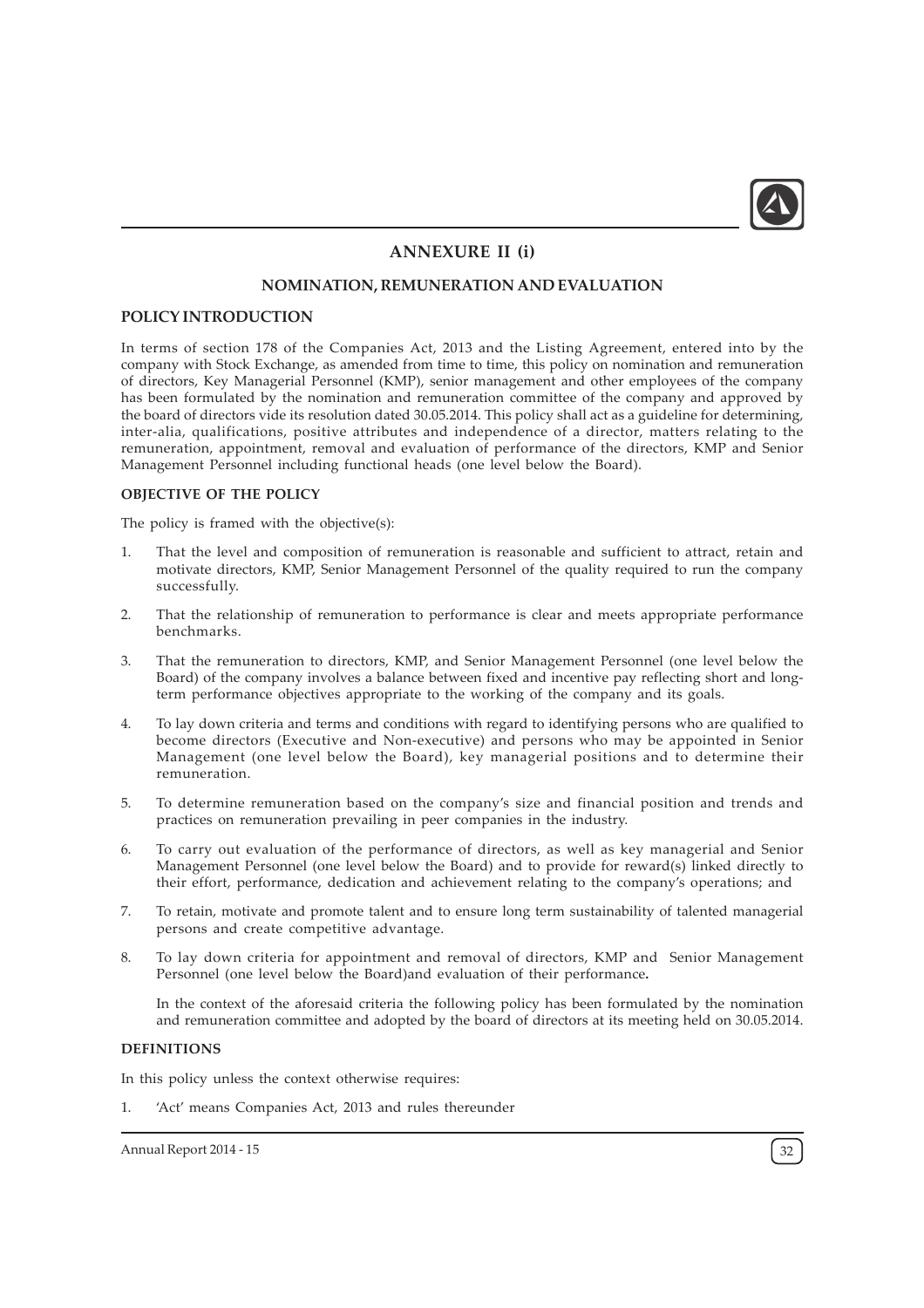## ANNEXURE II (i)

### NOMINATION, REMUNERATION AND EVALUATION

### POLICY INTRODUCTION

In terms of section 178 of the Companies Act, 2013 and the Listing Agreement, entered into by the company with Stock Exchange, as amended from time to time, this policy on nomination and remuneration of directors, Key Managerial Personnel (KMP), senior management and other employees of the company has been formulated by the nomination and remuneration committee of the company and approved by the board of directors vide its resolution dated 30.05.2014. This policy shall act as a guideline for determining, inter-alia, qualifications, positive attributes and independence of a director, matters relating to the remuneration, appointment, removal and evaluation of performance of the directors, KMP and Senior Management Personnel including functional heads (one level below the Board).

#### OBJECTIVE OF THE POLICY

The policy is framed with the objective(s):

1. That the level and composition of remuneration is reasonable and sufficient to attract, retain and motivate directors, KMP, Senior Management Personnel of the quality required to run the company successfully.
2. That the relationship of remuneration to performance is clear and meets appropriate performance benchmarks.
3. That the remuneration to directors, KMP, and Senior Management Personnel (one level below the Board) of the company involves a balance between fixed and incentive pay reflecting short and long-term performance objectives appropriate to the working of the company and its goals.
4. To lay down criteria and terms and conditions with regard to identifying persons who are qualified to become directors (Executive and Non-executive) and persons who may be appointed in Senior Management (one level below the Board), key managerial positions and to determine their remuneration.
5. To determine remuneration based on the company's size and financial position and trends and practices on remuneration prevailing in peer companies in the industry.
6. To carry out evaluation of the performance of directors, as well as key managerial and Senior Management Personnel (one level below the Board) and to provide for reward(s) linked directly to their effort, performance, dedication and achievement relating to the company's operations; and
7. To retain, motivate and promote talent and to ensure long term sustainability of talented managerial persons and create competitive advantage.
8. To lay down criteria for appointment and removal of directors, KMP and Senior Management Personnel (one level below the Board)and evaluation of their performance**.**

   In the context of the aforesaid criteria the following policy has been formulated by the nomination and remuneration committee and adopted by the board of directors at its meeting held on 30.05.2014.

#### DEFINITIONS

In this policy unless the context otherwise requires:

1. 'Act' means Companies Act, 2013 and rules thereunder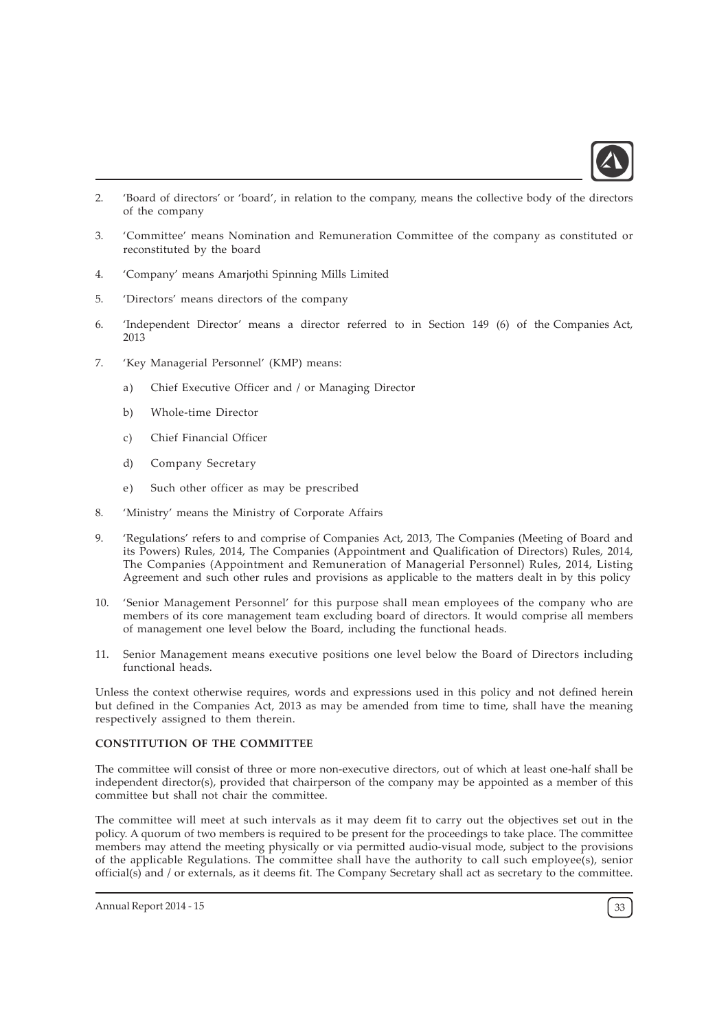2. 'Board of directors' or 'board', in relation to the company, means the collective body of the directors of the company

3. 'Committee' means Nomination and Remuneration Committee of the company as constituted or reconstituted by the board

4. 'Company' means Amarjothi Spinning Mills Limited

5. 'Directors' means directors of the company

6. 'Independent Director' means a director referred to in Section 149 (6) of the Companies Act, 2013

7. 'Key Managerial Personnel' (KMP) means:

   a) Chief Executive Officer and / or Managing Director

   b) Whole-time Director

   c) Chief Financial Officer

   d) Company Secretary

   e) Such other officer as may be prescribed

8. 'Ministry' means the Ministry of Corporate Affairs

9. 'Regulations' refers to and comprise of Companies Act, 2013, The Companies (Meeting of Board and its Powers) Rules, 2014, The Companies (Appointment and Qualification of Directors) Rules, 2014, The Companies (Appointment and Remuneration of Managerial Personnel) Rules, 2014, Listing Agreement and such other rules and provisions as applicable to the matters dealt in by this policy

10. 'Senior Management Personnel' for this purpose shall mean employees of the company who are members of its core management team excluding board of directors. It would comprise all members of management one level below the Board, including the functional heads.

11. Senior Management means executive positions one level below the Board of Directors including functional heads.

Unless the context otherwise requires, words and expressions used in this policy and not defined herein but defined in the Companies Act, 2013 as may be amended from time to time, shall have the meaning respectively assigned to them therein.

**CONSTITUTION OF THE COMMITTEE**

The committee will consist of three or more non-executive directors, out of which at least one-half shall be independent director(s), provided that chairperson of the company may be appointed as a member of this committee but shall not chair the committee.

The committee will meet at such intervals as it may deem fit to carry out the objectives set out in the policy. A quorum of two members is required to be present for the proceedings to take place. The committee members may attend the meeting physically or via permitted audio-visual mode, subject to the provisions of the applicable Regulations. The committee shall have the authority to call such employee(s), senior official(s) and / or externals, as it deems fit. The Company Secretary shall act as secretary to the committee.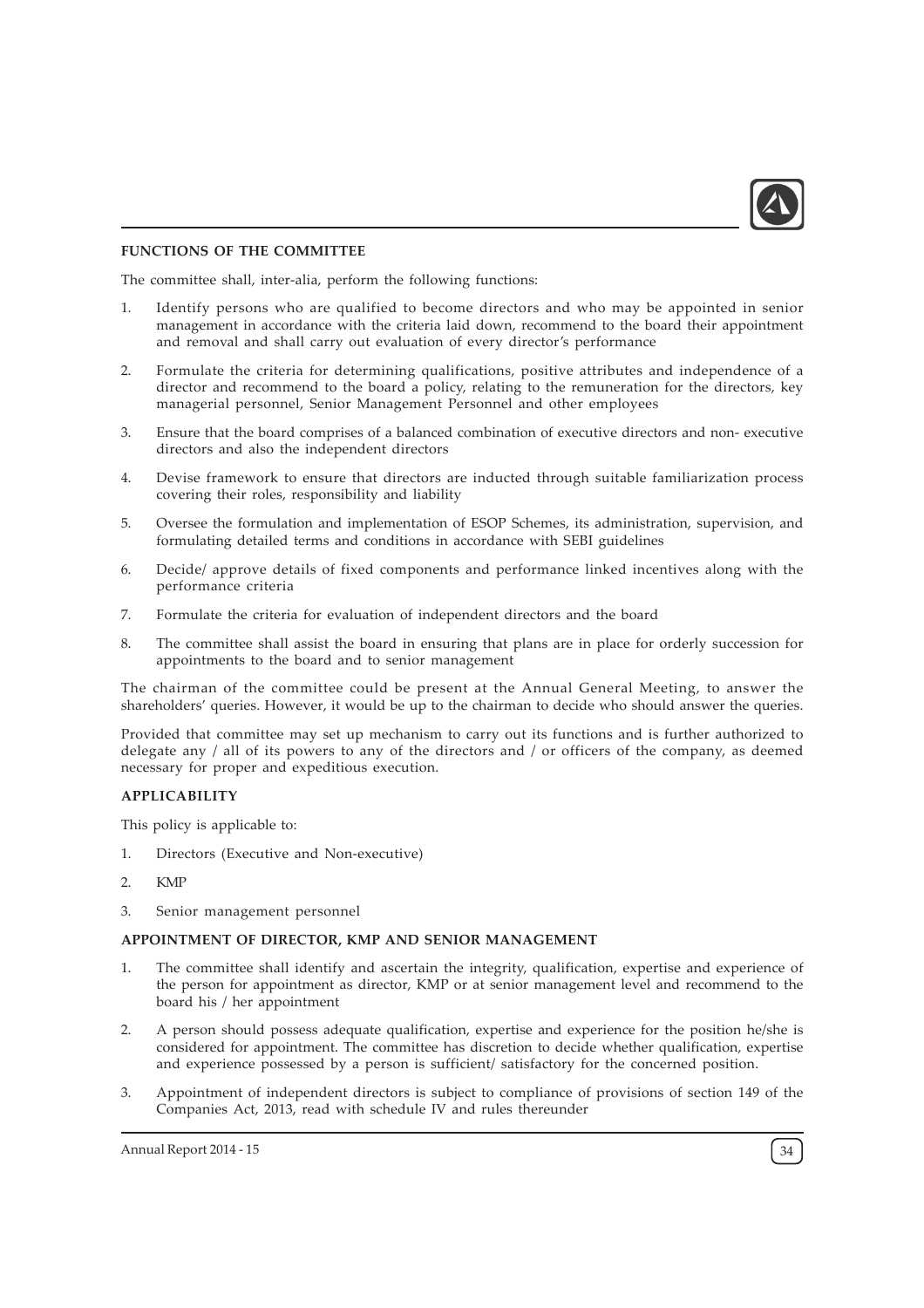**FUNCTIONS OF THE COMMITTEE**

The committee shall, inter-alia, perform the following functions:

1. Identify persons who are qualified to become directors and who may be appointed in senior management in accordance with the criteria laid down, recommend to the board their appointment and removal and shall carry out evaluation of every director's performance

2. Formulate the criteria for determining qualifications, positive attributes and independence of a director and recommend to the board a policy, relating to the remuneration for the directors, key managerial personnel, Senior Management Personnel and other employees

3. Ensure that the board comprises of a balanced combination of executive directors and non- executive directors and also the independent directors

4. Devise framework to ensure that directors are inducted through suitable familiarization process covering their roles, responsibility and liability

5. Oversee the formulation and implementation of ESOP Schemes, its administration, supervision, and formulating detailed terms and conditions in accordance with SEBI guidelines

6. Decide/ approve details of fixed components and performance linked incentives along with the performance criteria

7. Formulate the criteria for evaluation of independent directors and the board

8. The committee shall assist the board in ensuring that plans are in place for orderly succession for appointments to the board and to senior management

The chairman of the committee could be present at the Annual General Meeting, to answer the shareholders' queries. However, it would be up to the chairman to decide who should answer the queries.

Provided that committee may set up mechanism to carry out its functions and is further authorized to delegate any / all of its powers to any of the directors and / or officers of the company, as deemed necessary for proper and expeditious execution.

**APPLICABILITY**

This policy is applicable to:

1. Directors (Executive and Non-executive)

2. KMP

3. Senior management personnel

**APPOINTMENT OF DIRECTOR, KMP AND SENIOR MANAGEMENT**

1. The committee shall identify and ascertain the integrity, qualification, expertise and experience of the person for appointment as director, KMP or at senior management level and recommend to the board his / her appointment

2. A person should possess adequate qualification, expertise and experience for the position he/she is considered for appointment. The committee has discretion to decide whether qualification, expertise and experience possessed by a person is sufficient/ satisfactory for the concerned position.

3. Appointment of independent directors is subject to compliance of provisions of section 149 of the Companies Act, 2013, read with schedule IV and rules thereunder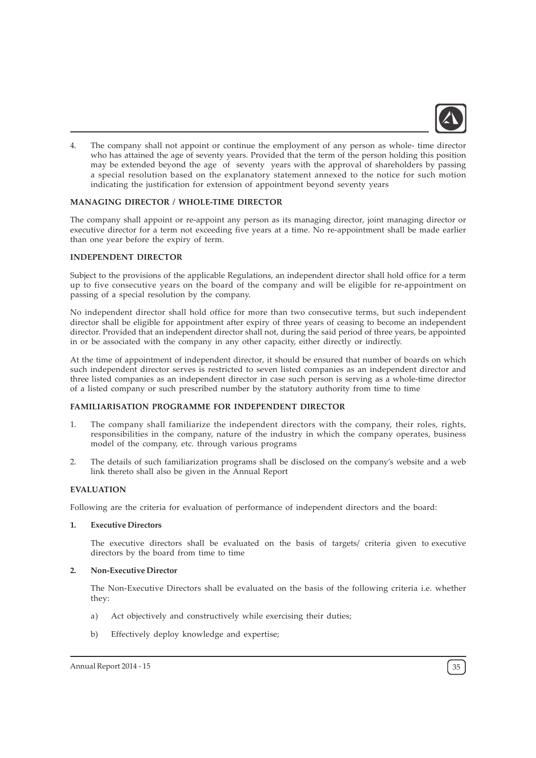4. The company shall not appoint or continue the employment of any person as whole- time director who has attained the age of seventy years. Provided that the term of the person holding this position may be extended beyond the age of seventy years with the approval of shareholders by passing a special resolution based on the explanatory statement annexed to the notice for such motion indicating the justification for extension of appointment beyond seventy years

**MANAGING DIRECTOR / WHOLE-TIME DIRECTOR**

The company shall appoint or re-appoint any person as its managing director, joint managing director or executive director for a term not exceeding five years at a time. No re-appointment shall be made earlier than one year before the expiry of term.

**INDEPENDENT DIRECTOR**

Subject to the provisions of the applicable Regulations, an independent director shall hold office for a term up to five consecutive years on the board of the company and will be eligible for re-appointment on passing of a special resolution by the company.

No independent director shall hold office for more than two consecutive terms, but such independent director shall be eligible for appointment after expiry of three years of ceasing to become an independent director. Provided that an independent director shall not, during the said period of three years, be appointed in or be associated with the company in any other capacity, either directly or indirectly.

At the time of appointment of independent director, it should be ensured that number of boards on which such independent director serves is restricted to seven listed companies as an independent director and three listed companies as an independent director in case such person is serving as a whole-time director of a listed company or such prescribed number by the statutory authority from time to time

**FAMILIARISATION PROGRAMME FOR INDEPENDENT DIRECTOR**

1. The company shall familiarize the independent directors with the company, their roles, rights, responsibilities in the company, nature of the industry in which the company operates, business model of the company, etc. through various programs

2. The details of such familiarization programs shall be disclosed on the company's website and a web link thereto shall also be given in the Annual Report

**EVALUATION**

Following are the criteria for evaluation of performance of independent directors and the board:

**1. Executive Directors**

The executive directors shall be evaluated on the basis of targets/ criteria given to executive directors by the board from time to time

**2. Non-Executive Director**

The Non-Executive Directors shall be evaluated on the basis of the following criteria i.e. whether they:

a) Act objectively and constructively while exercising their duties;

b) Effectively deploy knowledge and expertise;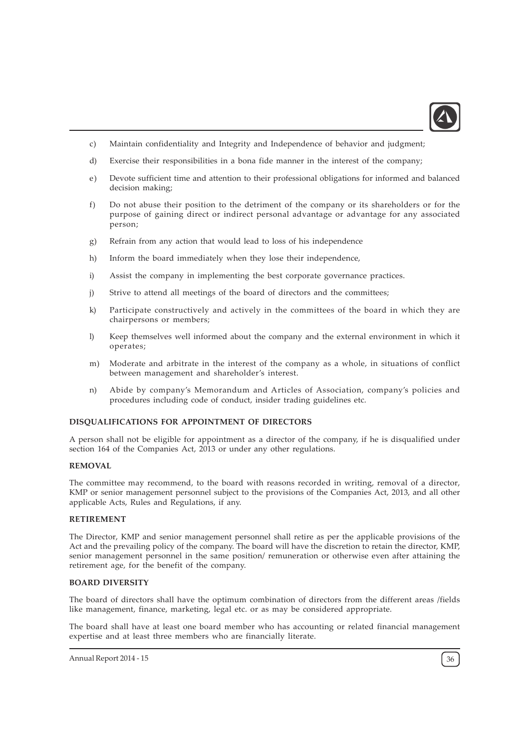c) Maintain confidentiality and Integrity and Independence of behavior and judgment;

d) Exercise their responsibilities in a bona fide manner in the interest of the company;

e) Devote sufficient time and attention to their professional obligations for informed and balanced decision making;

f) Do not abuse their position to the detriment of the company or its shareholders or for the purpose of gaining direct or indirect personal advantage or advantage for any associated person;

g) Refrain from any action that would lead to loss of his independence

h) Inform the board immediately when they lose their independence,

i) Assist the company in implementing the best corporate governance practices.

j) Strive to attend all meetings of the board of directors and the committees;

k) Participate constructively and actively in the committees of the board in which they are chairpersons or members;

l) Keep themselves well informed about the company and the external environment in which it operates;

m) Moderate and arbitrate in the interest of the company as a whole, in situations of conflict between management and shareholder's interest.

n) Abide by company's Memorandum and Articles of Association, company's policies and procedures including code of conduct, insider trading guidelines etc.

**DISQUALIFICATIONS FOR APPOINTMENT OF DIRECTORS**

A person shall not be eligible for appointment as a director of the company, if he is disqualified under section 164 of the Companies Act, 2013 or under any other regulations.

**REMOVAL**

The committee may recommend, to the board with reasons recorded in writing, removal of a director, KMP or senior management personnel subject to the provisions of the Companies Act, 2013, and all other applicable Acts, Rules and Regulations, if any.

**RETIREMENT**

The Director, KMP and senior management personnel shall retire as per the applicable provisions of the Act and the prevailing policy of the company. The board will have the discretion to retain the director, KMP, senior management personnel in the same position/ remuneration or otherwise even after attaining the retirement age, for the benefit of the company.

**BOARD DIVERSITY**

The board of directors shall have the optimum combination of directors from the different areas /fields like management, finance, marketing, legal etc. or as may be considered appropriate.

The board shall have at least one board member who has accounting or related financial management expertise and at least three members who are financially literate.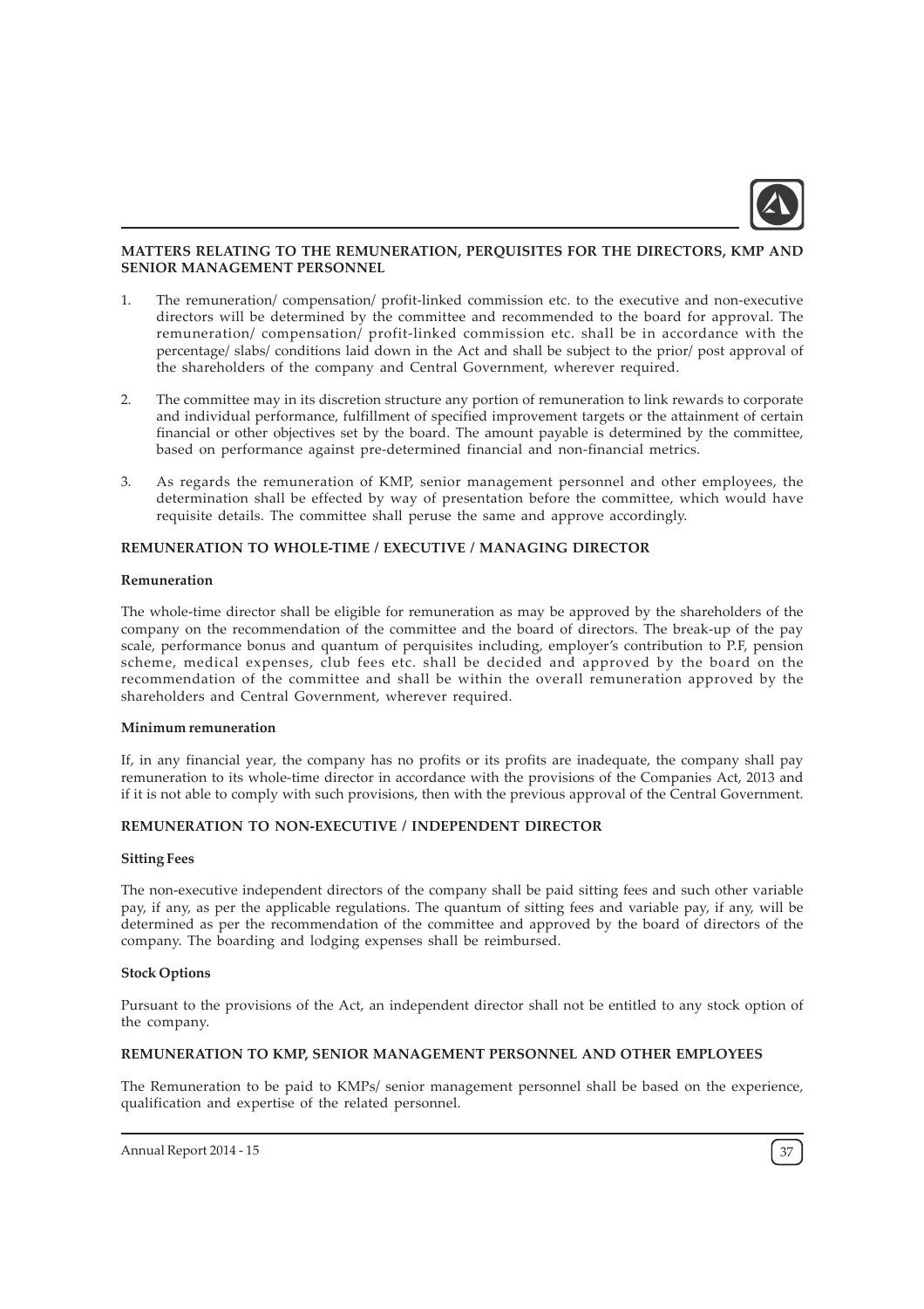## MATTERS RELATING TO THE REMUNERATION, PERQUISITES FOR THE DIRECTORS, KMP AND SENIOR MANAGEMENT PERSONNEL

1. The remuneration/ compensation/ profit-linked commission etc. to the executive and non-executive directors will be determined by the committee and recommended to the board for approval. The remuneration/ compensation/ profit-linked commission etc. shall be in accordance with the percentage/ slabs/ conditions laid down in the Act and shall be subject to the prior/ post approval of the shareholders of the company and Central Government, wherever required.

2. The committee may in its discretion structure any portion of remuneration to link rewards to corporate and individual performance, fulfillment of specified improvement targets or the attainment of certain financial or other objectives set by the board. The amount payable is determined by the committee, based on performance against pre-determined financial and non-financial metrics.

3. As regards the remuneration of KMP, senior management personnel and other employees, the determination shall be effected by way of presentation before the committee, which would have requisite details. The committee shall peruse the same and approve accordingly.

## REMUNERATION TO WHOLE-TIME / EXECUTIVE / MANAGING DIRECTOR

### Remuneration

The whole-time director shall be eligible for remuneration as may be approved by the shareholders of the company on the recommendation of the committee and the board of directors. The break-up of the pay scale, performance bonus and quantum of perquisites including, employer's contribution to P.F, pension scheme, medical expenses, club fees etc. shall be decided and approved by the board on the recommendation of the committee and shall be within the overall remuneration approved by the shareholders and Central Government, wherever required.

### Minimum remuneration

If, in any financial year, the company has no profits or its profits are inadequate, the company shall pay remuneration to its whole-time director in accordance with the provisions of the Companies Act, 2013 and if it is not able to comply with such provisions, then with the previous approval of the Central Government.

## REMUNERATION TO NON-EXECUTIVE / INDEPENDENT DIRECTOR

### Sitting Fees

The non-executive independent directors of the company shall be paid sitting fees and such other variable pay, if any, as per the applicable regulations. The quantum of sitting fees and variable pay, if any, will be determined as per the recommendation of the committee and approved by the board of directors of the company. The boarding and lodging expenses shall be reimbursed.

### Stock Options

Pursuant to the provisions of the Act, an independent director shall not be entitled to any stock option of the company.

## REMUNERATION TO KMP, SENIOR MANAGEMENT PERSONNEL AND OTHER EMPLOYEES

The Remuneration to be paid to KMPs/ senior management personnel shall be based on the experience, qualification and expertise of the related personnel.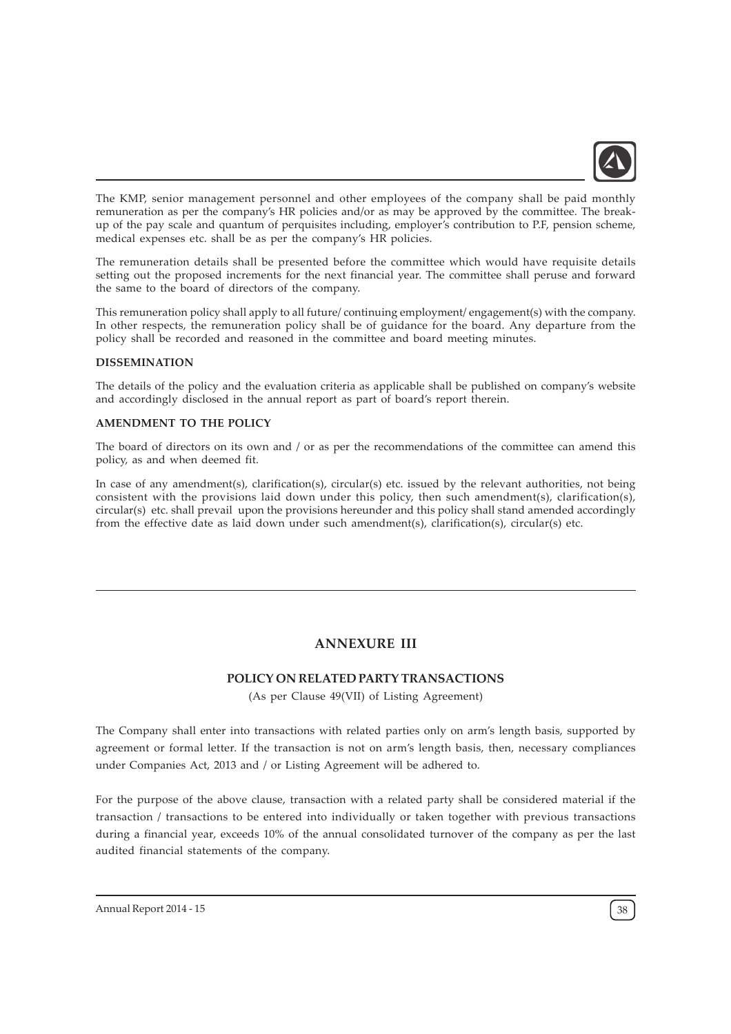The KMP, senior management personnel and other employees of the company shall be paid monthly remuneration as per the company's HR policies and/or as may be approved by the committee. The break-up of the pay scale and quantum of perquisites including, employer's contribution to P.F, pension scheme, medical expenses etc. shall be as per the company's HR policies.

The remuneration details shall be presented before the committee which would have requisite details setting out the proposed increments for the next financial year. The committee shall peruse and forward the same to the board of directors of the company.

This remuneration policy shall apply to all future/ continuing employment/ engagement(s) with the company. In other respects, the remuneration policy shall be of guidance for the board. Any departure from the policy shall be recorded and reasoned in the committee and board meeting minutes.

**DISSEMINATION**

The details of the policy and the evaluation criteria as applicable shall be published on company's website and accordingly disclosed in the annual report as part of board's report therein.

**AMENDMENT TO THE POLICY**

The board of directors on its own and / or as per the recommendations of the committee can amend this policy, as and when deemed fit.

In case of any amendment(s), clarification(s), circular(s) etc. issued by the relevant authorities, not being consistent with the provisions laid down under this policy, then such amendment(s), clarification(s), circular(s) etc. shall prevail upon the provisions hereunder and this policy shall stand amended accordingly from the effective date as laid down under such amendment(s), clarification(s), circular(s) etc.

## ANNEXURE III

### POLICY ON RELATED PARTY TRANSACTIONS

(As per Clause 49(VII) of Listing Agreement)

The Company shall enter into transactions with related parties only on arm's length basis, supported by agreement or formal letter. If the transaction is not on arm's length basis, then, necessary compliances under Companies Act, 2013 and / or Listing Agreement will be adhered to.

For the purpose of the above clause, transaction with a related party shall be considered material if the transaction / transactions to be entered into individually or taken together with previous transactions during a financial year, exceeds 10% of the annual consolidated turnover of the company as per the last audited financial statements of the company.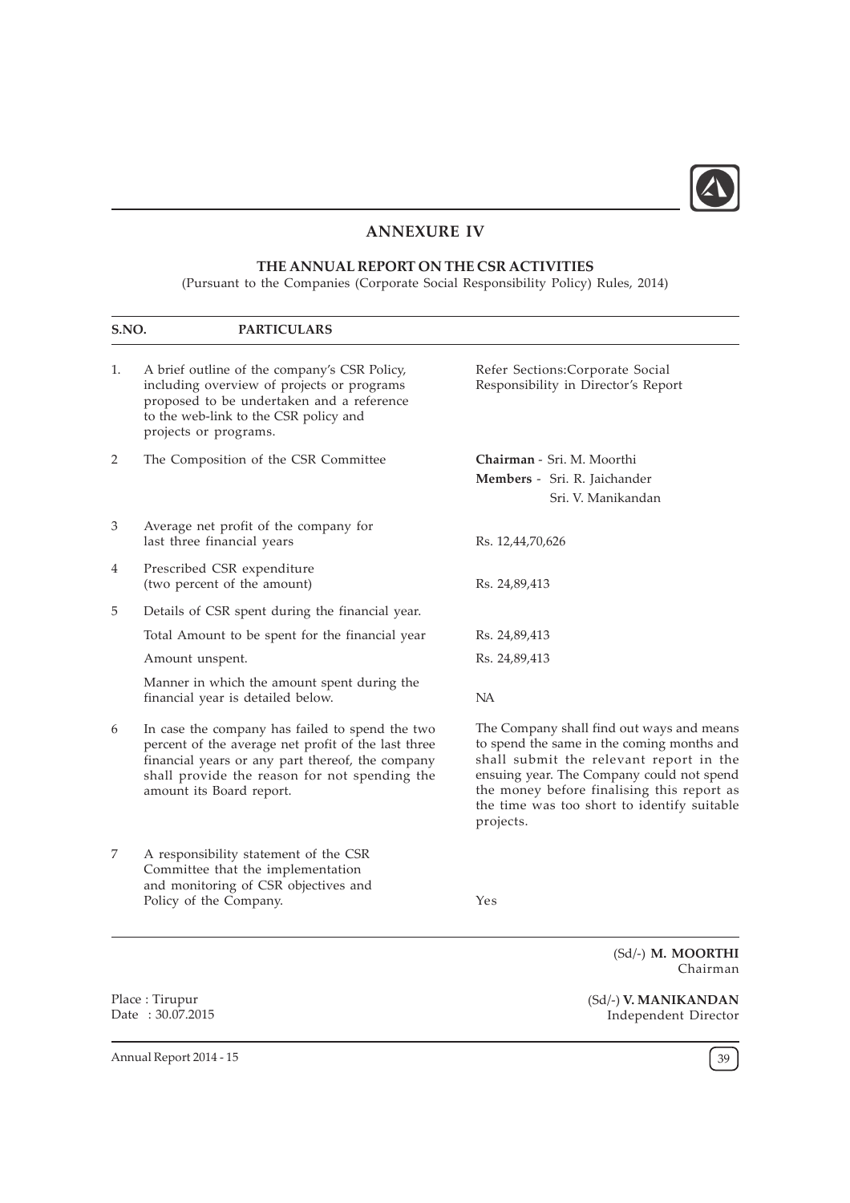## ANNEXURE IV

### THE ANNUAL REPORT ON THE CSR ACTIVITIES

(Pursuant to the Companies (Corporate Social Responsibility Policy) Rules, 2014)

| S.NO. | PARTICULARS | |
|---|---|---|
| 1. | A brief outline of the company's CSR Policy, including overview of projects or programs proposed to be undertaken and a reference to the web-link to the CSR policy and projects or programs. | Refer Sections:Corporate Social Responsibility in Director's Report |
| 2 | The Composition of the CSR Committee | **Chairman** - Sri. M. Moorthi<br>**Members** - Sri. R. Jaichander<br>Sri. V. Manikandan |
| 3 | Average net profit of the company for last three financial years | Rs. 12,44,70,626 |
| 4 | Prescribed CSR expenditure (two percent of the amount) | Rs. 24,89,413 |
| 5 | Details of CSR spent during the financial year. | |
| | Total Amount to be spent for the financial year | Rs. 24,89,413 |
| | Amount unspent. | Rs. 24,89,413 |
| | Manner in which the amount spent during the financial year is detailed below. | NA |
| 6 | In case the company has failed to spend the two percent of the average net profit of the last three financial years or any part thereof, the company shall provide the reason for not spending the amount its Board report. | The Company shall find out ways and means to spend the same in the coming months and shall submit the relevant report in the ensuing year. The Company could not spend the money before finalising this report as the time was too short to identify suitable projects. |
| 7 | A responsibility statement of the CSR Committee that the implementation and monitoring of CSR objectives and Policy of the Company. | Yes |

(Sd/-) **M. MOORTHI**
Chairman

Place : Tirupur
Date : 30.07.2015

(Sd/-) **V. MANIKANDAN**
Independent Director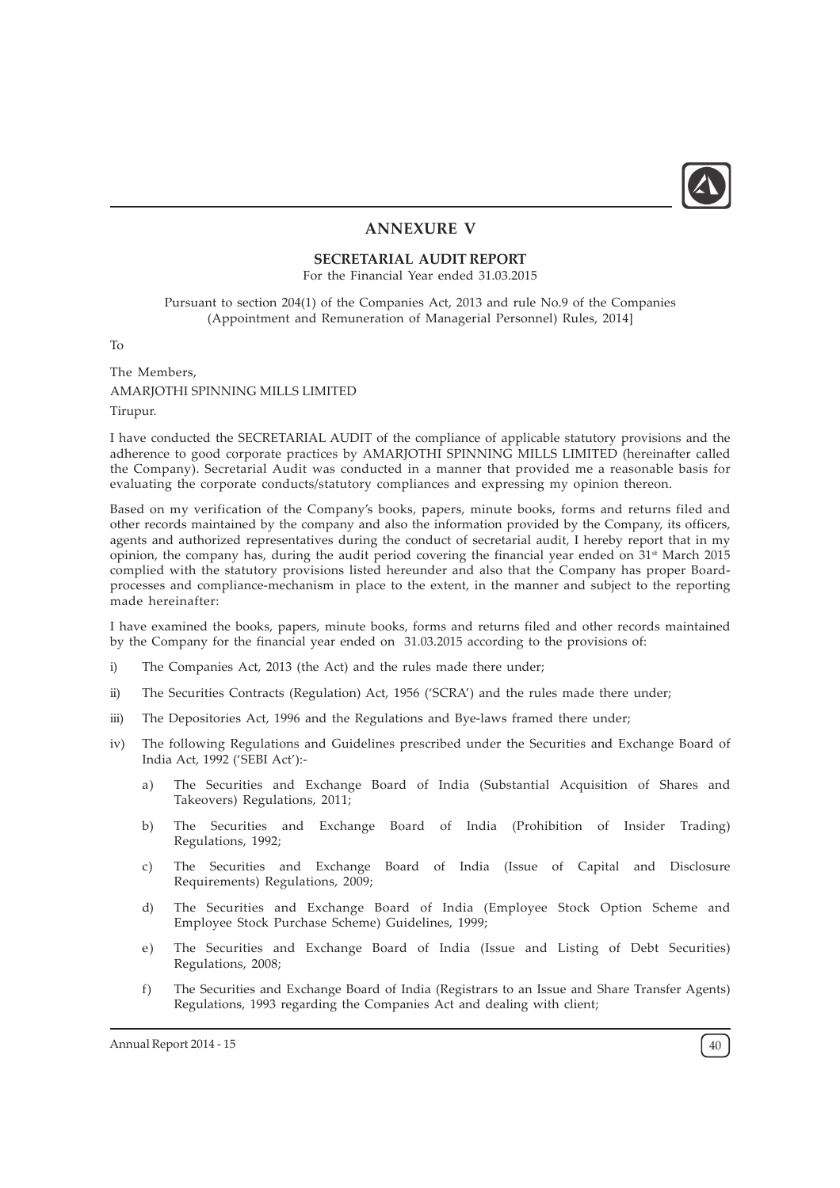# ANNEXURE V

## SECRETARIAL AUDIT REPORT

For the Financial Year ended 31.03.2015

Pursuant to section 204(1) of the Companies Act, 2013 and rule No.9 of the Companies (Appointment and Remuneration of Managerial Personnel) Rules, 2014]

To

The Members,
AMARJOTHI SPINNING MILLS LIMITED
Tirupur.

I have conducted the SECRETARIAL AUDIT of the compliance of applicable statutory provisions and the adherence to good corporate practices by AMARJOTHI SPINNING MILLS LIMITED (hereinafter called the Company). Secretarial Audit was conducted in a manner that provided me a reasonable basis for evaluating the corporate conducts/statutory compliances and expressing my opinion thereon.

Based on my verification of the Company's books, papers, minute books, forms and returns filed and other records maintained by the company and also the information provided by the Company, its officers, agents and authorized representatives during the conduct of secretarial audit, I hereby report that in my opinion, the company has, during the audit period covering the financial year ended on 31st March 2015 complied with the statutory provisions listed hereunder and also that the Company has proper Board-processes and compliance-mechanism in place to the extent, in the manner and subject to the reporting made hereinafter:

I have examined the books, papers, minute books, forms and returns filed and other records maintained by the Company for the financial year ended on 31.03.2015 according to the provisions of:

i) The Companies Act, 2013 (the Act) and the rules made there under;

ii) The Securities Contracts (Regulation) Act, 1956 ('SCRA') and the rules made there under;

iii) The Depositories Act, 1996 and the Regulations and Bye-laws framed there under;

iv) The following Regulations and Guidelines prescribed under the Securities and Exchange Board of India Act, 1992 ('SEBI Act'):-

   a) The Securities and Exchange Board of India (Substantial Acquisition of Shares and Takeovers) Regulations, 2011;

   b) The Securities and Exchange Board of India (Prohibition of Insider Trading) Regulations, 1992;

   c) The Securities and Exchange Board of India (Issue of Capital and Disclosure Requirements) Regulations, 2009;

   d) The Securities and Exchange Board of India (Employee Stock Option Scheme and Employee Stock Purchase Scheme) Guidelines, 1999;

   e) The Securities and Exchange Board of India (Issue and Listing of Debt Securities) Regulations, 2008;

   f) The Securities and Exchange Board of India (Registrars to an Issue and Share Transfer Agents) Regulations, 1993 regarding the Companies Act and dealing with client;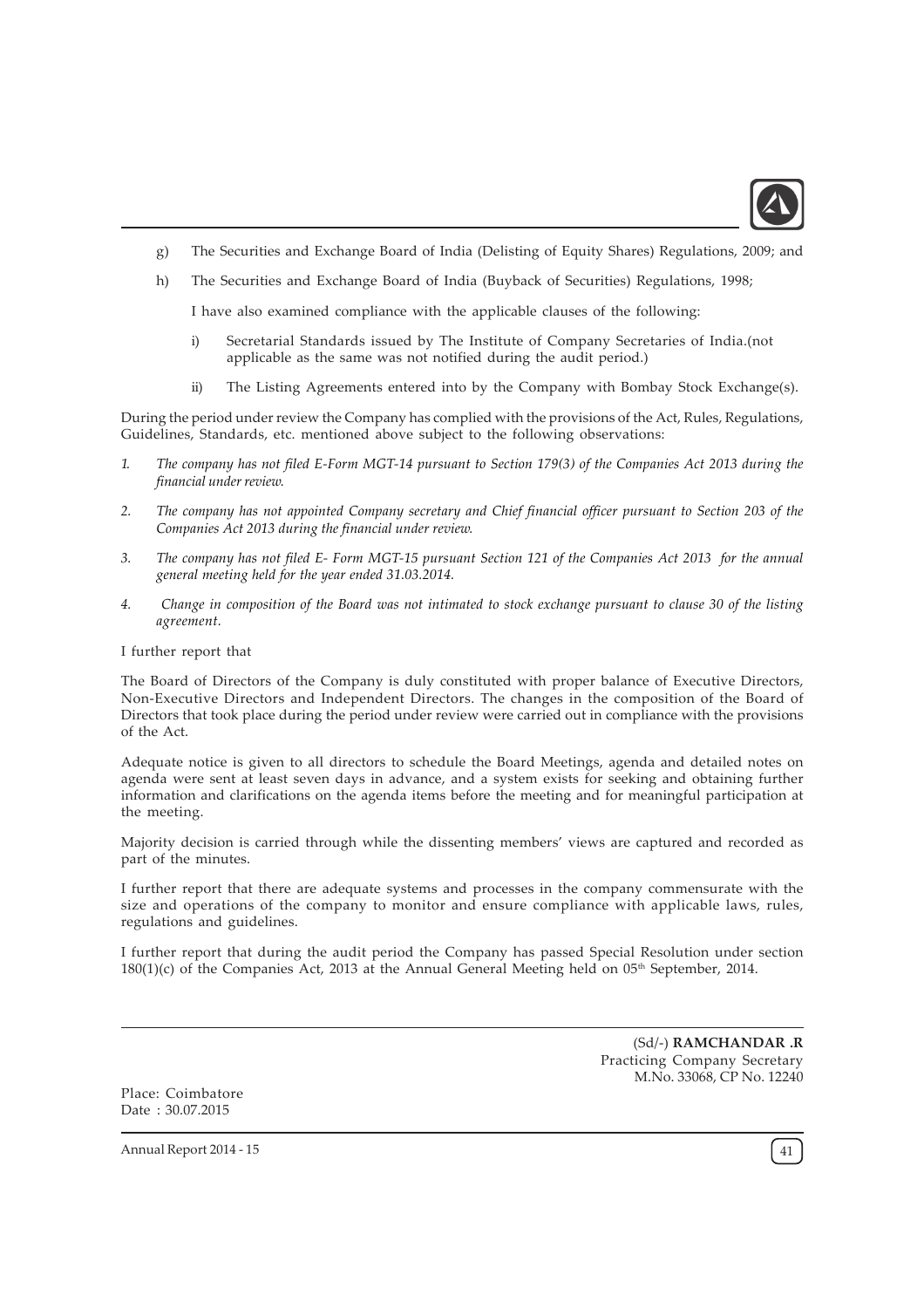g) The Securities and Exchange Board of India (Delisting of Equity Shares) Regulations, 2009; and

h) The Securities and Exchange Board of India (Buyback of Securities) Regulations, 1998;

I have also examined compliance with the applicable clauses of the following:

i) Secretarial Standards issued by The Institute of Company Secretaries of India.(not applicable as the same was not notified during the audit period.)

ii) The Listing Agreements entered into by the Company with Bombay Stock Exchange(s).

During the period under review the Company has complied with the provisions of the Act, Rules, Regulations, Guidelines, Standards, etc. mentioned above subject to the following observations:

1. *The company has not filed E-Form MGT-14 pursuant to Section 179(3) of the Companies Act 2013 during the financial under review.*

2. *The company has not appointed Company secretary and Chief financial officer pursuant to Section 203 of the Companies Act 2013 during the financial under review.*

3. *The company has not filed E- Form MGT-15 pursuant Section 121 of the Companies Act 2013 for the annual general meeting held for the year ended 31.03.2014.*

4. *Change in composition of the Board was not intimated to stock exchange pursuant to clause 30 of the listing agreement.*

I further report that

The Board of Directors of the Company is duly constituted with proper balance of Executive Directors, Non-Executive Directors and Independent Directors. The changes in the composition of the Board of Directors that took place during the period under review were carried out in compliance with the provisions of the Act.

Adequate notice is given to all directors to schedule the Board Meetings, agenda and detailed notes on agenda were sent at least seven days in advance, and a system exists for seeking and obtaining further information and clarifications on the agenda items before the meeting and for meaningful participation at the meeting.

Majority decision is carried through while the dissenting members' views are captured and recorded as part of the minutes.

I further report that there are adequate systems and processes in the company commensurate with the size and operations of the company to monitor and ensure compliance with applicable laws, rules, regulations and guidelines.

I further report that during the audit period the Company has passed Special Resolution under section 180(1)(c) of the Companies Act, 2013 at the Annual General Meeting held on 05th September, 2014.

(Sd/-) **RAMCHANDAR .R**
Practicing Company Secretary
M.No. 33068, CP No. 12240

Place: Coimbatore
Date : 30.07.2015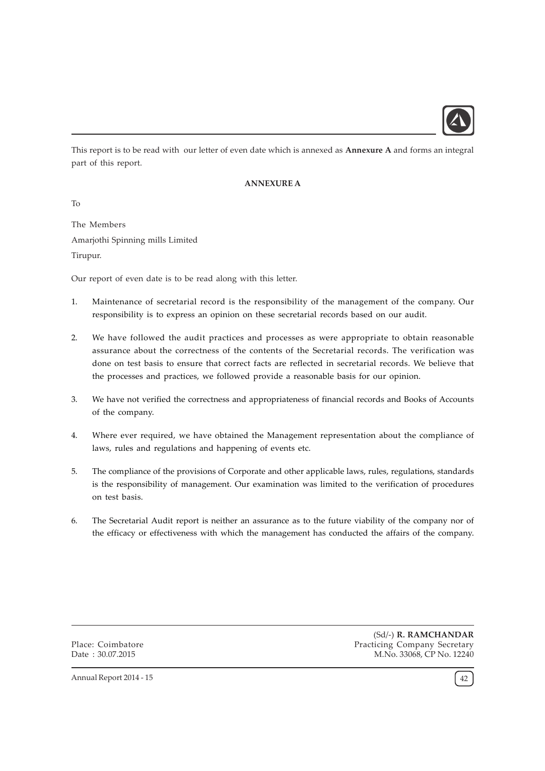This report is to be read with our letter of even date which is annexed as **Annexure A** and forms an integral part of this report.

**ANNEXURE A**

To

The Members

Amarjothi Spinning mills Limited

Tirupur.

Our report of even date is to be read along with this letter.

1. Maintenance of secretarial record is the responsibility of the management of the company. Our responsibility is to express an opinion on these secretarial records based on our audit.

2. We have followed the audit practices and processes as were appropriate to obtain reasonable assurance about the correctness of the contents of the Secretarial records. The verification was done on test basis to ensure that correct facts are reflected in secretarial records. We believe that the processes and practices, we followed provide a reasonable basis for our opinion.

3. We have not verified the correctness and appropriateness of financial records and Books of Accounts of the company.

4. Where ever required, we have obtained the Management representation about the compliance of laws, rules and regulations and happening of events etc.

5. The compliance of the provisions of Corporate and other applicable laws, rules, regulations, standards is the responsibility of management. Our examination was limited to the verification of procedures on test basis.

6. The Secretarial Audit report is neither an assurance as to the future viability of the company nor of the efficacy or effectiveness with which the management has conducted the affairs of the company.

Place: Coimbatore
Date : 30.07.2015

(Sd/-) **R. RAMCHANDAR**
Practicing Company Secretary
M.No. 33068, CP No. 12240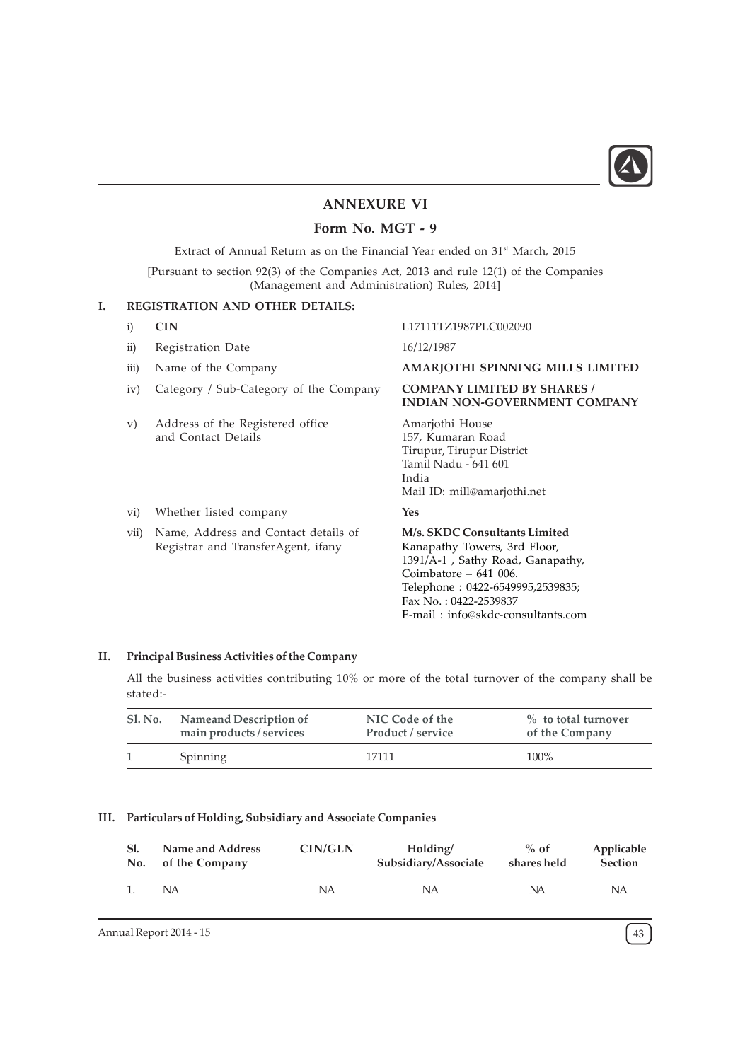# ANNEXURE VI

## Form No. MGT - 9

Extract of Annual Return as on the Financial Year ended on 31st March, 2015

[Pursuant to section 92(3) of the Companies Act, 2013 and rule 12(1) of the Companies (Management and Administration) Rules, 2014]

### I. REGISTRATION AND OTHER DETAILS:

| | | |
|---|---|---|
| i) | **CIN** | L17111TZ1987PLC002090 |
| ii) | Registration Date | 16/12/1987 |
| iii) | Name of the Company | **AMARJOTHI SPINNING MILLS LIMITED** |
| iv) | Category / Sub-Category of the Company | **COMPANY LIMITED BY SHARES / INDIAN NON-GOVERNMENT COMPANY** |
| v) | Address of the Registered office and Contact Details | Amarjothi House<br>157, Kumaran Road<br>Tirupur, Tirupur District<br>Tamil Nadu - 641 601<br>India<br>Mail ID: mill@amarjothi.net |
| vi) | Whether listed company | **Yes** |
| vii) | Name, Address and Contact details of Registrar and TransferAgent, ifany | **M/s. SKDC Consultants Limited**<br>Kanapathy Towers, 3rd Floor,<br>1391/A-1 , Sathy Road, Ganapathy,<br>Coimbatore – 641 006.<br>Telephone : 0422-6549995,2539835;<br>Fax No. : 0422-2539837<br>E-mail : info@skdc-consultants.com |

### II. Principal Business Activities of the Company

All the business activities contributing 10% or more of the total turnover of the company shall be stated:-

| Sl. No. | Nameand Description of main products / services | NIC Code of the Product / service | % to total turnover of the Company |
|---|---|---|---|
| 1 | Spinning | 17111 | 100% |

### III. Particulars of Holding, Subsidiary and Associate Companies

| Sl. No. | Name and Address of the Company | CIN/GLN | Holding/ Subsidiary/Associate | % of shares held | Applicable Section |
|---|---|---|---|---|---|
| 1. | NA | NA | NA | NA | NA |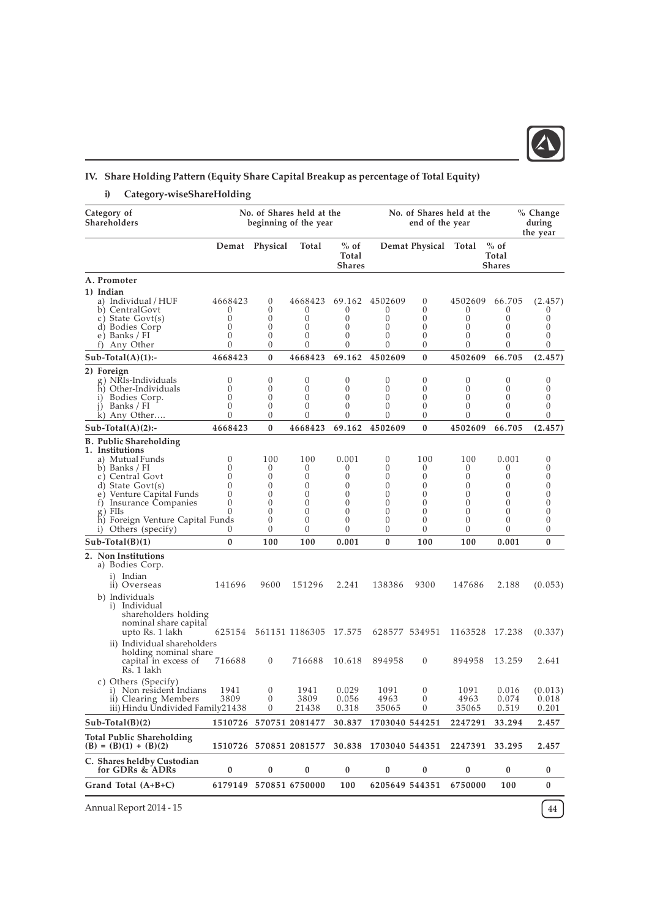## IV. Share Holding Pattern (Equity Share Capital Breakup as percentage of Total Equity)

### i) Category-wiseShareHolding

| Category of Shareholders | No. of Shares held at the beginning of the year | | | | No. of Shares held at the end of the year | | | | % Change during the year |
|---|---|---|---|---|---|---|---|---|---|
| | Demat | Physical | Total | % of Total Shares | Demat | Physical | Total | % of Total Shares | |
| **A. Promoter** | | | | | | | | | |
| **1) Indian** | | | | | | | | | |
| a) Individual / HUF | 4668423 | 0 | 4668423 | 69.162 | 4502609 | 0 | 4502609 | 66.705 | (2.457) |
| b) CentralGovt | 0 | 0 | 0 | 0 | 0 | 0 | 0 | 0 | 0 |
| c) State Govt(s) | 0 | 0 | 0 | 0 | 0 | 0 | 0 | 0 | 0 |
| d) Bodies Corp | 0 | 0 | 0 | 0 | 0 | 0 | 0 | 0 | 0 |
| e) Banks / FI | 0 | 0 | 0 | 0 | 0 | 0 | 0 | 0 | 0 |
| f) Any Other | 0 | 0 | 0 | 0 | 0 | 0 | 0 | 0 | 0 |
| **Sub-Total(A)(1):-** | **4668423** | **0** | **4668423** | **69.162** | **4502609** | **0** | **4502609** | **66.705** | **(2.457)** |
| **2) Foreign** | | | | | | | | | |
| g) NRIs-Individuals | 0 | 0 | 0 | 0 | 0 | 0 | 0 | 0 | 0 |
| h) Other-Individuals | 0 | 0 | 0 | 0 | 0 | 0 | 0 | 0 | 0 |
| i) Bodies Corp. | 0 | 0 | 0 | 0 | 0 | 0 | 0 | 0 | 0 |
| j) Banks / FI | 0 | 0 | 0 | 0 | 0 | 0 | 0 | 0 | 0 |
| k) Any Other…. | 0 | 0 | 0 | 0 | 0 | 0 | 0 | 0 | 0 |
| **Sub-Total(A)(2):-** | **4668423** | **0** | **4668423** | **69.162** | **4502609** | **0** | **4502609** | **66.705** | **(2.457)** |
| **B. Public Shareholding** | | | | | | | | | |
| **1. Institutions** | | | | | | | | | |
| a) Mutual Funds | 0 | 100 | 100 | 0.001 | 0 | 100 | 100 | 0.001 | 0 |
| b) Banks / FI | 0 | 0 | 0 | 0 | 0 | 0 | 0 | 0 | 0 |
| c) Central Govt | 0 | 0 | 0 | 0 | 0 | 0 | 0 | 0 | 0 |
| d) State Govt(s) | 0 | 0 | 0 | 0 | 0 | 0 | 0 | 0 | 0 |
| e) Venture Capital Funds | 0 | 0 | 0 | 0 | 0 | 0 | 0 | 0 | 0 |
| f) Insurance Companies | 0 | 0 | 0 | 0 | 0 | 0 | 0 | 0 | 0 |
| g) FIIs | 0 | 0 | 0 | 0 | 0 | 0 | 0 | 0 | 0 |
| h) Foreign Venture Capital Funds | | 0 | 0 | 0 | 0 | 0 | 0 | 0 | 0 |
| i) Others (specify) | 0 | 0 | 0 | 0 | 0 | 0 | 0 | 0 | 0 |
| **Sub-Total(B)(1)** | **0** | **100** | **100** | **0.001** | **0** | **100** | **100** | **0.001** | **0** |
| **2. Non Institutions** | | | | | | | | | |
| a) Bodies Corp. | | | | | | | | | |
| i) Indian | | | | | | | | | |
| ii) Overseas | 141696 | 9600 | 151296 | 2.241 | 138386 | 9300 | 147686 | 2.188 | (0.053) |
| b) Individuals | | | | | | | | | |
| i) Individual shareholders holding nominal share capital upto Rs. 1 lakh | 625154 | 561151 | 1186305 | 17.575 | 628577 | 534951 | 1163528 | 17.238 | (0.337) |
| ii) Individual shareholders holding nominal share capital in excess of Rs. 1 lakh | 716688 | 0 | 716688 | 10.618 | 894958 | 0 | 894958 | 13.259 | 2.641 |
| c) Others (Specify) | | | | | | | | | |
| i) Non resident Indians | 1941 | 0 | 1941 | 0.029 | 1091 | 0 | 1091 | 0.016 | (0.013) |
| ii) Clearing Members | 3809 | 0 | 3809 | 0.056 | 4963 | 0 | 4963 | 0.074 | 0.018 |
| iii) Hindu Undivided Family | 21438 | 0 | 21438 | 0.318 | 35065 | 0 | 35065 | 0.519 | 0.201 |
| **Sub-Total(B)(2)** | **1510726** | **570751** | **2081477** | **30.837** | **1703040** | **544251** | **2247291** | **33.294** | **2.457** |
| **Total Public Shareholding (B) = (B)(1) + (B)(2)** | **1510726** | **570851** | **2081577** | **30.838** | **1703040** | **544351** | **2247391** | **33.295** | **2.457** |
| **C. Shares heldby Custodian for GDRs & ADRs** | **0** | **0** | **0** | **0** | **0** | **0** | **0** | **0** | **0** |
| **Grand Total (A+B+C)** | **6179149** | **570851** | **6750000** | **100** | **6205649** | **544351** | **6750000** | **100** | **0** |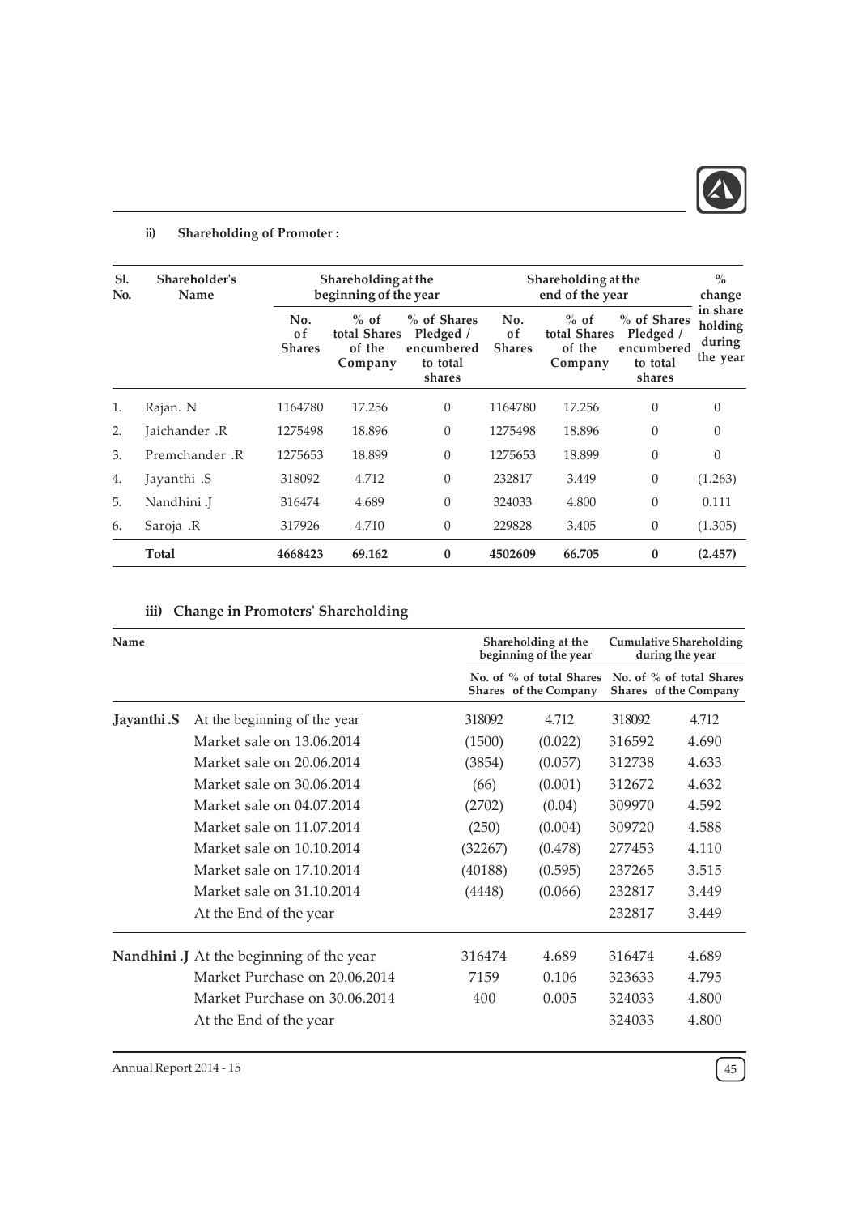### ii) Shareholding of Promoter :

| Sl. No. | Shareholder's Name | Shareholding at the beginning of the year | | | Shareholding at the end of the year | | | % change in share holding during the year |
|---|---|---|---|---|---|---|---|---|
| | | No. of Shares | % of total Shares of the Company | % of Shares Pledged / encumbered to total shares | No. of Shares | % of total Shares of the Company | % of Shares Pledged / encumbered to total shares | |
| 1. | Rajan. N | 1164780 | 17.256 | 0 | 1164780 | 17.256 | 0 | 0 |
| 2. | Jaichander .R | 1275498 | 18.896 | 0 | 1275498 | 18.896 | 0 | 0 |
| 3. | Premchander .R | 1275653 | 18.899 | 0 | 1275653 | 18.899 | 0 | 0 |
| 4. | Jayanthi .S | 318092 | 4.712 | 0 | 232817 | 3.449 | 0 | (1.263) |
| 5. | Nandhini .J | 316474 | 4.689 | 0 | 324033 | 4.800 | 0 | 0.111 |
| 6. | Saroja .R | 317926 | 4.710 | 0 | 229828 | 3.405 | 0 | (1.305) |
| | **Total** | **4668423** | **69.162** | **0** | **4502609** | **66.705** | **0** | **(2.457)** |

### iii) Change in Promoters' Shareholding

| Name | | Shareholding at the beginning of the year | | Cumulative Shareholding during the year | |
|---|---|---|---|---|---|
| | | No. of Shares | % of total Shares of the Company | No. of Shares | % of total Shares of the Company |
| **Jayanthi .S** | At the beginning of the year | 318092 | 4.712 | 318092 | 4.712 |
| | Market sale on 13.06.2014 | (1500) | (0.022) | 316592 | 4.690 |
| | Market sale on 20.06.2014 | (3854) | (0.057) | 312738 | 4.633 |
| | Market sale on 30.06.2014 | (66) | (0.001) | 312672 | 4.632 |
| | Market sale on 04.07.2014 | (2702) | (0.04) | 309970 | 4.592 |
| | Market sale on 11.07.2014 | (250) | (0.004) | 309720 | 4.588 |
| | Market sale on 10.10.2014 | (32267) | (0.478) | 277453 | 4.110 |
| | Market sale on 17.10.2014 | (40188) | (0.595) | 237265 | 3.515 |
| | Market sale on 31.10.2014 | (4448) | (0.066) | 232817 | 3.449 |
| | At the End of the year | | | 232817 | 3.449 |
| **Nandhini .J** | At the beginning of the year | 316474 | 4.689 | 316474 | 4.689 |
| | Market Purchase on 20.06.2014 | 7159 | 0.106 | 323633 | 4.795 |
| | Market Purchase on 30.06.2014 | 400 | 0.005 | 324033 | 4.800 |
| | At the End of the year | | | 324033 | 4.800 |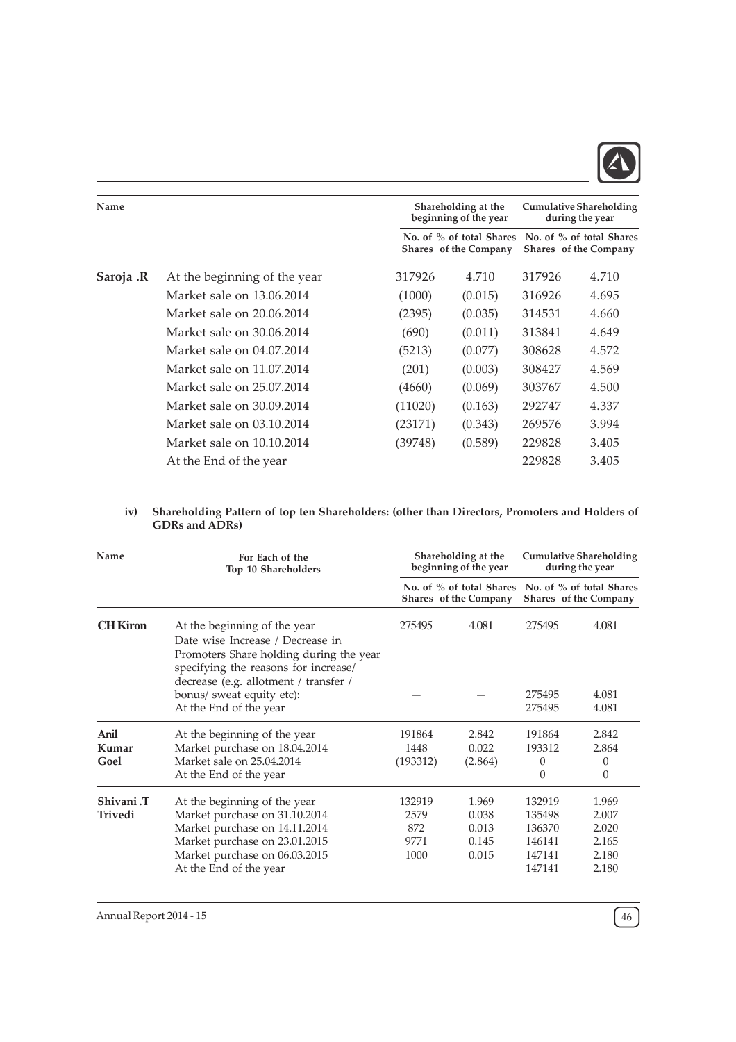| Name | | Shareholding at the beginning of the year | | Cumulative Shareholding during the year | |
|---|---|---|---|---|---|
| | | No. of Shares | % of total Shares of the Company | No. of Shares | % of total Shares of the Company |
| **Saroja .R** | At the beginning of the year | 317926 | 4.710 | 317926 | 4.710 |
| | Market sale on 13.06.2014 | (1000) | (0.015) | 316926 | 4.695 |
| | Market sale on 20.06.2014 | (2395) | (0.035) | 314531 | 4.660 |
| | Market sale on 30.06.2014 | (690) | (0.011) | 313841 | 4.649 |
| | Market sale on 04.07.2014 | (5213) | (0.077) | 308628 | 4.572 |
| | Market sale on 11.07.2014 | (201) | (0.003) | 308427 | 4.569 |
| | Market sale on 25.07.2014 | (4660) | (0.069) | 303767 | 4.500 |
| | Market sale on 30.09.2014 | (11020) | (0.163) | 292747 | 4.337 |
| | Market sale on 03.10.2014 | (23171) | (0.343) | 269576 | 3.994 |
| | Market sale on 10.10.2014 | (39748) | (0.589) | 229828 | 3.405 |
| | At the End of the year | | | 229828 | 3.405 |

**iv) Shareholding Pattern of top ten Shareholders: (other than Directors, Promoters and Holders of GDRs and ADRs)**

| Name | For Each of the Top 10 Shareholders | Shareholding at the beginning of the year | | Cumulative Shareholding during the year | |
|---|---|---|---|---|---|
| | | No. of Shares | % of total Shares of the Company | No. of Shares | % of total Shares of the Company |
| **CH Kiron** | At the beginning of the year | 275495 | 4.081 | 275495 | 4.081 |
| | Date wise Increase / Decrease in Promoters Share holding during the year specifying the reasons for increase/ decrease (e.g. allotment / transfer / bonus/ sweat equity etc): | — | — | 275495 | 4.081 |
| | At the End of the year | | | 275495 | 4.081 |
| **Anil Kumar Goel** | At the beginning of the year | 191864 | 2.842 | 191864 | 2.842 |
| | Market purchase on 18.04.2014 | 1448 | 0.022 | 193312 | 2.864 |
| | Market sale on 25.04.2014 | (193312) | (2.864) | 0 | 0 |
| | At the End of the year | | | 0 | 0 |
| **Shivani .T Trivedi** | At the beginning of the year | 132919 | 1.969 | 132919 | 1.969 |
| | Market purchase on 31.10.2014 | 2579 | 0.038 | 135498 | 2.007 |
| | Market purchase on 14.11.2014 | 872 | 0.013 | 136370 | 2.020 |
| | Market purchase on 23.01.2015 | 9771 | 0.145 | 146141 | 2.165 |
| | Market purchase on 06.03.2015 | 1000 | 0.015 | 147141 | 2.180 |
| | At the End of the year | | | 147141 | 2.180 |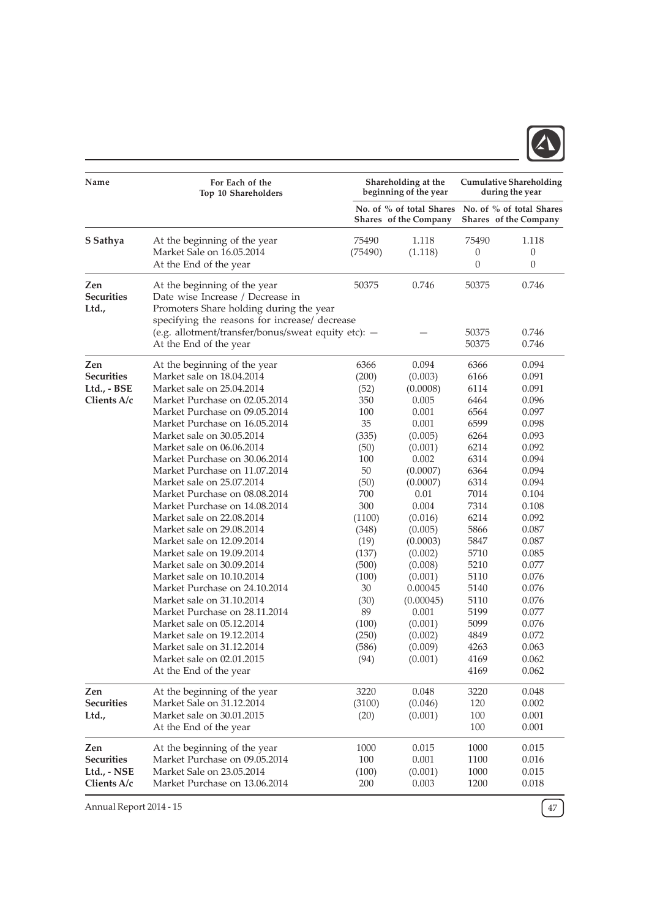| Name | For Each of the Top 10 Shareholders | Shareholding at the beginning of the year | | Cumulative Shareholding during the year | |
|---|---|---|---|---|---|
| | | No. of Shares | % of total Shares of the Company | No. of Shares | % of total Shares of the Company |
| **S Sathya** | At the beginning of the year | 75490 | 1.118 | 75490 | 1.118 |
| | Market Sale on 16.05.2014 | (75490) | (1.118) | 0 | 0 |
| | At the End of the year | | | 0 | 0 |
| **Zen Securities Ltd.,** | At the beginning of the year | 50375 | 0.746 | 50375 | 0.746 |
| | Date wise Increase / Decrease in Promoters Share holding during the year specifying the reasons for increase/ decrease (e.g. allotment/transfer/bonus/sweat equity etc): — | | — | 50375 | 0.746 |
| | At the End of the year | | | 50375 | 0.746 |
| **Zen Securities Ltd., - BSE Clients A/c** | At the beginning of the year | 6366 | 0.094 | 6366 | 0.094 |
| | Market sale on 18.04.2014 | (200) | (0.003) | 6166 | 0.091 |
| | Market sale on 25.04.2014 | (52) | (0.0008) | 6114 | 0.091 |
| | Market Purchase on 02.05.2014 | 350 | 0.005 | 6464 | 0.096 |
| | Market Purchase on 09.05.2014 | 100 | 0.001 | 6564 | 0.097 |
| | Market Purchase on 16.05.2014 | 35 | 0.001 | 6599 | 0.098 |
| | Market sale on 30.05.2014 | (335) | (0.005) | 6264 | 0.093 |
| | Market sale on 06.06.2014 | (50) | (0.001) | 6214 | 0.092 |
| | Market Purchase on 30.06.2014 | 100 | 0.002 | 6314 | 0.094 |
| | Market Purchase on 11.07.2014 | 50 | (0.0007) | 6364 | 0.094 |
| | Market sale on 25.07.2014 | (50) | (0.0007) | 6314 | 0.094 |
| | Market Purchase on 08.08.2014 | 700 | 0.01 | 7014 | 0.104 |
| | Market Purchase on 14.08.2014 | 300 | 0.004 | 7314 | 0.108 |
| | Market sale on 22.08.2014 | (1100) | (0.016) | 6214 | 0.092 |
| | Market sale on 29.08.2014 | (348) | (0.005) | 5866 | 0.087 |
| | Market sale on 12.09.2014 | (19) | (0.0003) | 5847 | 0.087 |
| | Market sale on 19.09.2014 | (137) | (0.002) | 5710 | 0.085 |
| | Market sale on 30.09.2014 | (500) | (0.008) | 5210 | 0.077 |
| | Market sale on 10.10.2014 | (100) | (0.001) | 5110 | 0.076 |
| | Market Purchase on 24.10.2014 | 30 | 0.00045 | 5140 | 0.076 |
| | Market sale on 31.10.2014 | (30) | (0.00045) | 5110 | 0.076 |
| | Market Purchase on 28.11.2014 | 89 | 0.001 | 5199 | 0.077 |
| | Market sale on 05.12.2014 | (100) | (0.001) | 5099 | 0.076 |
| | Market sale on 19.12.2014 | (250) | (0.002) | 4849 | 0.072 |
| | Market sale on 31.12.2014 | (586) | (0.009) | 4263 | 0.063 |
| | Market sale on 02.01.2015 | (94) | (0.001) | 4169 | 0.062 |
| | At the End of the year | | | 4169 | 0.062 |
| **Zen Securities Ltd.,** | At the beginning of the year | 3220 | 0.048 | 3220 | 0.048 |
| | Market Sale on 31.12.2014 | (3100) | (0.046) | 120 | 0.002 |
| | Market sale on 30.01.2015 | (20) | (0.001) | 100 | 0.001 |
| | At the End of the year | | | 100 | 0.001 |
| **Zen Securities Ltd., - NSE Clients A/c** | At the beginning of the year | 1000 | 0.015 | 1000 | 0.015 |
| | Market Purchase on 09.05.2014 | 100 | 0.001 | 1100 | 0.016 |
| | Market Sale on 23.05.2014 | (100) | (0.001) | 1000 | 0.015 |
| | Market Purchase on 13.06.2014 | 200 | 0.003 | 1200 | 0.018 |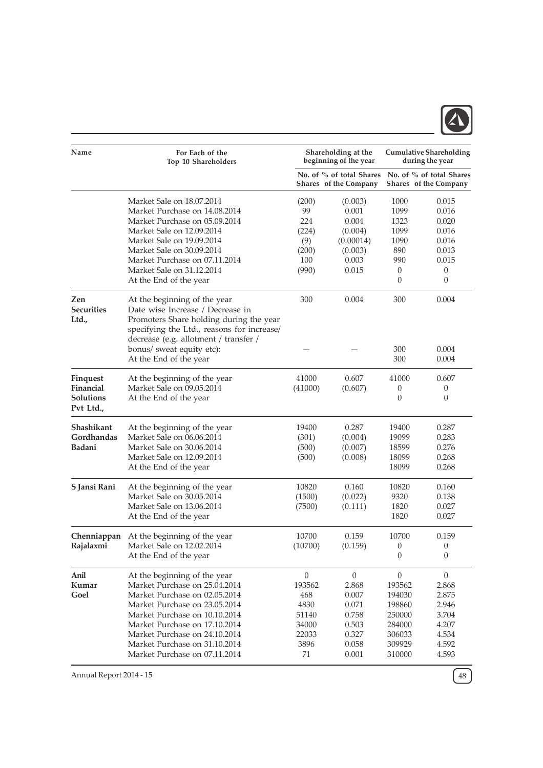| Name | For Each of the Top 10 Shareholders | Shareholding at the beginning of the year | | Cumulative Shareholding during the year | |
|---|---|---|---|---|---|
| | | No. of Shares | % of total Shares of the Company | No. of Shares | % of total Shares of the Company |
| | Market Sale on 18.07.2014 | (200) | (0.003) | 1000 | 0.015 |
| | Market Purchase on 14.08.2014 | 99 | 0.001 | 1099 | 0.016 |
| | Market Purchase on 05.09.2014 | 224 | 0.004 | 1323 | 0.020 |
| | Market Sale on 12.09.2014 | (224) | (0.004) | 1099 | 0.016 |
| | Market Sale on 19.09.2014 | (9) | (0.00014) | 1090 | 0.016 |
| | Market Sale on 30.09.2014 | (200) | (0.003) | 890 | 0.013 |
| | Market Purchase on 07.11.2014 | 100 | 0.003 | 990 | 0.015 |
| | Market Sale on 31.12.2014 | (990) | 0.015 | 0 | 0 |
| | At the End of the year | | | 0 | 0 |
| **Zen Securities Ltd.,** | At the beginning of the year | 300 | 0.004 | 300 | 0.004 |
| | Date wise Increase / Decrease in Promoters Share holding during the year specifying the Ltd., reasons for increase/ decrease (e.g. allotment / transfer / bonus/ sweat equity etc): | — | — | 300 | 0.004 |
| | At the End of the year | | | 300 | 0.004 |
| **Finquest Financial Solutions Pvt Ltd.,** | At the beginning of the year | 41000 | 0.607 | 41000 | 0.607 |
| | Market Sale on 09.05.2014 | (41000) | (0.607) | 0 | 0 |
| | At the End of the year | | | 0 | 0 |
| **Shashikant Gordhandas Badani** | At the beginning of the year | 19400 | 0.287 | 19400 | 0.287 |
| | Market Sale on 06.06.2014 | (301) | (0.004) | 19099 | 0.283 |
| | Market Sale on 30.06.2014 | (500) | (0.007) | 18599 | 0.276 |
| | Market Sale on 12.09.2014 | (500) | (0.008) | 18099 | 0.268 |
| | At the End of the year | | | 18099 | 0.268 |
| **S Jansi Rani** | At the beginning of the year | 10820 | 0.160 | 10820 | 0.160 |
| | Market Sale on 30.05.2014 | (1500) | (0.022) | 9320 | 0.138 |
| | Market Sale on 13.06.2014 | (7500) | (0.111) | 1820 | 0.027 |
| | At the End of the year | | | 1820 | 0.027 |
| **Chenniappan Rajalaxmi** | At the beginning of the year | 10700 | 0.159 | 10700 | 0.159 |
| | Market Sale on 12.02.2014 | (10700) | (0.159) | 0 | 0 |
| | At the End of the year | | | 0 | 0 |
| **Anil Kumar Goel** | At the beginning of the year | 0 | 0 | 0 | 0 |
| | Market Purchase on 25.04.2014 | 193562 | 2.868 | 193562 | 2.868 |
| | Market Purchase on 02.05.2014 | 468 | 0.007 | 194030 | 2.875 |
| | Market Purchase on 23.05.2014 | 4830 | 0.071 | 198860 | 2.946 |
| | Market Purchase on 10.10.2014 | 51140 | 0.758 | 250000 | 3.704 |
| | Market Purchase on 17.10.2014 | 34000 | 0.503 | 284000 | 4.207 |
| | Market Purchase on 24.10.2014 | 22033 | 0.327 | 306033 | 4.534 |
| | Market Purchase on 31.10.2014 | 3896 | 0.058 | 309929 | 4.592 |
| | Market Purchase on 07.11.2014 | 71 | 0.001 | 310000 | 4.593 |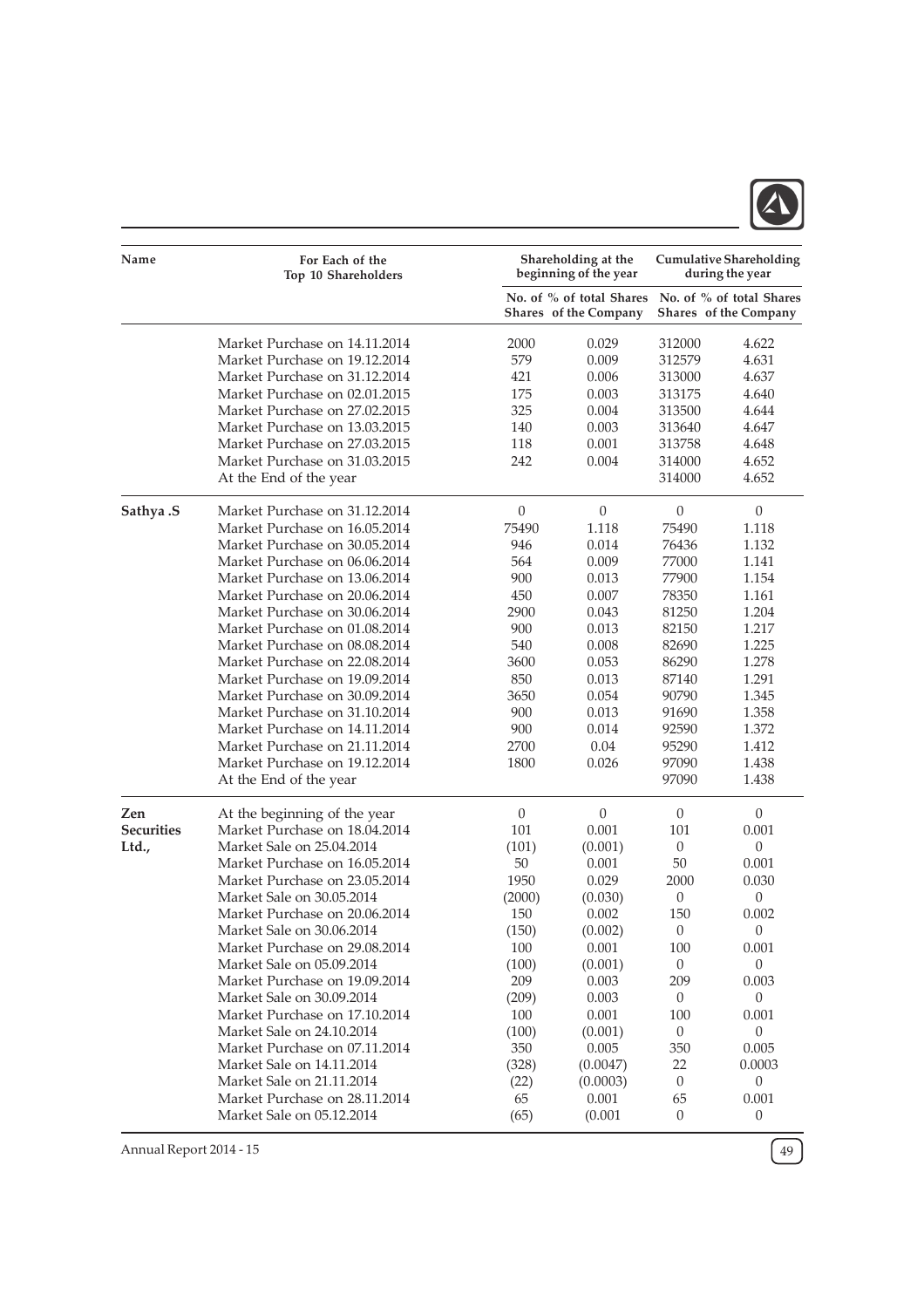| Name | For Each of the Top 10 Shareholders | Shareholding at the beginning of the year | | Cumulative Shareholding during the year | |
|---|---|---|---|---|---|
| | | No. of Shares | % of total Shares of the Company | No. of Shares | % of total Shares of the Company |
| | Market Purchase on 14.11.2014 | 2000 | 0.029 | 312000 | 4.622 |
| | Market Purchase on 19.12.2014 | 579 | 0.009 | 312579 | 4.631 |
| | Market Purchase on 31.12.2014 | 421 | 0.006 | 313000 | 4.637 |
| | Market Purchase on 02.01.2015 | 175 | 0.003 | 313175 | 4.640 |
| | Market Purchase on 27.02.2015 | 325 | 0.004 | 313500 | 4.644 |
| | Market Purchase on 13.03.2015 | 140 | 0.003 | 313640 | 4.647 |
| | Market Purchase on 27.03.2015 | 118 | 0.001 | 313758 | 4.648 |
| | Market Purchase on 31.03.2015 | 242 | 0.004 | 314000 | 4.652 |
| | At the End of the year | | | 314000 | 4.652 |
| **Sathya .S** | Market Purchase on 31.12.2014 | 0 | 0 | 0 | 0 |
| | Market Purchase on 16.05.2014 | 75490 | 1.118 | 75490 | 1.118 |
| | Market Purchase on 30.05.2014 | 946 | 0.014 | 76436 | 1.132 |
| | Market Purchase on 06.06.2014 | 564 | 0.009 | 77000 | 1.141 |
| | Market Purchase on 13.06.2014 | 900 | 0.013 | 77900 | 1.154 |
| | Market Purchase on 20.06.2014 | 450 | 0.007 | 78350 | 1.161 |
| | Market Purchase on 30.06.2014 | 2900 | 0.043 | 81250 | 1.204 |
| | Market Purchase on 01.08.2014 | 900 | 0.013 | 82150 | 1.217 |
| | Market Purchase on 08.08.2014 | 540 | 0.008 | 82690 | 1.225 |
| | Market Purchase on 22.08.2014 | 3600 | 0.053 | 86290 | 1.278 |
| | Market Purchase on 19.09.2014 | 850 | 0.013 | 87140 | 1.291 |
| | Market Purchase on 30.09.2014 | 3650 | 0.054 | 90790 | 1.345 |
| | Market Purchase on 31.10.2014 | 900 | 0.013 | 91690 | 1.358 |
| | Market Purchase on 14.11.2014 | 900 | 0.014 | 92590 | 1.372 |
| | Market Purchase on 21.11.2014 | 2700 | 0.04 | 95290 | 1.412 |
| | Market Purchase on 19.12.2014 | 1800 | 0.026 | 97090 | 1.438 |
| | At the End of the year | | | 97090 | 1.438 |
| **Zen Securities Ltd.,** | At the beginning of the year | 0 | 0 | 0 | 0 |
| | Market Purchase on 18.04.2014 | 101 | 0.001 | 101 | 0.001 |
| | Market Sale on 25.04.2014 | (101) | (0.001) | 0 | 0 |
| | Market Purchase on 16.05.2014 | 50 | 0.001 | 50 | 0.001 |
| | Market Purchase on 23.05.2014 | 1950 | 0.029 | 2000 | 0.030 |
| | Market Sale on 30.05.2014 | (2000) | (0.030) | 0 | 0 |
| | Market Purchase on 20.06.2014 | 150 | 0.002 | 150 | 0.002 |
| | Market Sale on 30.06.2014 | (150) | (0.002) | 0 | 0 |
| | Market Purchase on 29.08.2014 | 100 | 0.001 | 100 | 0.001 |
| | Market Sale on 05.09.2014 | (100) | (0.001) | 0 | 0 |
| | Market Purchase on 19.09.2014 | 209 | 0.003 | 209 | 0.003 |
| | Market Sale on 30.09.2014 | (209) | 0.003 | 0 | 0 |
| | Market Purchase on 17.10.2014 | 100 | 0.001 | 100 | 0.001 |
| | Market Sale on 24.10.2014 | (100) | (0.001) | 0 | 0 |
| | Market Purchase on 07.11.2014 | 350 | 0.005 | 350 | 0.005 |
| | Market Sale on 14.11.2014 | (328) | (0.0047) | 22 | 0.0003 |
| | Market Sale on 21.11.2014 | (22) | (0.0003) | 0 | 0 |
| | Market Purchase on 28.11.2014 | 65 | 0.001 | 65 | 0.001 |
| | Market Sale on 05.12.2014 | (65) | (0.001 | 0 | 0 |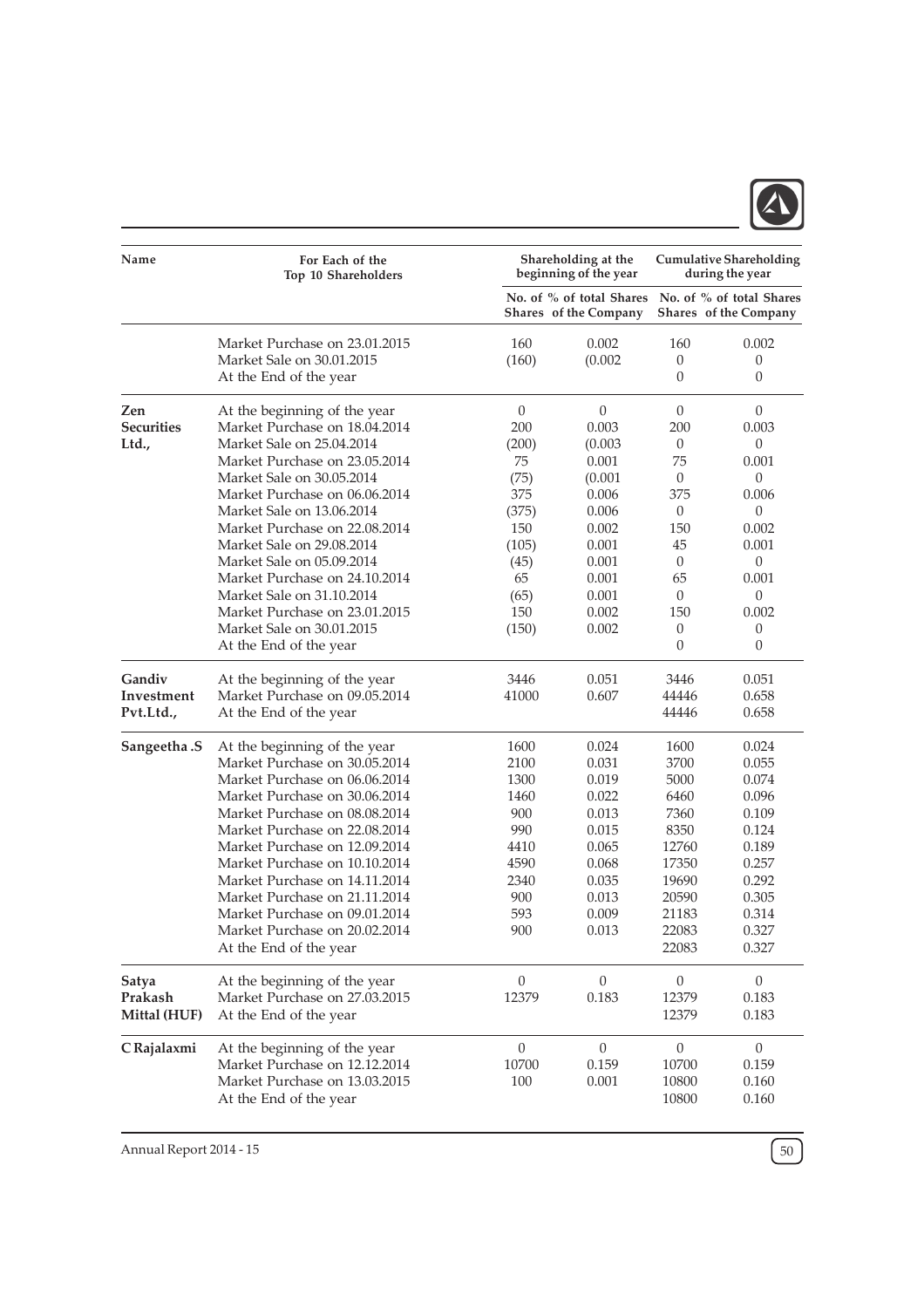| Name | For Each of the Top 10 Shareholders | Shareholding at the beginning of the year | | Cumulative Shareholding during the year | |
|---|---|---|---|---|---|
| | | No. of Shares | % of total Shares of the Company | No. of Shares | % of total Shares of the Company |
| | Market Purchase on 23.01.2015 | 160 | 0.002 | 160 | 0.002 |
| | Market Sale on 30.01.2015 | (160) | (0.002 | 0 | 0 |
| | At the End of the year | | | 0 | 0 |
| Zen Securities Ltd., | At the beginning of the year | 0 | 0 | 0 | 0 |
| | Market Purchase on 18.04.2014 | 200 | 0.003 | 200 | 0.003 |
| | Market Sale on 25.04.2014 | (200) | (0.003 | 0 | 0 |
| | Market Purchase on 23.05.2014 | 75 | 0.001 | 75 | 0.001 |
| | Market Sale on 30.05.2014 | (75) | (0.001 | 0 | 0 |
| | Market Purchase on 06.06.2014 | 375 | 0.006 | 375 | 0.006 |
| | Market Sale on 13.06.2014 | (375) | 0.006 | 0 | 0 |
| | Market Purchase on 22.08.2014 | 150 | 0.002 | 150 | 0.002 |
| | Market Sale on 29.08.2014 | (105) | 0.001 | 45 | 0.001 |
| | Market Sale on 05.09.2014 | (45) | 0.001 | 0 | 0 |
| | Market Purchase on 24.10.2014 | 65 | 0.001 | 65 | 0.001 |
| | Market Sale on 31.10.2014 | (65) | 0.001 | 0 | 0 |
| | Market Purchase on 23.01.2015 | 150 | 0.002 | 150 | 0.002 |
| | Market Sale on 30.01.2015 | (150) | 0.002 | 0 | 0 |
| | At the End of the year | | | 0 | 0 |
| Gandiv Investment Pvt.Ltd., | At the beginning of the year | 3446 | 0.051 | 3446 | 0.051 |
| | Market Purchase on 09.05.2014 | 41000 | 0.607 | 44446 | 0.658 |
| | At the End of the year | | | 44446 | 0.658 |
| Sangeetha .S | At the beginning of the year | 1600 | 0.024 | 1600 | 0.024 |
| | Market Purchase on 30.05.2014 | 2100 | 0.031 | 3700 | 0.055 |
| | Market Purchase on 06.06.2014 | 1300 | 0.019 | 5000 | 0.074 |
| | Market Purchase on 30.06.2014 | 1460 | 0.022 | 6460 | 0.096 |
| | Market Purchase on 08.08.2014 | 900 | 0.013 | 7360 | 0.109 |
| | Market Purchase on 22.08.2014 | 990 | 0.015 | 8350 | 0.124 |
| | Market Purchase on 12.09.2014 | 4410 | 0.065 | 12760 | 0.189 |
| | Market Purchase on 10.10.2014 | 4590 | 0.068 | 17350 | 0.257 |
| | Market Purchase on 14.11.2014 | 2340 | 0.035 | 19690 | 0.292 |
| | Market Purchase on 21.11.2014 | 900 | 0.013 | 20590 | 0.305 |
| | Market Purchase on 09.01.2014 | 593 | 0.009 | 21183 | 0.314 |
| | Market Purchase on 20.02.2014 | 900 | 0.013 | 22083 | 0.327 |
| | At the End of the year | | | 22083 | 0.327 |
| Satya Prakash Mittal (HUF) | At the beginning of the year | 0 | 0 | 0 | 0 |
| | Market Purchase on 27.03.2015 | 12379 | 0.183 | 12379 | 0.183 |
| | At the End of the year | | | 12379 | 0.183 |
| C Rajalaxmi | At the beginning of the year | 0 | 0 | 0 | 0 |
| | Market Purchase on 12.12.2014 | 10700 | 0.159 | 10700 | 0.159 |
| | Market Purchase on 13.03.2015 | 100 | 0.001 | 10800 | 0.160 |
| | At the End of the year | | | 10800 | 0.160 |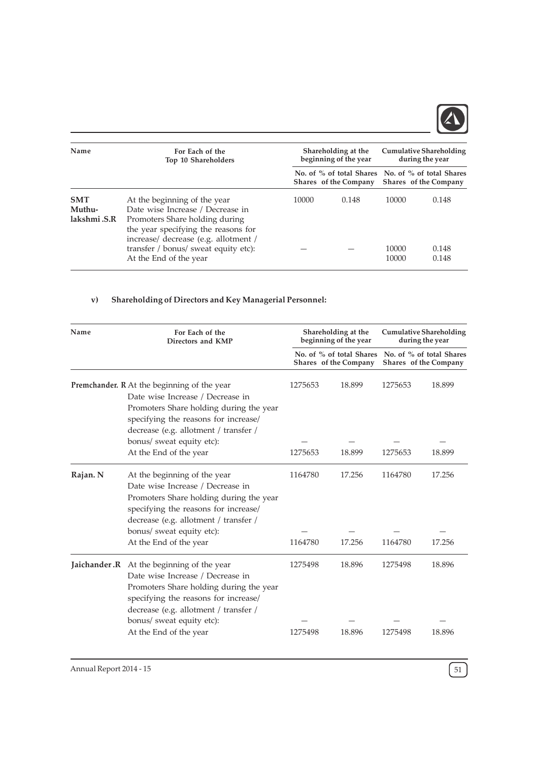| Name | For Each of the Top 10 Shareholders | Shareholding at the beginning of the year | | Cumulative Shareholding during the year | |
|---|---|---|---|---|---|
| | | No. of Shares | % of total Shares of the Company | No. of Shares | % of total Shares of the Company |
| **SMT Muthu-lakshmi .S.R** | At the beginning of the year | 10000 | 0.148 | 10000 | 0.148 |
| | Date wise Increase / Decrease in Promoters Share holding during the year specifying the reasons for increase/ decrease (e.g. allotment / transfer / bonus/ sweat equity etc): | — | — | 10000 | 0.148 |
| | At the End of the year | | | 10000 | 0.148 |

### v) Shareholding of Directors and Key Managerial Personnel:

| Name | For Each of the Directors and KMP | Shareholding at the beginning of the year | | Cumulative Shareholding during the year | |
|---|---|---|---|---|---|
| | | No. of Shares | % of total Shares of the Company | No. of Shares | % of total Shares of the Company |
| **Premchander. R** | At the beginning of the year | 1275653 | 18.899 | 1275653 | 18.899 |
| | Date wise Increase / Decrease in Promoters Share holding during the year specifying the reasons for increase/ decrease (e.g. allotment / transfer / bonus/ sweat equity etc): | — | — | — | — |
| | At the End of the year | 1275653 | 18.899 | 1275653 | 18.899 |
| **Rajan. N** | At the beginning of the year | 1164780 | 17.256 | 1164780 | 17.256 |
| | Date wise Increase / Decrease in Promoters Share holding during the year specifying the reasons for increase/ decrease (e.g. allotment / transfer / bonus/ sweat equity etc): | — | — | — | — |
| | At the End of the year | 1164780 | 17.256 | 1164780 | 17.256 |
| **Jaichander .R** | At the beginning of the year | 1275498 | 18.896 | 1275498 | 18.896 |
| | Date wise Increase / Decrease in Promoters Share holding during the year specifying the reasons for increase/ decrease (e.g. allotment / transfer / bonus/ sweat equity etc): | — | — | — | — |
| | At the End of the year | 1275498 | 18.896 | 1275498 | 18.896 |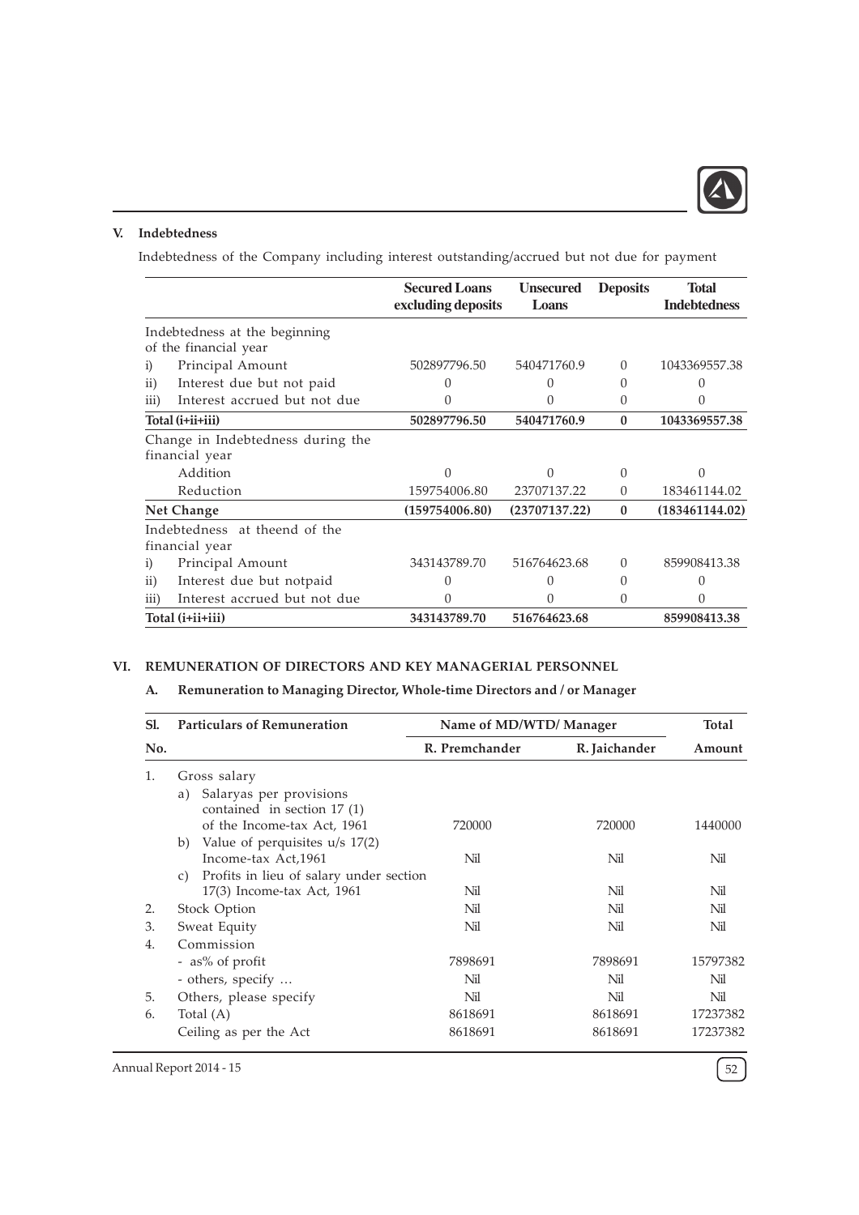## V. Indebtedness

Indebtedness of the Company including interest outstanding/accrued but not due for payment

| | Secured Loans excluding deposits | Unsecured Loans | Deposits | Total Indebtedness |
|---|---|---|---|---|
| Indebtedness at the beginning of the financial year | | | | |
| i) Principal Amount | 502897796.50 | 540471760.9 | 0 | 1043369557.38 |
| ii) Interest due but not paid | 0 | 0 | 0 | 0 |
| iii) Interest accrued but not due | 0 | 0 | 0 | 0 |
| **Total (i+ii+iii)** | **502897796.50** | **540471760.9** | **0** | **1043369557.38** |
| Change in Indebtedness during the financial year | | | | |
| Addition | 0 | 0 | 0 | 0 |
| Reduction | 159754006.80 | 23707137.22 | 0 | 183461144.02 |
| **Net Change** | **(159754006.80)** | **(23707137.22)** | **0** | **(183461144.02)** |
| Indebtedness at theend of the financial year | | | | |
| i) Principal Amount | 343143789.70 | 516764623.68 | 0 | 859908413.38 |
| ii) Interest due but notpaid | 0 | 0 | 0 | 0 |
| iii) Interest accrued but not due | 0 | 0 | 0 | 0 |
| **Total (i+ii+iii)** | **343143789.70** | **516764623.68** | | **859908413.38** |

## VI. REMUNERATION OF DIRECTORS AND KEY MANAGERIAL PERSONNEL

### A. Remuneration to Managing Director, Whole-time Directors and / or Manager

| Sl. No. | Particulars of Remuneration | Name of MD/WTD/ Manager | | Total Amount |
|---|---|---|---|---|
| | | R. Premchander | R. Jaichander | |
| 1. | Gross salary | | | |
| | a) Salaryas per provisions contained in section 17 (1) of the Income-tax Act, 1961 | 720000 | 720000 | 1440000 |
| | b) Value of perquisites u/s 17(2) Income-tax Act,1961 | Nil | Nil | Nil |
| | c) Profits in lieu of salary under section 17(3) Income-tax Act, 1961 | Nil | Nil | Nil |
| 2. | Stock Option | Nil | Nil | Nil |
| 3. | Sweat Equity | Nil | Nil | Nil |
| 4. | Commission | | | |
| | - as% of profit | 7898691 | 7898691 | 15797382 |
| | - others, specify … | Nil | Nil | Nil |
| 5. | Others, please specify | Nil | Nil | Nil |
| 6. | Total (A) | 8618691 | 8618691 | 17237382 |
| | Ceiling as per the Act | 8618691 | 8618691 | 17237382 |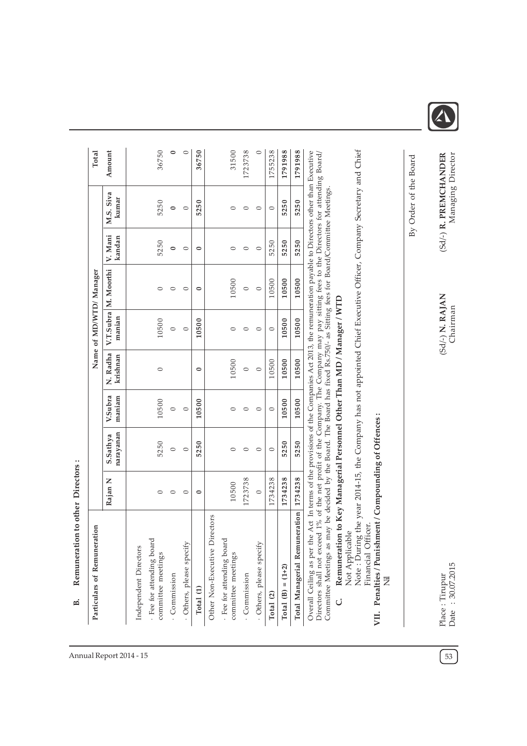## B. Remuneration to other Directors :

| Particulars of Remuneration | Name of MD/WTD/ Manager | | | | | | | | Total |
|---|---|---|---|---|---|---|---|---|---|
| | Rajan N | S.Sathya narayanan | V.Subra maniam | N. Radha krishnan | V.T.Subra manian | M. Moorthi | V. Mani kandan | M.S. Siva kumar | Amount |
| Independent Directors | | | | | | | | | |
| · Fee for attending board committee meetings | 0 | 5250 | 10500 | 0 | 10500 | 0 | 5250 | 5250 | 36750 |
| · Commission | 0 | 0 | 0 | | 0 | 0 | 0 | 0 | 0 |
| · Others, please specify | 0 | 0 | 0 | | 0 | 0 | 0 | 0 | 0 |
| **Total (1)** | **0** | **5250** | **10500** | **0** | **10500** | **0** | **0** | **5250** | **36750** |
| Other Non-Executive Directors | | | | | | | | | |
| · Fee for attending board committee meetings | 10500 | 0 | 0 | 10500 | 0 | 10500 | 0 | 0 | 31500 |
| · Commission | 1723738 | 0 | 0 | 0 | 0 | 0 | 0 | 0 | 1723738 |
| · Others, please specify | 0 | 0 | 0 | 0 | 0 | 0 | 0 | 0 | 0 |
| **Total (2)** | 1734238 | 0 | 0 | 10500 | 0 | 10500 | 5250 | 0 | 1755238 |
| **Total (B) = (1+2)** | **1734238** | **5250** | **10500** | **10500** | **10500** | **10500** | **5250** | **5250** | **1791988** |
| **Total Managerial Remuneration** | **1734238** | **5250** | **10500** | **10500** | **10500** | **10500** | **5250** | **5250** | **1791988** |

Overall Ceiling as per the Act In terms of the provisions of the Companies Act 2013, the remuneration payable to Directors other than Executive Directors shall not exceed 1% of the net profit of the Company. The Company may pay sitting fees to the Directors for attending Board/ Committee Meetings as may be decided by the Board. The Board has fixed Rs.750/- as Sitting fees for Board/Committee Meetings.

### C. Remuneration to Key Managerial Personnel Other Than MD / Manager / WTD

Not Applicable

Note : During the year 2014-15, the Company has not appointed Chief Executive Officer, Company Secretary and Chief Financial Officer.

### VII. Penalties / Punishment / Compounding of Offences :

Nil

By Order of the Board

Place : Tirupur
Date : 30.07.2015

(Sd/-) **N. RAJAN**
Chairman

(Sd/-) **R. PREMCHANDER**
Managing Director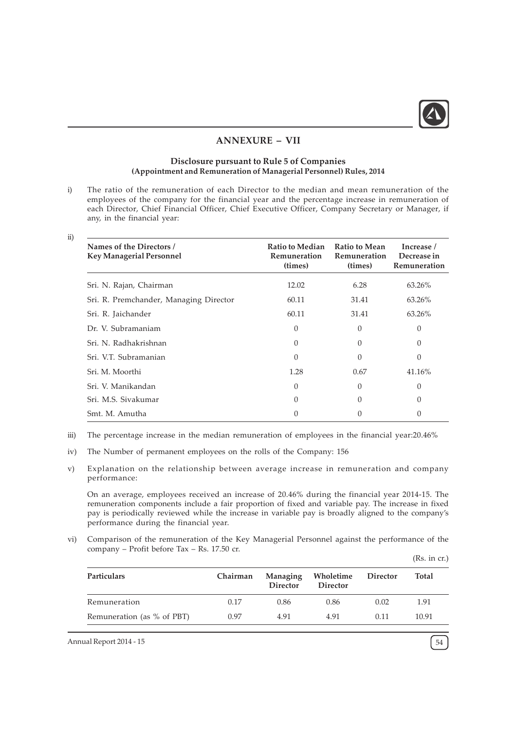# ANNEXURE – VII

### Disclosure pursuant to Rule 5 of Companies (Appointment and Remuneration of Managerial Personnel) Rules, 2014

i) The ratio of the remuneration of each Director to the median and mean remuneration of the employees of the company for the financial year and the percentage increase in remuneration of each Director, Chief Financial Officer, Chief Executive Officer, Company Secretary or Manager, if any, in the financial year:

ii)

| Names of the Directors / Key Managerial Personnel | Ratio to Median Remuneration (times) | Ratio to Mean Remuneration (times) | Increase / Decrease in Remuneration |
|---|---|---|---|
| Sri. N. Rajan, Chairman | 12.02 | 6.28 | 63.26% |
| Sri. R. Premchander, Managing Director | 60.11 | 31.41 | 63.26% |
| Sri. R. Jaichander | 60.11 | 31.41 | 63.26% |
| Dr. V. Subramaniam | 0 | 0 | 0 |
| Sri. N. Radhakrishnan | 0 | 0 | 0 |
| Sri. V.T. Subramanian | 0 | 0 | 0 |
| Sri. M. Moorthi | 1.28 | 0.67 | 41.16% |
| Sri. V. Manikandan | 0 | 0 | 0 |
| Sri. M.S. Sivakumar | 0 | 0 | 0 |
| Smt. M. Amutha | 0 | 0 | 0 |

iii) The percentage increase in the median remuneration of employees in the financial year:20.46%

iv) The Number of permanent employees on the rolls of the Company: 156

v) Explanation on the relationship between average increase in remuneration and company performance:

On an average, employees received an increase of 20.46% during the financial year 2014-15. The remuneration components include a fair proportion of fixed and variable pay. The increase in fixed pay is periodically reviewed while the increase in variable pay is broadly aligned to the company's performance during the financial year.

vi) Comparison of the remuneration of the Key Managerial Personnel against the performance of the company – Profit before Tax – Rs. 17.50 cr.

(Rs. in cr.)

| Particulars | Chairman | Managing Director | Wholetime Director | Director | Total |
|---|---|---|---|---|---|
| Remuneration | 0.17 | 0.86 | 0.86 | 0.02 | 1.91 |
| Remuneration (as % of PBT) | 0.97 | 4.91 | 4.91 | 0.11 | 10.91 |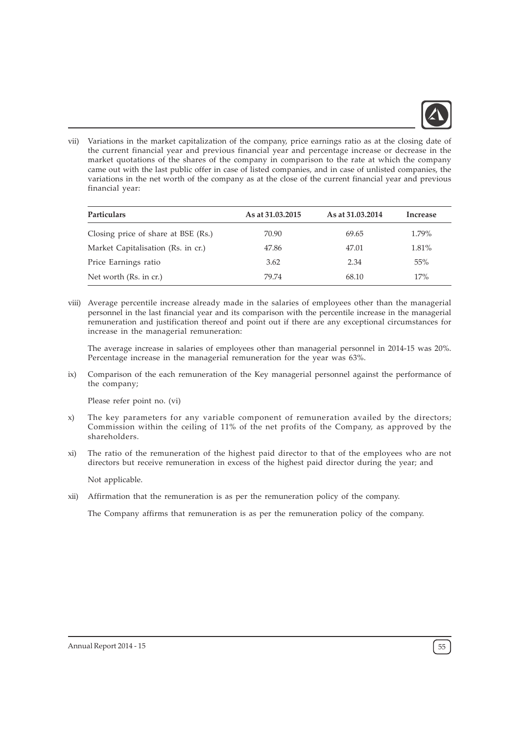vii) Variations in the market capitalization of the company, price earnings ratio as at the closing date of the current financial year and previous financial year and percentage increase or decrease in the market quotations of the shares of the company in comparison to the rate at which the company came out with the last public offer in case of listed companies, and in case of unlisted companies, the variations in the net worth of the company as at the close of the current financial year and previous financial year:

| Particulars | As at 31.03.2015 | As at 31.03.2014 | Increase |
|---|---|---|---|
| Closing price of share at BSE (Rs.) | 70.90 | 69.65 | 1.79% |
| Market Capitalisation (Rs. in cr.) | 47.86 | 47.01 | 1.81% |
| Price Earnings ratio | 3.62 | 2.34 | 55% |
| Net worth (Rs. in cr.) | 79.74 | 68.10 | 17% |

viii) Average percentile increase already made in the salaries of employees other than the managerial personnel in the last financial year and its comparison with the percentile increase in the managerial remuneration and justification thereof and point out if there are any exceptional circumstances for increase in the managerial remuneration:

The average increase in salaries of employees other than managerial personnel in 2014-15 was 20%. Percentage increase in the managerial remuneration for the year was 63%.

ix) Comparison of the each remuneration of the Key managerial personnel against the performance of the company;

Please refer point no. (vi)

x) The key parameters for any variable component of remuneration availed by the directors; Commission within the ceiling of 11% of the net profits of the Company, as approved by the shareholders.

xi) The ratio of the remuneration of the highest paid director to that of the employees who are not directors but receive remuneration in excess of the highest paid director during the year; and

Not applicable.

xii) Affirmation that the remuneration is as per the remuneration policy of the company.

The Company affirms that remuneration is as per the remuneration policy of the company.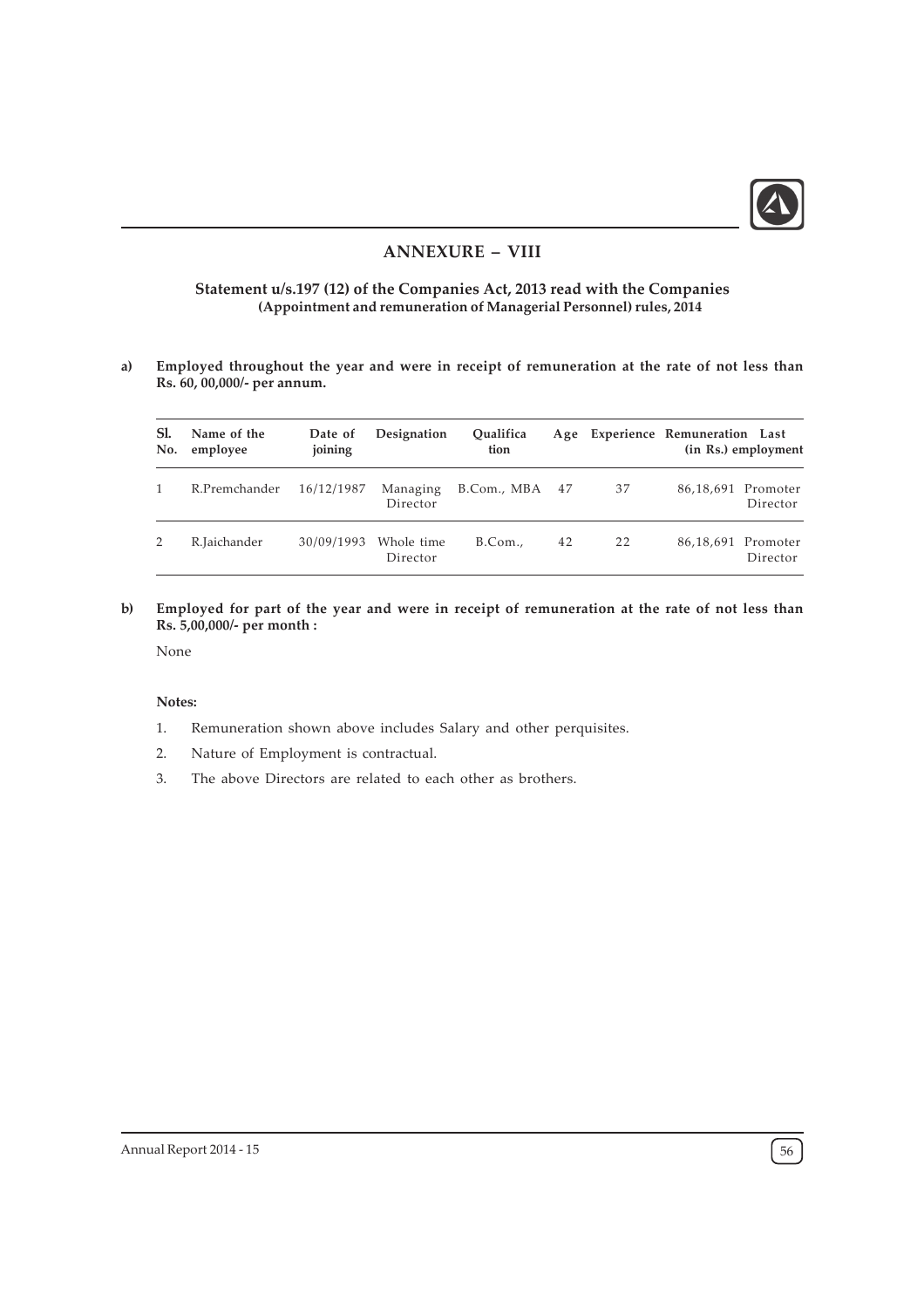## ANNEXURE – VIII

### Statement u/s.197 (12) of the Companies Act, 2013 read with the Companies (Appointment and remuneration of Managerial Personnel) rules, 2014

**a) Employed throughout the year and were in receipt of remuneration at the rate of not less than Rs. 60, 00,000/- per annum.**

| Sl. No. | Name of the employee | Date of joining | Designation | Qualification | Age | Experience | Remuneration (in Rs.) | Last employment |
|---|---|---|---|---|---|---|---|---|
| 1 | R.Premchander | 16/12/1987 | Managing Director | B.Com., MBA | 47 | 37 | 86,18,691 | Promoter Director |
| 2 | R.Jaichander | 30/09/1993 | Whole time Director | B.Com., | 42 | 22 | 86,18,691 | Promoter Director |

**b) Employed for part of the year and were in receipt of remuneration at the rate of not less than Rs. 5,00,000/- per month :**

None

**Notes:**

1. Remuneration shown above includes Salary and other perquisites.
2. Nature of Employment is contractual.
3. The above Directors are related to each other as brothers.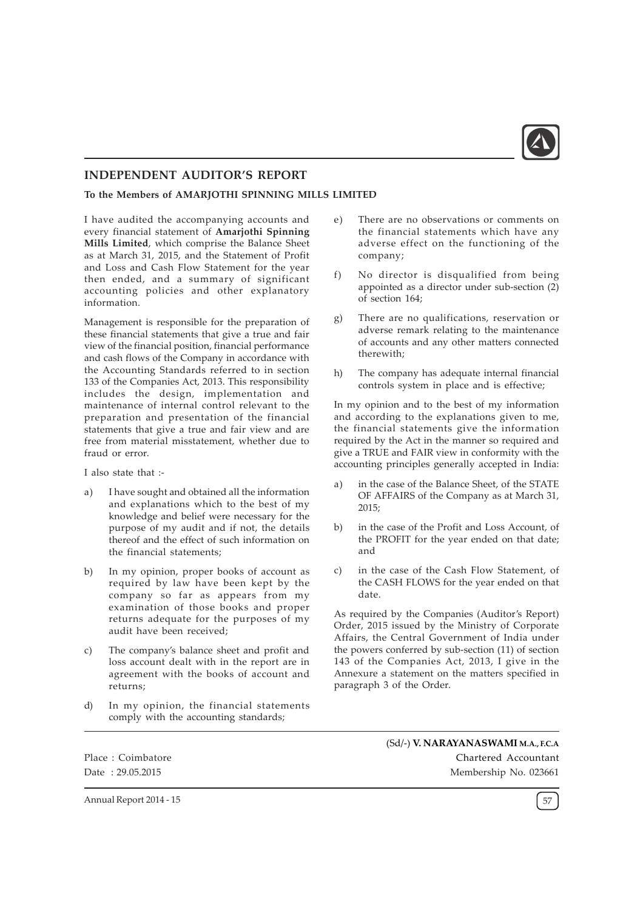# INDEPENDENT AUDITOR'S REPORT

**To the Members of AMARJOTHI SPINNING MILLS LIMITED**

I have audited the accompanying accounts and every financial statement of **Amarjothi Spinning Mills Limited**, which comprise the Balance Sheet as at March 31, 2015, and the Statement of Profit and Loss and Cash Flow Statement for the year then ended, and a summary of significant accounting policies and other explanatory information.

Management is responsible for the preparation of these financial statements that give a true and fair view of the financial position, financial performance and cash flows of the Company in accordance with the Accounting Standards referred to in section 133 of the Companies Act, 2013. This responsibility includes the design, implementation and maintenance of internal control relevant to the preparation and presentation of the financial statements that give a true and fair view and are free from material misstatement, whether due to fraud or error.

I also state that :-

a) I have sought and obtained all the information and explanations which to the best of my knowledge and belief were necessary for the purpose of my audit and if not, the details thereof and the effect of such information on the financial statements;

b) In my opinion, proper books of account as required by law have been kept by the company so far as appears from my examination of those books and proper returns adequate for the purposes of my audit have been received;

c) The company's balance sheet and profit and loss account dealt with in the report are in agreement with the books of account and returns;

d) In my opinion, the financial statements comply with the accounting standards;

e) There are no observations or comments on the financial statements which have any adverse effect on the functioning of the company;

f) No director is disqualified from being appointed as a director under sub-section (2) of section 164;

g) There are no qualifications, reservation or adverse remark relating to the maintenance of accounts and any other matters connected therewith;

h) The company has adequate internal financial controls system in place and is effective;

In my opinion and to the best of my information and according to the explanations given to me, the financial statements give the information required by the Act in the manner so required and give a TRUE and FAIR view in conformity with the accounting principles generally accepted in India:

a) in the case of the Balance Sheet, of the STATE OF AFFAIRS of the Company as at March 31, 2015;

b) in the case of the Profit and Loss Account, of the PROFIT for the year ended on that date; and

c) in the case of the Cash Flow Statement, of the CASH FLOWS for the year ended on that date.

As required by the Companies (Auditor's Report) Order, 2015 issued by the Ministry of Corporate Affairs, the Central Government of India under the powers conferred by sub-section (11) of section 143 of the Companies Act, 2013, I give in the Annexure a statement on the matters specified in paragraph 3 of the Order.

Place : Coimbatore
Date : 29.05.2015

(Sd/-) **V. NARAYANASWAMI M.A., F.C.A**
Chartered Accountant
Membership No. 023661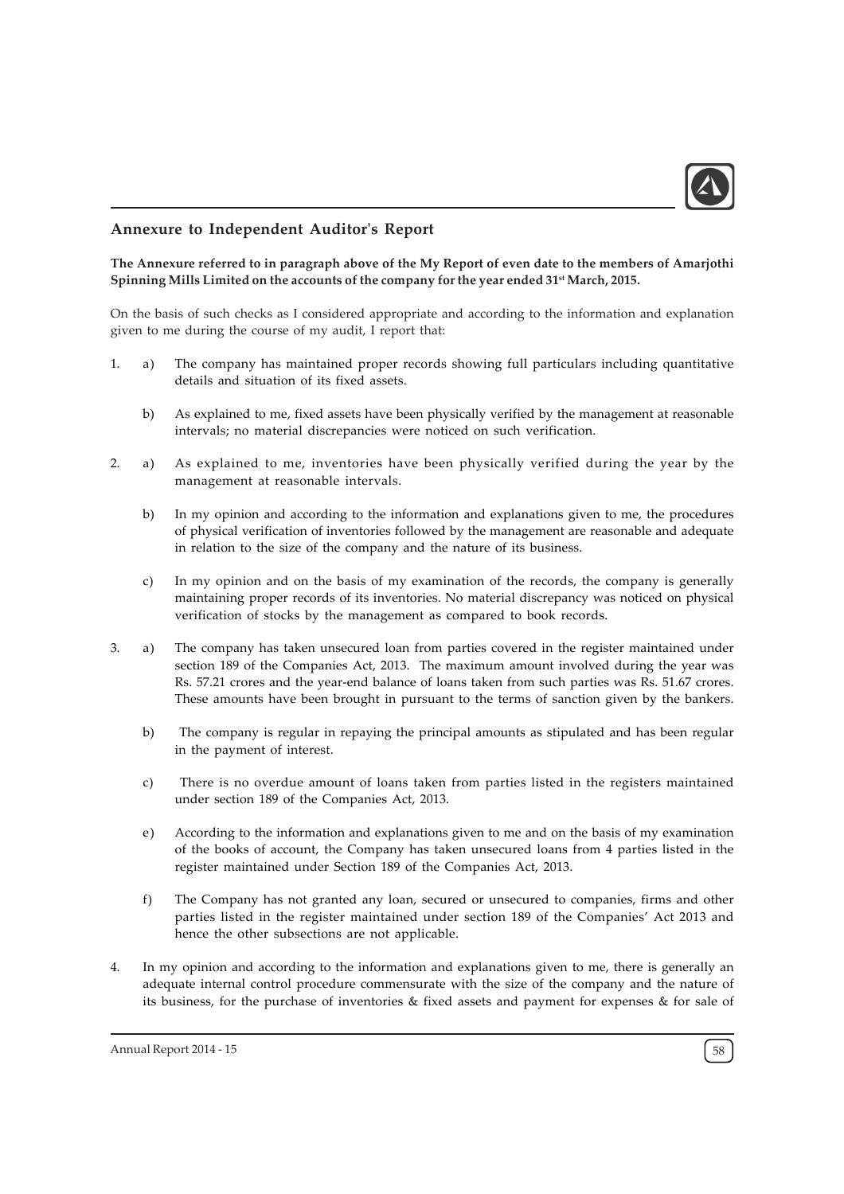## Annexure to Independent Auditor's Report

**The Annexure referred to in paragraph above of the My Report of even date to the members of Amarjothi Spinning Mills Limited on the accounts of the company for the year ended 31st March, 2015.**

On the basis of such checks as I considered appropriate and according to the information and explanation given to me during the course of my audit, I report that:

1. a) The company has maintained proper records showing full particulars including quantitative details and situation of its fixed assets.

   b) As explained to me, fixed assets have been physically verified by the management at reasonable intervals; no material discrepancies were noticed on such verification.

2. a) As explained to me, inventories have been physically verified during the year by the management at reasonable intervals.

   b) In my opinion and according to the information and explanations given to me, the procedures of physical verification of inventories followed by the management are reasonable and adequate in relation to the size of the company and the nature of its business.

   c) In my opinion and on the basis of my examination of the records, the company is generally maintaining proper records of its inventories. No material discrepancy was noticed on physical verification of stocks by the management as compared to book records.

3. a) The company has taken unsecured loan from parties covered in the register maintained under section 189 of the Companies Act, 2013. The maximum amount involved during the year was Rs. 57.21 crores and the year-end balance of loans taken from such parties was Rs. 51.67 crores. These amounts have been brought in pursuant to the terms of sanction given by the bankers.

   b) The company is regular in repaying the principal amounts as stipulated and has been regular in the payment of interest.

   c) There is no overdue amount of loans taken from parties listed in the registers maintained under section 189 of the Companies Act, 2013.

   e) According to the information and explanations given to me and on the basis of my examination of the books of account, the Company has taken unsecured loans from 4 parties listed in the register maintained under Section 189 of the Companies Act, 2013.

   f) The Company has not granted any loan, secured or unsecured to companies, firms and other parties listed in the register maintained under section 189 of the Companies' Act 2013 and hence the other subsections are not applicable.

4. In my opinion and according to the information and explanations given to me, there is generally an adequate internal control procedure commensurate with the size of the company and the nature of its business, for the purchase of inventories & fixed assets and payment for expenses & for sale of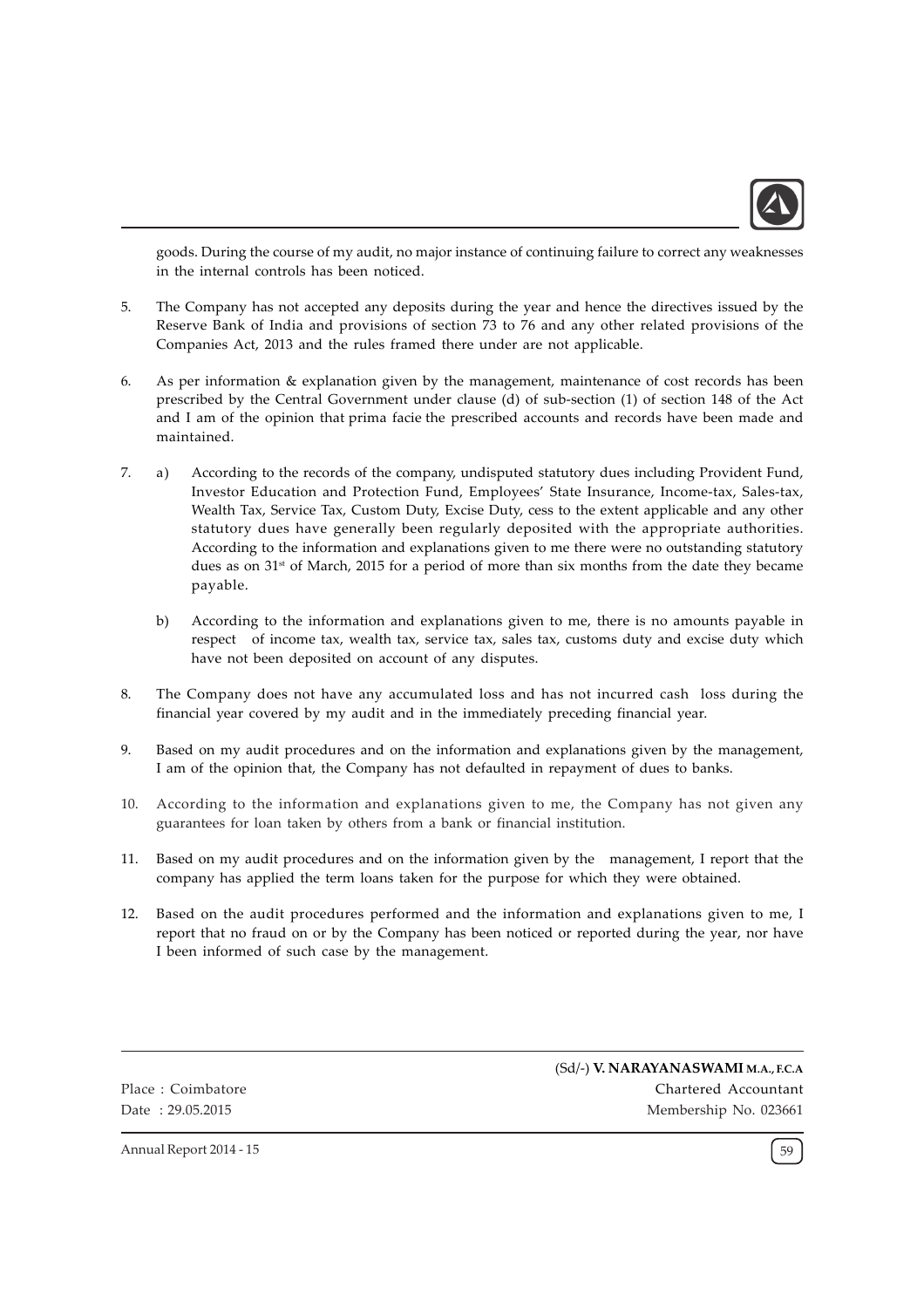goods. During the course of my audit, no major instance of continuing failure to correct any weaknesses in the internal controls has been noticed.

5. The Company has not accepted any deposits during the year and hence the directives issued by the Reserve Bank of India and provisions of section 73 to 76 and any other related provisions of the Companies Act, 2013 and the rules framed there under are not applicable.

6. As per information & explanation given by the management, maintenance of cost records has been prescribed by the Central Government under clause (d) of sub-section (1) of section 148 of the Act and I am of the opinion that prima facie the prescribed accounts and records have been made and maintained.

7. a) According to the records of the company, undisputed statutory dues including Provident Fund, Investor Education and Protection Fund, Employees' State Insurance, Income-tax, Sales-tax, Wealth Tax, Service Tax, Custom Duty, Excise Duty, cess to the extent applicable and any other statutory dues have generally been regularly deposited with the appropriate authorities. According to the information and explanations given to me there were no outstanding statutory dues as on 31st of March, 2015 for a period of more than six months from the date they became payable.

   b) According to the information and explanations given to me, there is no amounts payable in respect of income tax, wealth tax, service tax, sales tax, customs duty and excise duty which have not been deposited on account of any disputes.

8. The Company does not have any accumulated loss and has not incurred cash loss during the financial year covered by my audit and in the immediately preceding financial year.

9. Based on my audit procedures and on the information and explanations given by the management, I am of the opinion that, the Company has not defaulted in repayment of dues to banks.

10. According to the information and explanations given to me, the Company has not given any guarantees for loan taken by others from a bank or financial institution.

11. Based on my audit procedures and on the information given by the management, I report that the company has applied the term loans taken for the purpose for which they were obtained.

12. Based on the audit procedures performed and the information and explanations given to me, I report that no fraud on or by the Company has been noticed or reported during the year, nor have I been informed of such case by the management.

(Sd/-) **V. NARAYANASWAMI M.A., F.C.A**
Chartered Accountant
Membership No. 023661

Place : Coimbatore
Date : 29.05.2015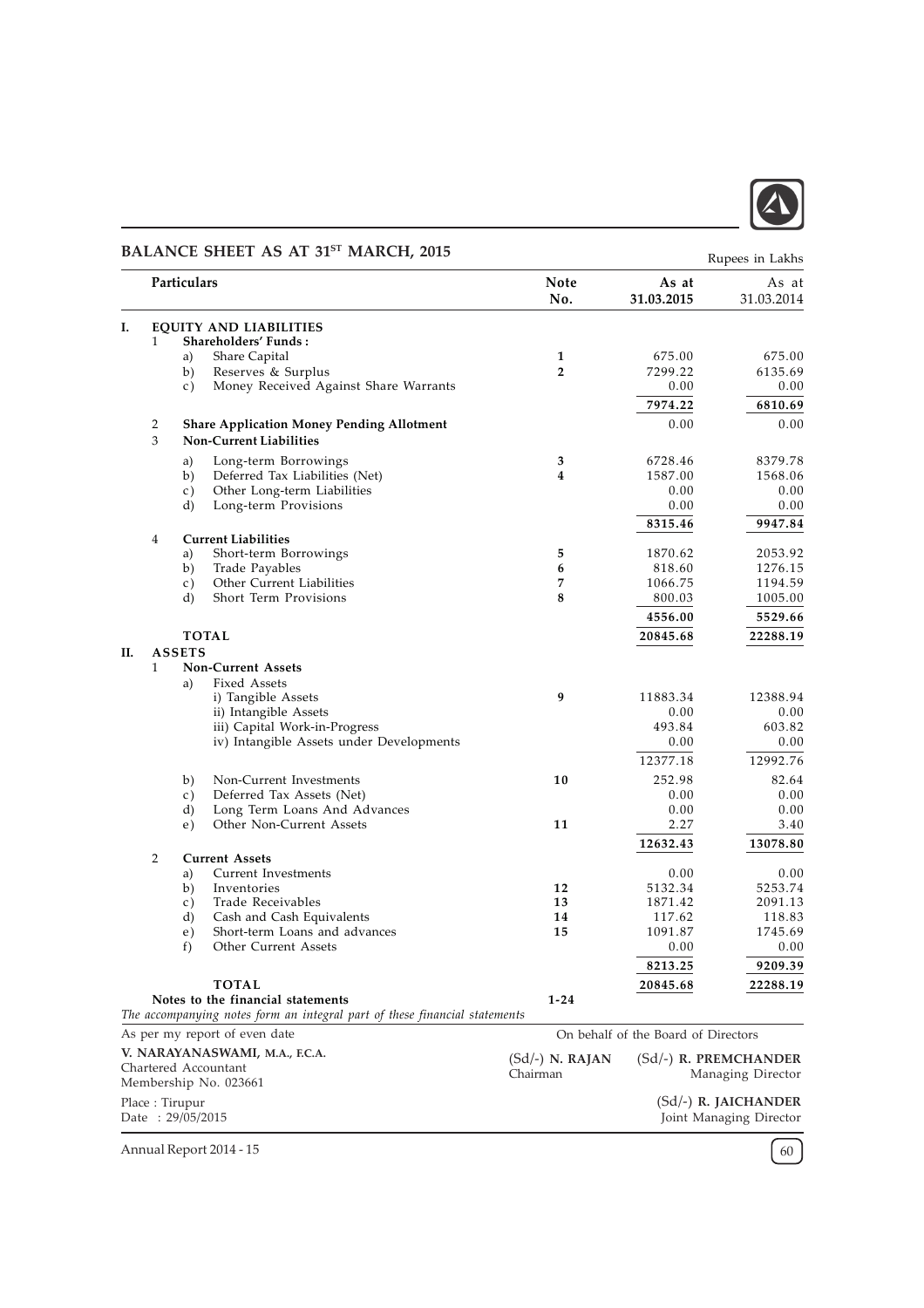## BALANCE SHEET AS AT 31ST MARCH, 2015

Rupees in Lakhs

| | | | Particulars | Note No. | As at 31.03.2015 | As at 31.03.2014 |
|---|---|---|---|---|---|---|
| **I.** | | | **EQUITY AND LIABILITIES** | | | |
| | 1 | | **Shareholders' Funds :** | | | |
| | | a) | Share Capital | **1** | 675.00 | 675.00 |
| | | b) | Reserves & Surplus | **2** | 7299.22 | 6135.69 |
| | | c) | Money Received Against Share Warrants | | 0.00 | 0.00 |
| | | | | | **7974.22** | **6810.69** |
| | 2 | | **Share Application Money Pending Allotment** | | 0.00 | 0.00 |
| | 3 | | **Non-Current Liabilities** | | | |
| | | a) | Long-term Borrowings | **3** | 6728.46 | 8379.78 |
| | | b) | Deferred Tax Liabilities (Net) | **4** | 1587.00 | 1568.06 |
| | | c) | Other Long-term Liabilities | | 0.00 | 0.00 |
| | | d) | Long-term Provisions | | 0.00 | 0.00 |
| | | | | | **8315.46** | **9947.84** |
| | 4 | | **Current Liabilities** | | | |
| | | a) | Short-term Borrowings | **5** | 1870.62 | 2053.92 |
| | | b) | Trade Payables | **6** | 818.60 | 1276.15 |
| | | c) | Other Current Liabilities | **7** | 1066.75 | 1194.59 |
| | | d) | Short Term Provisions | **8** | 800.03 | 1005.00 |
| | | | | | **4556.00** | **5529.66** |
| | | | **TOTAL** | | **20845.68** | **22288.19** |
| **II.** | | | **ASSETS** | | | |
| | 1 | | **Non-Current Assets** | | | |
| | | a) | Fixed Assets | | | |
| | | | i) Tangible Assets | **9** | 11883.34 | 12388.94 |
| | | | ii) Intangible Assets | | 0.00 | 0.00 |
| | | | iii) Capital Work-in-Progress | | 493.84 | 603.82 |
| | | | iv) Intangible Assets under Developments | | 0.00 | 0.00 |
| | | | | | 12377.18 | 12992.76 |
| | | b) | Non-Current Investments | **10** | 252.98 | 82.64 |
| | | c) | Deferred Tax Assets (Net) | | 0.00 | 0.00 |
| | | d) | Long Term Loans And Advances | | 0.00 | 0.00 |
| | | e) | Other Non-Current Assets | **11** | 2.27 | 3.40 |
| | | | | | **12632.43** | **13078.80** |
| | 2 | | **Current Assets** | | | |
| | | a) | Current Investments | | 0.00 | 0.00 |
| | | b) | Inventories | **12** | 5132.34 | 5253.74 |
| | | c) | Trade Receivables | **13** | 1871.42 | 2091.13 |
| | | d) | Cash and Cash Equivalents | **14** | 117.62 | 118.83 |
| | | e) | Short-term Loans and advances | **15** | 1091.87 | 1745.69 |
| | | f) | Other Current Assets | | 0.00 | 0.00 |
| | | | | | **8213.25** | **9209.39** |
| | | | **TOTAL** | | **20845.68** | **22288.19** |
| | | | **Notes to the financial statements** | **1-24** | | |

*The accompanying notes form an integral part of these financial statements*

As per my report of even date

**V. NARAYANASWAMI, M.A., F.C.A.**
Chartered Accountant
Membership No. 023661

Place : Tirupur
Date : 29/05/2015

On behalf of the Board of Directors

(Sd/-) **N. RAJAN**
Chairman

(Sd/-) **R. PREMCHANDER**
Managing Director

(Sd/-) **R. JAICHANDER**
Joint Managing Director

Annual Report 2014 - 15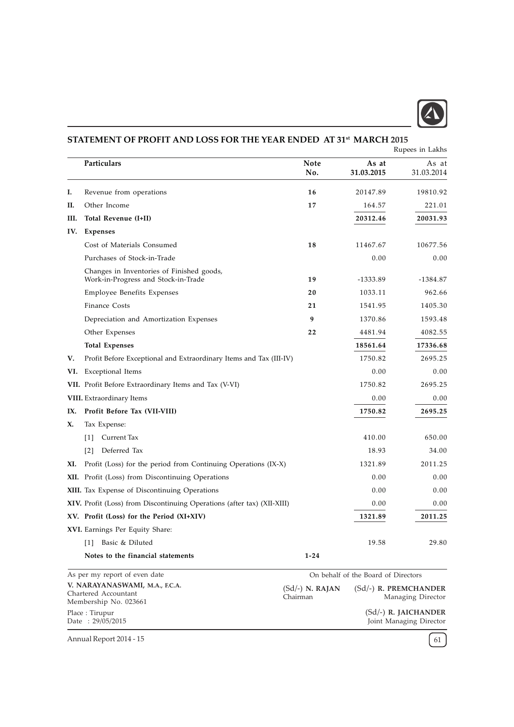## STATEMENT OF PROFIT AND LOSS FOR THE YEAR ENDED AT 31st MARCH 2015

Rupees in Lakhs

| | Particulars | Note No. | As at 31.03.2015 | As at 31.03.2014 |
|---|---|---|---|---|
| I. | Revenue from operations | 16 | 20147.89 | 19810.92 |
| II. | Other Income | 17 | 164.57 | 221.01 |
| III. | **Total Revenue (I+II)** | | **20312.46** | **20031.93** |
| IV. | **Expenses** | | | |
| | Cost of Materials Consumed | 18 | 11467.67 | 10677.56 |
| | Purchases of Stock-in-Trade | | 0.00 | 0.00 |
| | Changes in Inventories of Finished goods, Work-in-Progress and Stock-in-Trade | 19 | -1333.89 | -1384.87 |
| | Employee Benefits Expenses | 20 | 1033.11 | 962.66 |
| | Finance Costs | 21 | 1541.95 | 1405.30 |
| | Depreciation and Amortization Expenses | 9 | 1370.86 | 1593.48 |
| | Other Expenses | 22 | 4481.94 | 4082.55 |
| | **Total Expenses** | | **18561.64** | **17336.68** |
| V. | Profit Before Exceptional and Extraordinary Items and Tax (III-IV) | | 1750.82 | 2695.25 |
| VI. | Exceptional Items | | 0.00 | 0.00 |
| VII. | Profit Before Extraordinary Items and Tax (V-VI) | | 1750.82 | 2695.25 |
| VIII. | Extraordinary Items | | 0.00 | 0.00 |
| IX. | **Profit Before Tax (VII-VIII)** | | **1750.82** | **2695.25** |
| X. | Tax Expense: | | | |
| | [1] Current Tax | | 410.00 | 650.00 |
| | [2] Deferred Tax | | 18.93 | 34.00 |
| XI. | Profit (Loss) for the period from Continuing Operations (IX-X) | | 1321.89 | 2011.25 |
| XII. | Profit (Loss) from Discontinuing Operations | | 0.00 | 0.00 |
| XIII. | Tax Expense of Discontinuing Operations | | 0.00 | 0.00 |
| XIV. | Profit (Loss) from Discontinuing Operations (after tax) (XII-XIII) | | 0.00 | 0.00 |
| XV. | **Profit (Loss) for the Period (XI+XIV)** | | **1321.89** | **2011.25** |
| XVI. | Earnings Per Equity Share: | | | |
| | [1] Basic & Diluted | | 19.58 | 29.80 |
| | **Notes to the financial statements** | 1-24 | | |

As per my report of even date

**V. NARAYANASWAMI, M.A., F.C.A.**
Chartered Accountant
Membership No. 023661

Place : Tirupur
Date : 29/05/2015

On behalf of the Board of Directors

(Sd/-) **N. RAJAN**
Chairman

(Sd/-) **R. PREMCHANDER**
Managing Director

(Sd/-) **R. JAICHANDER**
Joint Managing Director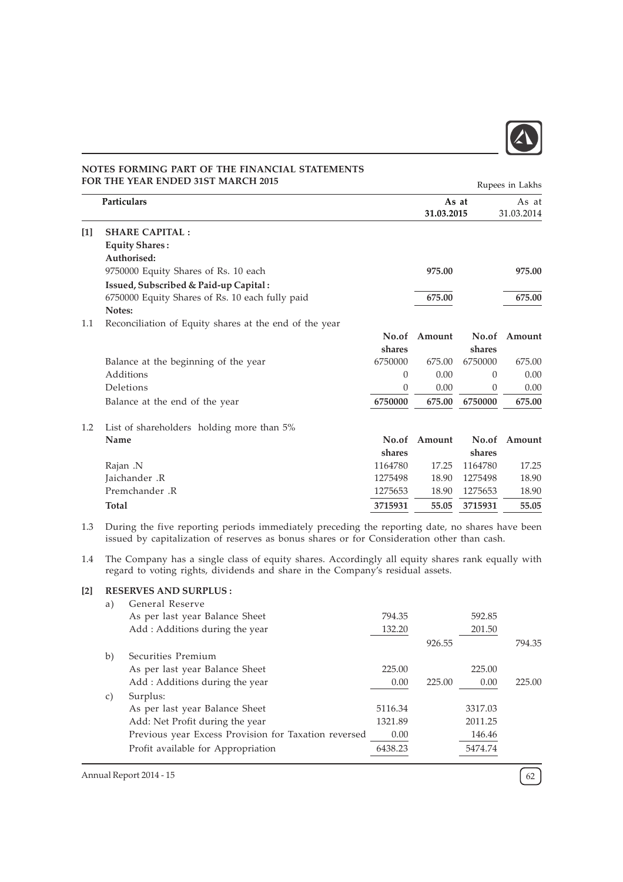## NOTES FORMING PART OF THE FINANCIAL STATEMENTS FOR THE YEAR ENDED 31ST MARCH 2015

Rupees in Lakhs

| | Particulars | As at 31.03.2015 | As at 31.03.2014 |
|---|---|---|---|
| [1] | **SHARE CAPITAL :** | | |
| | **Equity Shares :** | | |
| | **Authorised:** | | |
| | 9750000 Equity Shares of Rs. 10 each | **975.00** | **975.00** |
| | **Issued, Subscribed & Paid-up Capital :** | | |
| | 6750000 Equity Shares of Rs. 10 each fully paid | **675.00** | **675.00** |

**Notes:**

1.1 Reconciliation of Equity shares at the end of the year

| | No.of shares | Amount | No.of shares | Amount |
|---|---|---|---|---|
| Balance at the beginning of the year | 6750000 | 675.00 | 6750000 | 675.00 |
| Additions | 0 | 0.00 | 0 | 0.00 |
| Deletions | 0 | 0.00 | 0 | 0.00 |
| Balance at the end of the year | **6750000** | **675.00** | **6750000** | **675.00** |

1.2 List of shareholders holding more than 5%

| Name | No.of shares | Amount | No.of shares | Amount |
|---|---|---|---|---|
| Rajan .N | 1164780 | 17.25 | 1164780 | 17.25 |
| Jaichander .R | 1275498 | 18.90 | 1275498 | 18.90 |
| Premchander .R | 1275653 | 18.90 | 1275653 | 18.90 |
| **Total** | **3715931** | **55.05** | **3715931** | **55.05** |

1.3 During the five reporting periods immediately preceding the reporting date, no shares have been issued by capitalization of reserves as bonus shares or for Consideration other than cash.

1.4 The Company has a single class of equity shares. Accordingly all equity shares rank equally with regard to voting rights, dividends and share in the Company's residual assets.

**[2] RESERVES AND SURPLUS :**

| | Particulars | 31.03.2015 | | 31.03.2014 | |
|---|---|---|---|---|---|
| a) | General Reserve | | | | |
| | As per last year Balance Sheet | 794.35 | | 592.85 | |
| | Add : Additions during the year | 132.20 | | 201.50 | |
| | | | 926.55 | | 794.35 |
| b) | Securities Premium | | | | |
| | As per last year Balance Sheet | 225.00 | | 225.00 | |
| | Add : Additions during the year | 0.00 | 225.00 | 0.00 | 225.00 |
| c) | Surplus: | | | | |
| | As per last year Balance Sheet | 5116.34 | | 3317.03 | |
| | Add: Net Profit during the year | 1321.89 | | 2011.25 | |
| | Previous year Excess Provision for Taxation reversed | 0.00 | | 146.46 | |
| | Profit available for Appropriation | 6438.23 | | 5474.74 | |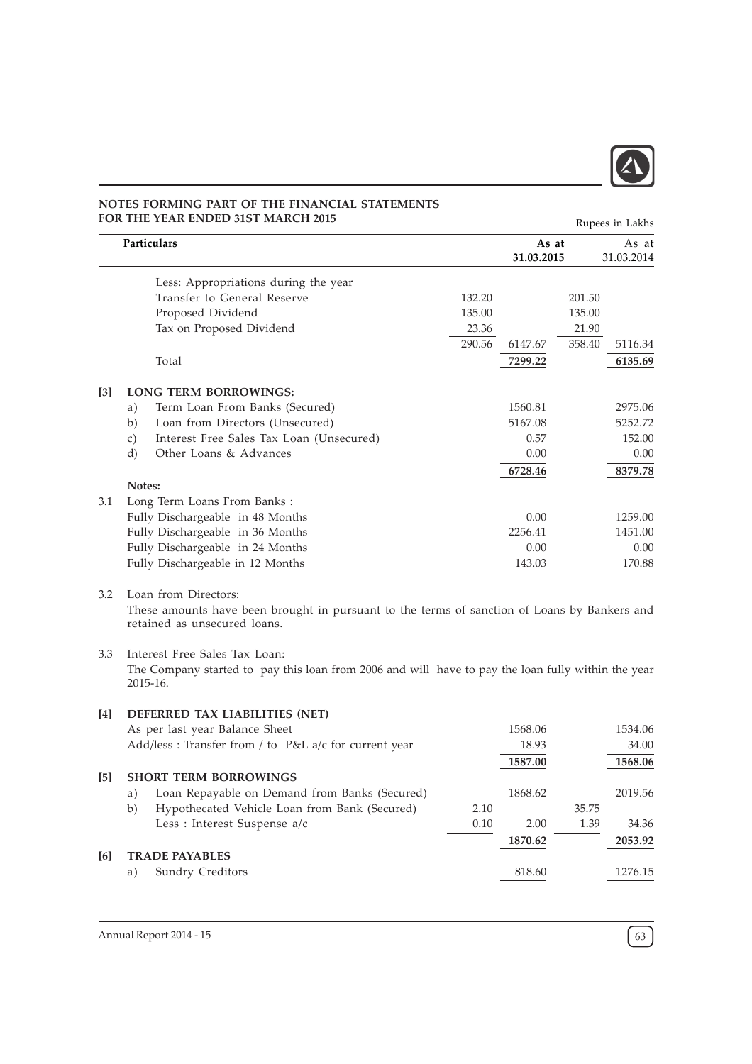## NOTES FORMING PART OF THE FINANCIAL STATEMENTS FOR THE YEAR ENDED 31ST MARCH 2015

Rupees in Lakhs

| | Particulars | | As at 31.03.2015 | | As at 31.03.2014 |
|---|---|---|---|---|---|
| | Less: Appropriations during the year | | | | |
| | Transfer to General Reserve | 132.20 | | 201.50 | |
| | Proposed Dividend | 135.00 | | 135.00 | |
| | Tax on Proposed Dividend | 23.36 | | 21.90 | |
| | | 290.56 | 6147.67 | 358.40 | 5116.34 |
| | Total | | **7299.22** | | **6135.69** |
| **[3]** | **LONG TERM BORROWINGS:** | | | | |
| | a) Term Loan From Banks (Secured) | | 1560.81 | | 2975.06 |
| | b) Loan from Directors (Unsecured) | | 5167.08 | | 5252.72 |
| | c) Interest Free Sales Tax Loan (Unsecured) | | 0.57 | | 152.00 |
| | d) Other Loans & Advances | | 0.00 | | 0.00 |
| | | | **6728.46** | | **8379.78** |
| | **Notes:** | | | | |
| 3.1 | Long Term Loans From Banks : | | | | |
| | Fully Dischargeable in 48 Months | | 0.00 | | 1259.00 |
| | Fully Dischargeable in 36 Months | | 2256.41 | | 1451.00 |
| | Fully Dischargeable in 24 Months | | 0.00 | | 0.00 |
| | Fully Dischargeable in 12 Months | | 143.03 | | 170.88 |

3.2 Loan from Directors:

These amounts have been brought in pursuant to the terms of sanction of Loans by Bankers and retained as unsecured loans.

3.3 Interest Free Sales Tax Loan:

The Company started to pay this loan from 2006 and will have to pay the loan fully within the year 2015-16.

| | Particulars | | As at 31.03.2015 | | As at 31.03.2014 |
|---|---|---|---|---|---|
| **[4]** | **DEFERRED TAX LIABILITIES (NET)** | | | | |
| | As per last year Balance Sheet | | 1568.06 | | 1534.06 |
| | Add/less : Transfer from / to P&L a/c for current year | | 18.93 | | 34.00 |
| | | | **1587.00** | | **1568.06** |
| **[5]** | **SHORT TERM BORROWINGS** | | | | |
| | a) Loan Repayable on Demand from Banks (Secured) | | 1868.62 | | 2019.56 |
| | b) Hypothecated Vehicle Loan from Bank (Secured) | 2.10 | | 35.75 | |
| | Less : Interest Suspense a/c | 0.10 | 2.00 | 1.39 | 34.36 |
| | | | **1870.62** | | **2053.92** |
| **[6]** | **TRADE PAYABLES** | | | | |
| | a) Sundry Creditors | | 818.60 | | 1276.15 |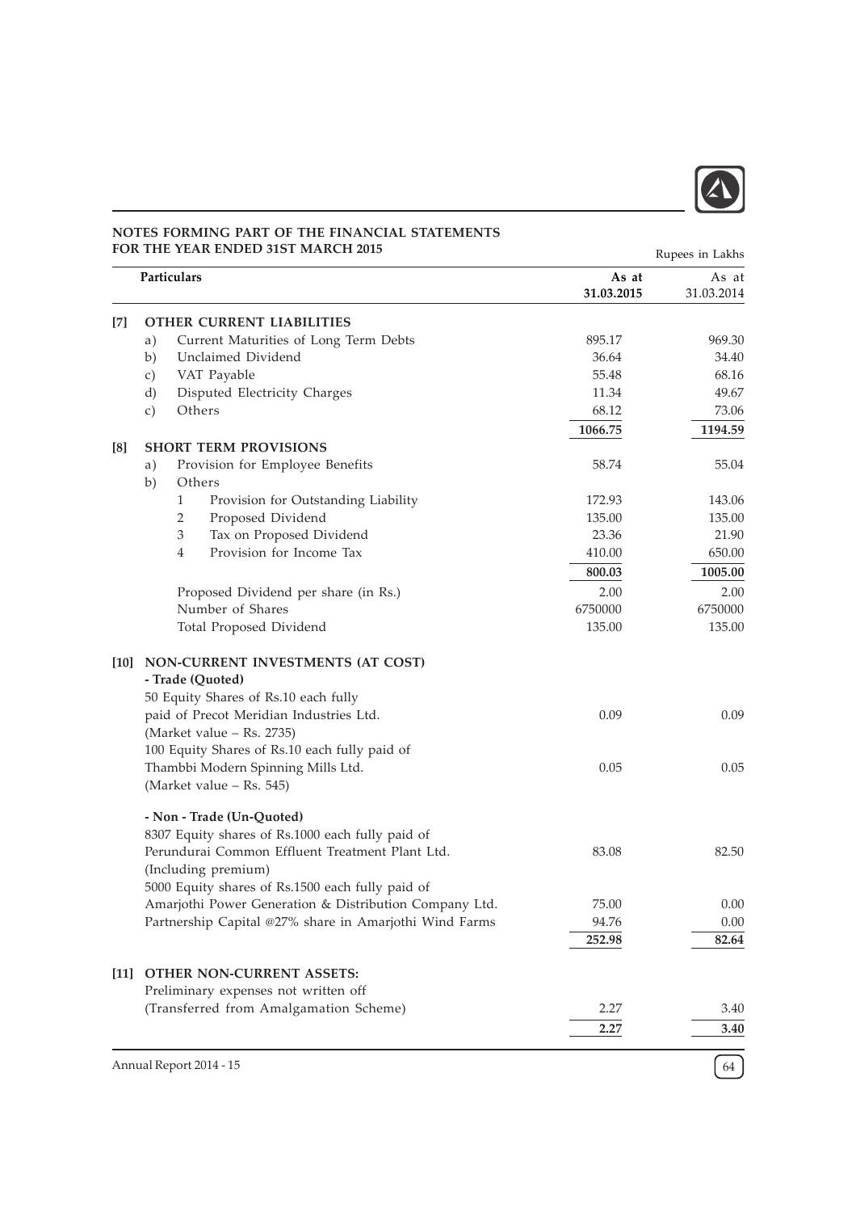## NOTES FORMING PART OF THE FINANCIAL STATEMENTS FOR THE YEAR ENDED 31ST MARCH 2015

Rupees in Lakhs

| | Particulars | As at 31.03.2015 | As at 31.03.2014 |
|---|---|---|---|
| **[7]** | **OTHER CURRENT LIABILITIES** | | |
| | a) Current Maturities of Long Term Debts | 895.17 | 969.30 |
| | b) Unclaimed Dividend | 36.64 | 34.40 |
| | c) VAT Payable | 55.48 | 68.16 |
| | d) Disputed Electricity Charges | 11.34 | 49.67 |
| | c) Others | 68.12 | 73.06 |
| | | **1066.75** | **1194.59** |
| **[8]** | **SHORT TERM PROVISIONS** | | |
| | a) Provision for Employee Benefits | 58.74 | 55.04 |
| | b) Others | | |
| | 1 Provision for Outstanding Liability | 172.93 | 143.06 |
| | 2 Proposed Dividend | 135.00 | 135.00 |
| | 3 Tax on Proposed Dividend | 23.36 | 21.90 |
| | 4 Provision for Income Tax | 410.00 | 650.00 |
| | | **800.03** | **1005.00** |
| | Proposed Dividend per share (in Rs.) | 2.00 | 2.00 |
| | Number of Shares | 6750000 | 6750000 |
| | Total Proposed Dividend | 135.00 | 135.00 |
| **[10]** | **NON-CURRENT INVESTMENTS (AT COST)** | | |
| | **- Trade (Quoted)** | | |
| | 50 Equity Shares of Rs.10 each fully paid of Precot Meridian Industries Ltd. (Market value – Rs. 2735) | 0.09 | 0.09 |
| | 100 Equity Shares of Rs.10 each fully paid of Thambbi Modern Spinning Mills Ltd. (Market value – Rs. 545) | 0.05 | 0.05 |
| | **- Non - Trade (Un-Quoted)** | | |
| | 8307 Equity shares of Rs.1000 each fully paid of Perundurai Common Effluent Treatment Plant Ltd. (Including premium) | 83.08 | 82.50 |
| | 5000 Equity shares of Rs.1500 each fully paid of Amarjothi Power Generation & Distribution Company Ltd. | 75.00 | 0.00 |
| | Partnership Capital @27% share in Amarjothi Wind Farms | 94.76 | 0.00 |
| | | **252.98** | **82.64** |
| **[11]** | **OTHER NON-CURRENT ASSETS:** | | |
| | Preliminary expenses not written off (Transferred from Amalgamation Scheme) | 2.27 | 3.40 |
| | | **2.27** | **3.40** |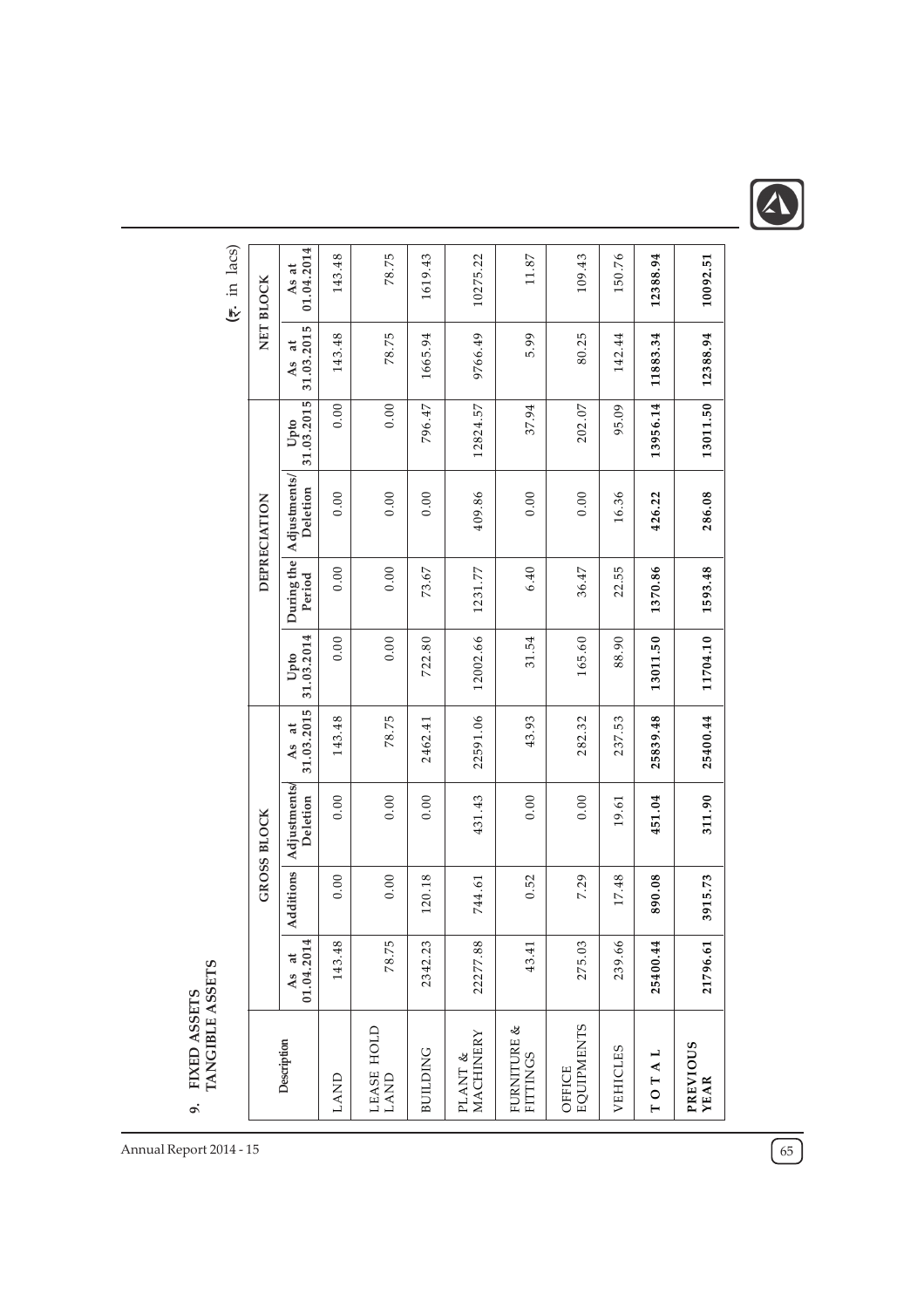## 9. FIXED ASSETS
### TANGIBLE ASSETS

(₹. in lacs)

| Description | GROSS BLOCK | | | | DEPRECIATION | | | | NET BLOCK | |
|---|---|---|---|---|---|---|---|---|---|---|
| | As at 01.04.2014 | Additions | Adjustments/ Deletion | As at 31.03.2015 | Upto 31.03.2014 | During the Period | Adjustments/ Deletion | Upto 31.03.2015 | As at 31.03.2015 | As at 01.04.2014 |
| LAND | 143.48 | 0.00 | 0.00 | 143.48 | 0.00 | 0.00 | 0.00 | 0.00 | 143.48 | 143.48 |
| LEASE HOLD LAND | 78.75 | 0.00 | 0.00 | 78.75 | 0.00 | 0.00 | 0.00 | 0.00 | 78.75 | 78.75 |
| BUILDING | 2342.23 | 120.18 | 0.00 | 2462.41 | 722.80 | 73.67 | 0.00 | 796.47 | 1665.94 | 1619.43 |
| PLANT & MACHINERY | 22277.88 | 744.61 | 431.43 | 22591.06 | 12002.66 | 1231.77 | 409.86 | 12824.57 | 9766.49 | 10275.22 |
| FURNITURE & FITTINGS | 43.41 | 0.52 | 0.00 | 43.93 | 31.54 | 6.40 | 0.00 | 37.94 | 5.99 | 11.87 |
| OFFICE EQUIPMENTS | 275.03 | 7.29 | 0.00 | 282.32 | 165.60 | 36.47 | 0.00 | 202.07 | 80.25 | 109.43 |
| VEHICLES | 239.66 | 17.48 | 19.61 | 237.53 | 88.90 | 22.55 | 16.36 | 95.09 | 142.44 | 150.76 |
| **T O T A L** | **25400.44** | **890.08** | **451.04** | **25839.48** | **13011.50** | **1370.86** | **426.22** | **13956.14** | **11883.34** | **12388.94** |
| **PREVIOUS YEAR** | **21796.61** | **3915.73** | **311.90** | **25400.44** | **11704.10** | **1593.48** | **286.08** | **13011.50** | **12388.94** | **10092.51** |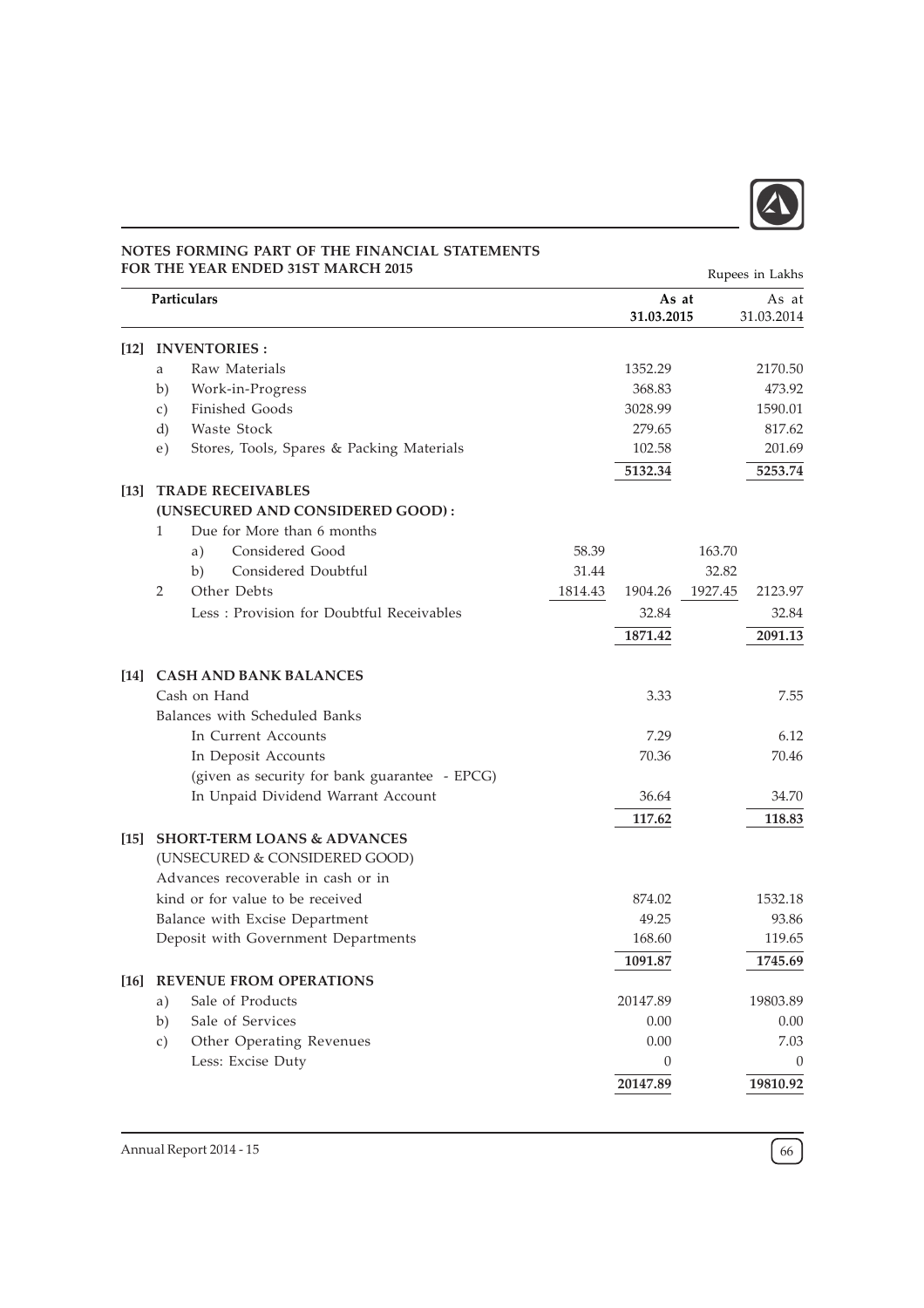## NOTES FORMING PART OF THE FINANCIAL STATEMENTS FOR THE YEAR ENDED 31ST MARCH 2015

Rupees in Lakhs

| | | Particulars | | As at 31.03.2015 | | As at 31.03.2014 |
|---|---|---|---|---|---|---|
| **[12]** | | **INVENTORIES :** | | | | |
| | a | Raw Materials | | 1352.29 | | 2170.50 |
| | b) | Work-in-Progress | | 368.83 | | 473.92 |
| | c) | Finished Goods | | 3028.99 | | 1590.01 |
| | d) | Waste Stock | | 279.65 | | 817.62 |
| | e) | Stores, Tools, Spares & Packing Materials | | 102.58 | | 201.69 |
| | | | | **5132.34** | | **5253.74** |
| **[13]** | | **TRADE RECEIVABLES** | | | | |
| | | **(UNSECURED AND CONSIDERED GOOD) :** | | | | |
| | 1 | Due for More than 6 months | | | | |
| | | a) Considered Good | 58.39 | | 163.70 | |
| | | b) Considered Doubtful | 31.44 | | 32.82 | |
| | 2 | Other Debts | 1814.43 | 1904.26 | 1927.45 | 2123.97 |
| | | Less : Provision for Doubtful Receivables | | 32.84 | | 32.84 |
| | | | | **1871.42** | | **2091.13** |
| **[14]** | | **CASH AND BANK BALANCES** | | | | |
| | | Cash on Hand | | 3.33 | | 7.55 |
| | | Balances with Scheduled Banks | | | | |
| | | In Current Accounts | | 7.29 | | 6.12 |
| | | In Deposit Accounts | | 70.36 | | 70.46 |
| | | (given as security for bank guarantee - EPCG) | | | | |
| | | In Unpaid Dividend Warrant Account | | 36.64 | | 34.70 |
| | | | | **117.62** | | **118.83** |
| **[15]** | | **SHORT-TERM LOANS & ADVANCES** | | | | |
| | | (UNSECURED & CONSIDERED GOOD) | | | | |
| | | Advances recoverable in cash or in kind or for value to be received | | 874.02 | | 1532.18 |
| | | Balance with Excise Department | | 49.25 | | 93.86 |
| | | Deposit with Government Departments | | 168.60 | | 119.65 |
| | | | | **1091.87** | | **1745.69** |
| **[16]** | | **REVENUE FROM OPERATIONS** | | | | |
| | a) | Sale of Products | | 20147.89 | | 19803.89 |
| | b) | Sale of Services | | 0.00 | | 0.00 |
| | c) | Other Operating Revenues | | 0.00 | | 7.03 |
| | | Less: Excise Duty | | 0 | | 0 |
| | | | | **20147.89** | | **19810.92** |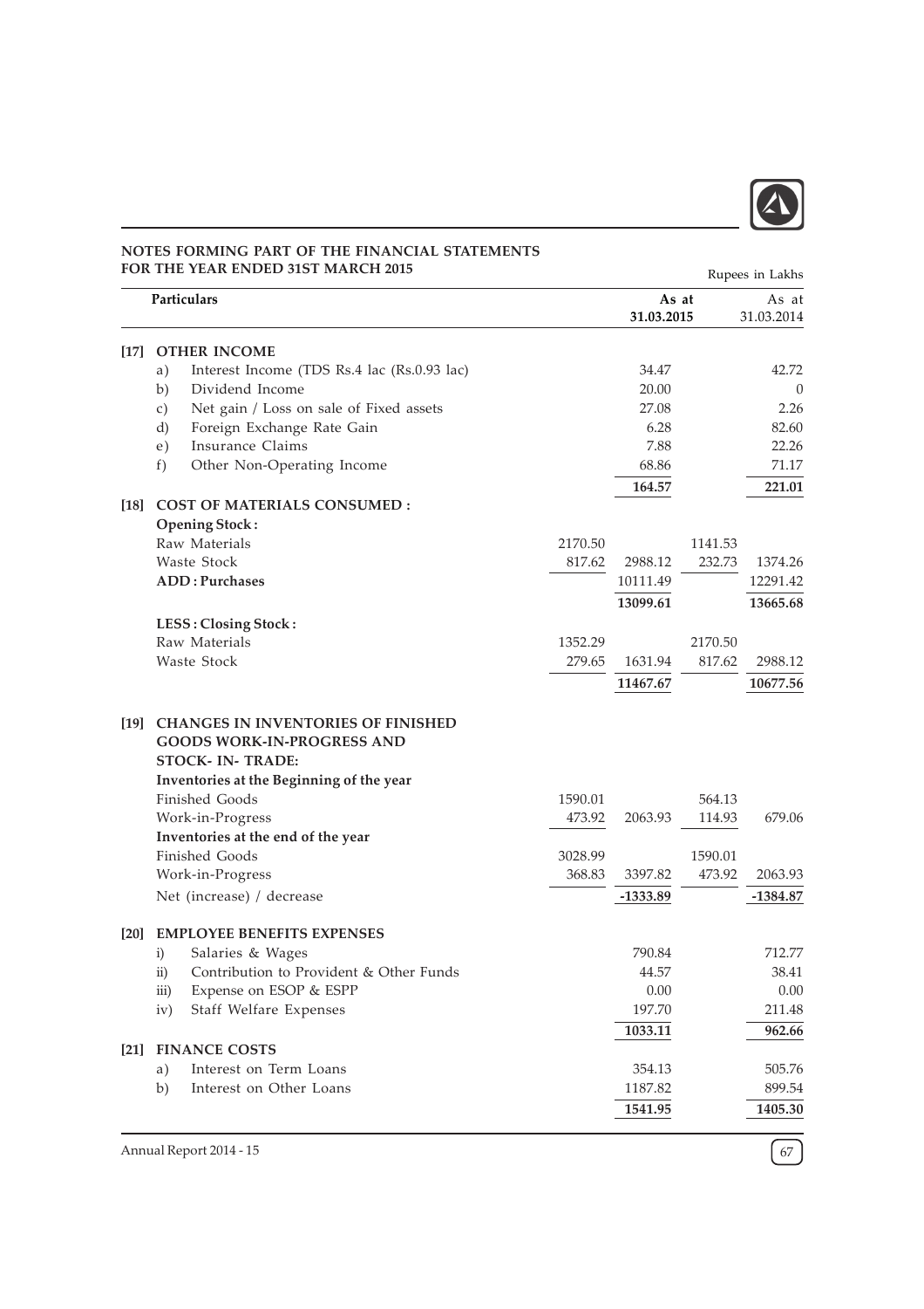## NOTES FORMING PART OF THE FINANCIAL STATEMENTS FOR THE YEAR ENDED 31ST MARCH 2015

Rupees in Lakhs

| | Particulars | | As at 31.03.2015 | | As at 31.03.2014 |
|---|---|---|---|---|---|
| **[17]** | **OTHER INCOME** | | | | |
| | a) Interest Income (TDS Rs.4 lac (Rs.0.93 lac) | | 34.47 | | 42.72 |
| | b) Dividend Income | | 20.00 | | 0 |
| | c) Net gain / Loss on sale of Fixed assets | | 27.08 | | 2.26 |
| | d) Foreign Exchange Rate Gain | | 6.28 | | 82.60 |
| | e) Insurance Claims | | 7.88 | | 22.26 |
| | f) Other Non-Operating Income | | 68.86 | | 71.17 |
| | | | **164.57** | | **221.01** |
| **[18]** | **COST OF MATERIALS CONSUMED :** | | | | |
| | **Opening Stock :** | | | | |
| | Raw Materials | 2170.50 | | 1141.53 | |
| | Waste Stock | 817.62 | 2988.12 | 232.73 | 1374.26 |
| | **ADD : Purchases** | | 10111.49 | | 12291.42 |
| | | | **13099.61** | | **13665.68** |
| | **LESS : Closing Stock :** | | | | |
| | Raw Materials | 1352.29 | | 2170.50 | |
| | Waste Stock | 279.65 | 1631.94 | 817.62 | 2988.12 |
| | | | **11467.67** | | **10677.56** |
| **[19]** | **CHANGES IN INVENTORIES OF FINISHED GOODS WORK-IN-PROGRESS AND STOCK- IN- TRADE:** | | | | |
| | **Inventories at the Beginning of the year** | | | | |
| | Finished Goods | 1590.01 | | 564.13 | |
| | Work-in-Progress | 473.92 | 2063.93 | 114.93 | 679.06 |
| | **Inventories at the end of the year** | | | | |
| | Finished Goods | 3028.99 | | 1590.01 | |
| | Work-in-Progress | 368.83 | 3397.82 | 473.92 | 2063.93 |
| | Net (increase) / decrease | | **-1333.89** | | **-1384.87** |
| **[20]** | **EMPLOYEE BENEFITS EXPENSES** | | | | |
| | i) Salaries & Wages | | 790.84 | | 712.77 |
| | ii) Contribution to Provident & Other Funds | | 44.57 | | 38.41 |
| | iii) Expense on ESOP & ESPP | | 0.00 | | 0.00 |
| | iv) Staff Welfare Expenses | | 197.70 | | 211.48 |
| | | | **1033.11** | | **962.66** |
| **[21]** | **FINANCE COSTS** | | | | |
| | a) Interest on Term Loans | | 354.13 | | 505.76 |
| | b) Interest on Other Loans | | 1187.82 | | 899.54 |
| | | | **1541.95** | | **1405.30** |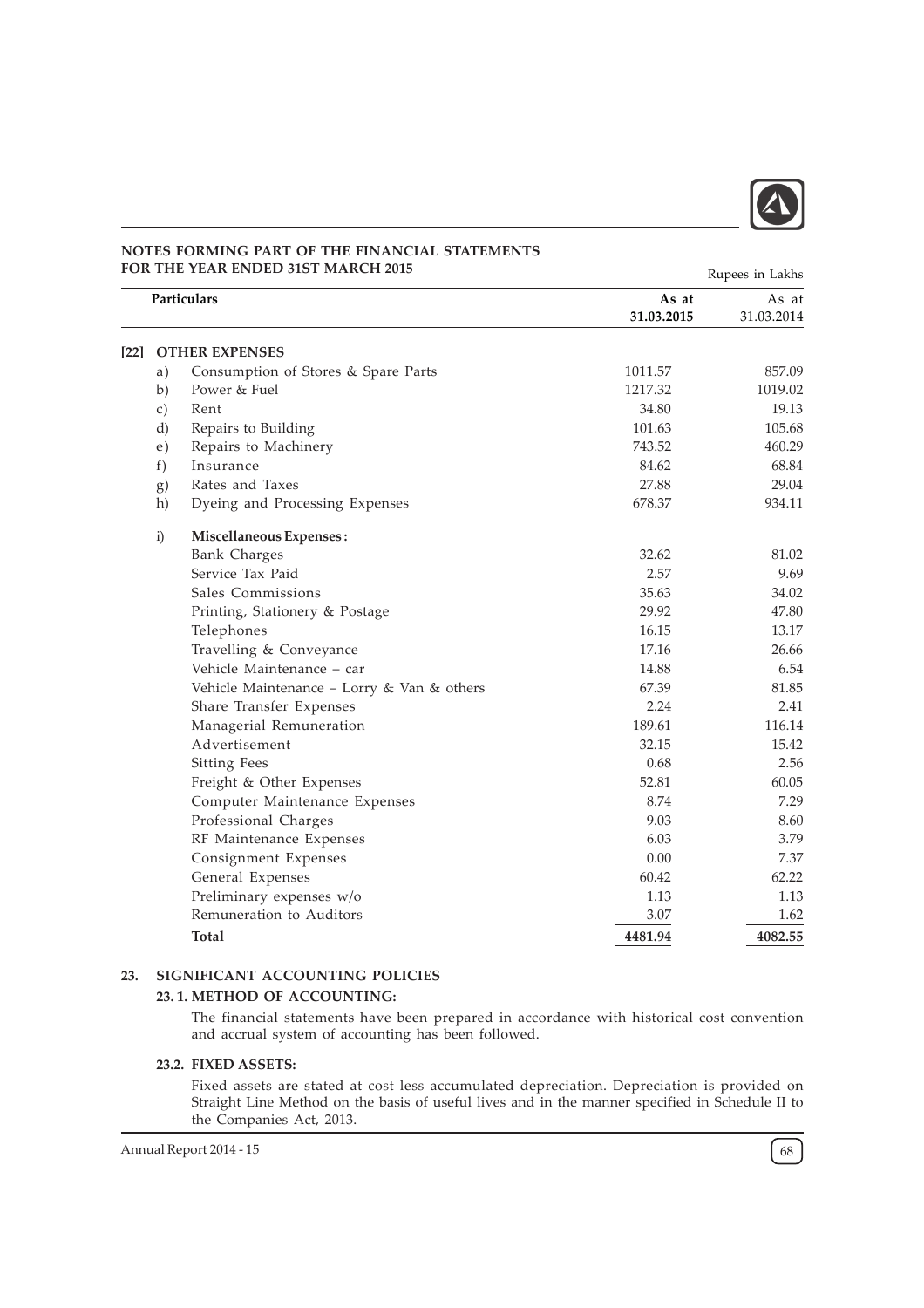## NOTES FORMING PART OF THE FINANCIAL STATEMENTS FOR THE YEAR ENDED 31ST MARCH 2015

Rupees in Lakhs

| | | Particulars | As at 31.03.2015 | As at 31.03.2014 |
|---|---|---|---|---|
| [22] | | **OTHER EXPENSES** | | |
| | a) | Consumption of Stores & Spare Parts | 1011.57 | 857.09 |
| | b) | Power & Fuel | 1217.32 | 1019.02 |
| | c) | Rent | 34.80 | 19.13 |
| | d) | Repairs to Building | 101.63 | 105.68 |
| | e) | Repairs to Machinery | 743.52 | 460.29 |
| | f) | Insurance | 84.62 | 68.84 |
| | g) | Rates and Taxes | 27.88 | 29.04 |
| | h) | Dyeing and Processing Expenses | 678.37 | 934.11 |
| | i) | **Miscellaneous Expenses :** | | |
| | | Bank Charges | 32.62 | 81.02 |
| | | Service Tax Paid | 2.57 | 9.69 |
| | | Sales Commissions | 35.63 | 34.02 |
| | | Printing, Stationery & Postage | 29.92 | 47.80 |
| | | Telephones | 16.15 | 13.17 |
| | | Travelling & Conveyance | 17.16 | 26.66 |
| | | Vehicle Maintenance – car | 14.88 | 6.54 |
| | | Vehicle Maintenance – Lorry & Van & others | 67.39 | 81.85 |
| | | Share Transfer Expenses | 2.24 | 2.41 |
| | | Managerial Remuneration | 189.61 | 116.14 |
| | | Advertisement | 32.15 | 15.42 |
| | | Sitting Fees | 0.68 | 2.56 |
| | | Freight & Other Expenses | 52.81 | 60.05 |
| | | Computer Maintenance Expenses | 8.74 | 7.29 |
| | | Professional Charges | 9.03 | 8.60 |
| | | RF Maintenance Expenses | 6.03 | 3.79 |
| | | Consignment Expenses | 0.00 | 7.37 |
| | | General Expenses | 60.42 | 62.22 |
| | | Preliminary expenses w/o | 1.13 | 1.13 |
| | | Remuneration to Auditors | 3.07 | 1.62 |
| | | **Total** | **4481.94** | **4082.55** |

## 23. SIGNIFICANT ACCOUNTING POLICIES

### 23. 1. METHOD OF ACCOUNTING:

The financial statements have been prepared in accordance with historical cost convention and accrual system of accounting has been followed.

### 23.2. FIXED ASSETS:

Fixed assets are stated at cost less accumulated depreciation. Depreciation is provided on Straight Line Method on the basis of useful lives and in the manner specified in Schedule II to the Companies Act, 2013.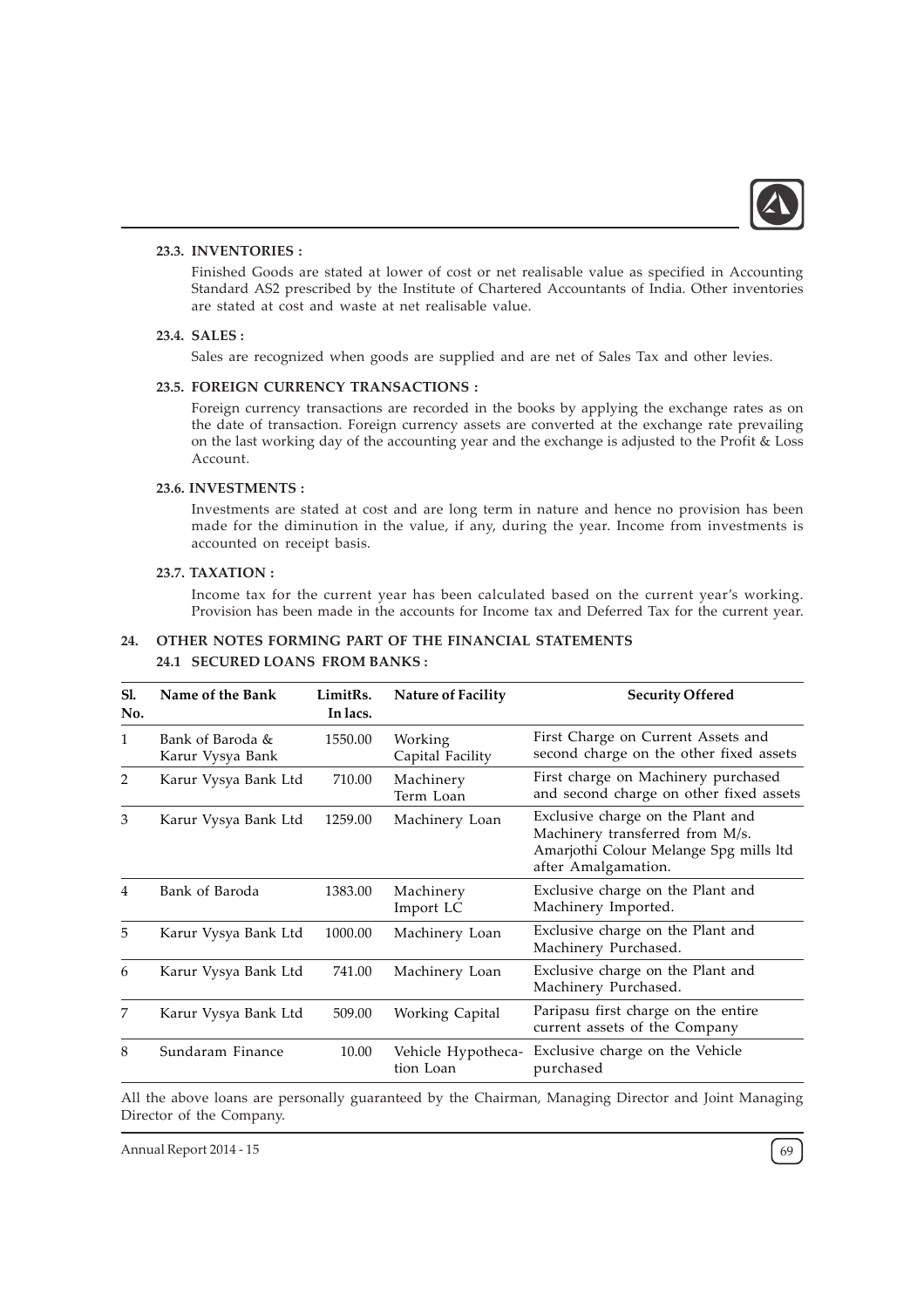### 23.3. INVENTORIES :

Finished Goods are stated at lower of cost or net realisable value as specified in Accounting Standard AS2 prescribed by the Institute of Chartered Accountants of India. Other inventories are stated at cost and waste at net realisable value.

### 23.4. SALES :

Sales are recognized when goods are supplied and are net of Sales Tax and other levies.

### 23.5. FOREIGN CURRENCY TRANSACTIONS :

Foreign currency transactions are recorded in the books by applying the exchange rates as on the date of transaction. Foreign currency assets are converted at the exchange rate prevailing on the last working day of the accounting year and the exchange is adjusted to the Profit & Loss Account.

### 23.6. INVESTMENTS :

Investments are stated at cost and are long term in nature and hence no provision has been made for the diminution in the value, if any, during the year. Income from investments is accounted on receipt basis.

### 23.7. TAXATION :

Income tax for the current year has been calculated based on the current year's working. Provision has been made in the accounts for Income tax and Deferred Tax for the current year.

## 24. OTHER NOTES FORMING PART OF THE FINANCIAL STATEMENTS

### 24.1 SECURED LOANS FROM BANKS :

| Sl. No. | Name of the Bank | LimitRs. In lacs. | Nature of Facility | Security Offered |
|---|---|---|---|---|
| 1 | Bank of Baroda & Karur Vysya Bank | 1550.00 | Working Capital Facility | First Charge on Current Assets and second charge on the other fixed assets |
| 2 | Karur Vysya Bank Ltd | 710.00 | Machinery Term Loan | First charge on Machinery purchased and second charge on other fixed assets |
| 3 | Karur Vysya Bank Ltd | 1259.00 | Machinery Loan | Exclusive charge on the Plant and Machinery transferred from M/s. Amarjothi Colour Melange Spg mills ltd after Amalgamation. |
| 4 | Bank of Baroda | 1383.00 | Machinery Import LC | Exclusive charge on the Plant and Machinery Imported. |
| 5 | Karur Vysya Bank Ltd | 1000.00 | Machinery Loan | Exclusive charge on the Plant and Machinery Purchased. |
| 6 | Karur Vysya Bank Ltd | 741.00 | Machinery Loan | Exclusive charge on the Plant and Machinery Purchased. |
| 7 | Karur Vysya Bank Ltd | 509.00 | Working Capital | Paripasu first charge on the entire current assets of the Company |
| 8 | Sundaram Finance | 10.00 | Vehicle Hypothecation Loan | Exclusive charge on the Vehicle purchased |

All the above loans are personally guaranteed by the Chairman, Managing Director and Joint Managing Director of the Company.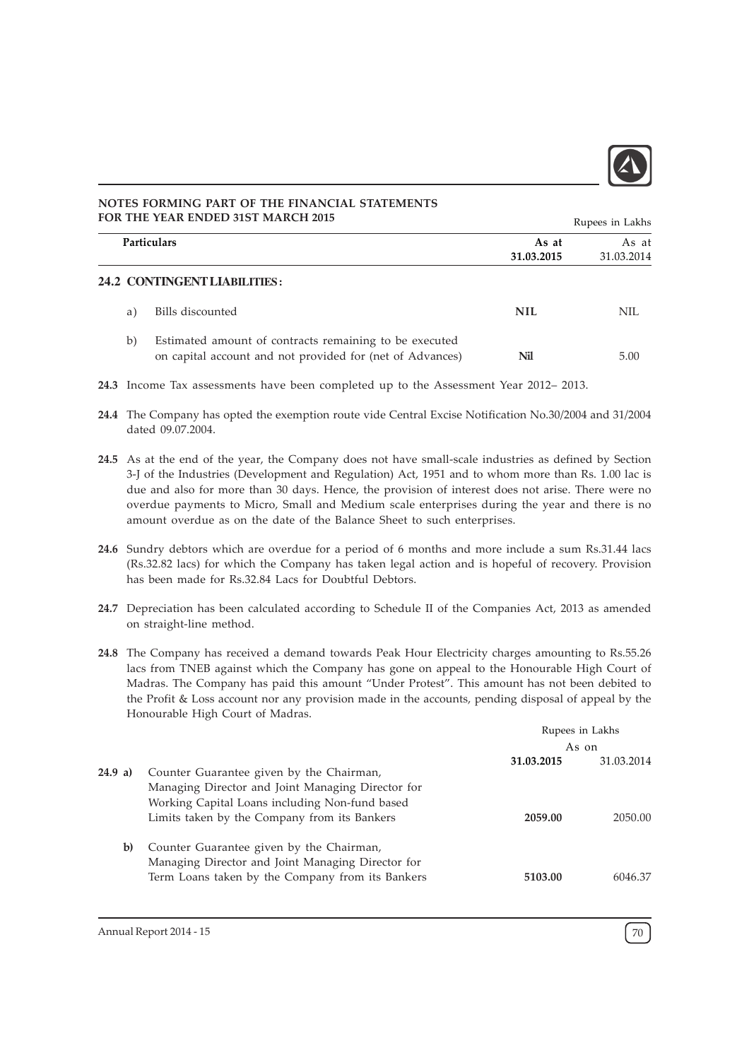**NOTES FORMING PART OF THE FINANCIAL STATEMENTS FOR THE YEAR ENDED 31ST MARCH 2015**

Rupees in Lakhs

| Particulars | As at 31.03.2015 | As at 31.03.2014 |
|---|---|---|
| **24.2 CONTINGENT LIABILITIES :** | | |
| a) Bills discounted | **NIL** | NIL |
| b) Estimated amount of contracts remaining to be executed on capital account and not provided for (net of Advances) | **Nil** | 5.00 |

**24.3** Income Tax assessments have been completed up to the Assessment Year 2012– 2013.

**24.4** The Company has opted the exemption route vide Central Excise Notification No.30/2004 and 31/2004 dated 09.07.2004.

**24.5** As at the end of the year, the Company does not have small-scale industries as defined by Section 3-J of the Industries (Development and Regulation) Act, 1951 and to whom more than Rs. 1.00 lac is due and also for more than 30 days. Hence, the provision of interest does not arise. There were no overdue payments to Micro, Small and Medium scale enterprises during the year and there is no amount overdue as on the date of the Balance Sheet to such enterprises.

**24.6** Sundry debtors which are overdue for a period of 6 months and more include a sum Rs.31.44 lacs (Rs.32.82 lacs) for which the Company has taken legal action and is hopeful of recovery. Provision has been made for Rs.32.84 Lacs for Doubtful Debtors.

**24.7** Depreciation has been calculated according to Schedule II of the Companies Act, 2013 as amended on straight-line method.

**24.8** The Company has received a demand towards Peak Hour Electricity charges amounting to Rs.55.26 lacs from TNEB against which the Company has gone on appeal to the Honourable High Court of Madras. The Company has paid this amount "Under Protest". This amount has not been debited to the Profit & Loss account nor any provision made in the accounts, pending disposal of appeal by the Honourable High Court of Madras.

| | Rupees in Lakhs | |
|---|---|---|
| | As on | |
| | **31.03.2015** | 31.03.2014 |
| **24.9 a)** Counter Guarantee given by the Chairman, Managing Director and Joint Managing Director for Working Capital Loans including Non-fund based Limits taken by the Company from its Bankers | **2059.00** | 2050.00 |
| **b)** Counter Guarantee given by the Chairman, Managing Director and Joint Managing Director for Term Loans taken by the Company from its Bankers | **5103.00** | 6046.37 |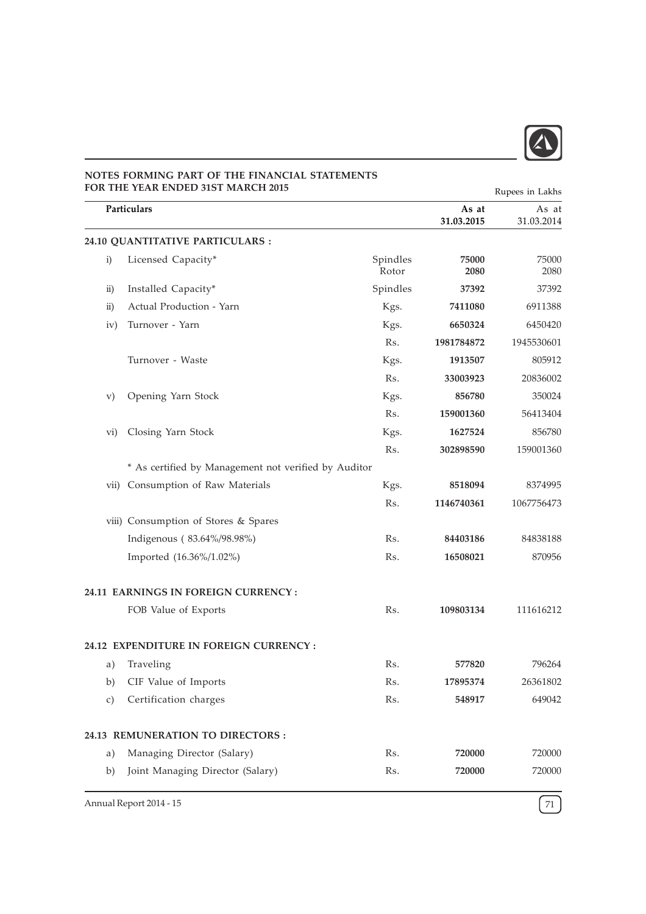## NOTES FORMING PART OF THE FINANCIAL STATEMENTS FOR THE YEAR ENDED 31ST MARCH 2015

Rupees in Lakhs

| | Particulars | | As at 31.03.2015 | As at 31.03.2014 |
|---|---|---|---|---|
| **24.10** | **QUANTITATIVE PARTICULARS :** | | | |
| i) | Licensed Capacity* | Spindles | **75000** | 75000 |
| | | Rotor | **2080** | 2080 |
| ii) | Installed Capacity* | Spindles | **37392** | 37392 |
| ii) | Actual Production - Yarn | Kgs. | **7411080** | 6911388 |
| iv) | Turnover - Yarn | Kgs. | **6650324** | 6450420 |
| | | Rs. | **1981784872** | 1945530601 |
| | Turnover - Waste | Kgs. | **1913507** | 805912 |
| | | Rs. | **33003923** | 20836002 |
| v) | Opening Yarn Stock | Kgs. | **856780** | 350024 |
| | | Rs. | **159001360** | 56413404 |
| vi) | Closing Yarn Stock | Kgs. | **1627524** | 856780 |
| | | Rs. | **302898590** | 159001360 |
| | * As certified by Management not verified by Auditor | | | |
| vii) | Consumption of Raw Materials | Kgs. | **8518094** | 8374995 |
| | | Rs. | **1146740361** | 1067756473 |
| viii) | Consumption of Stores & Spares | | | |
| | Indigenous ( 83.64%/98.98%) | Rs. | **84403186** | 84838188 |
| | Imported (16.36%/1.02%) | Rs. | **16508021** | 870956 |
| **24.11** | **EARNINGS IN FOREIGN CURRENCY :** | | | |
| | FOB Value of Exports | Rs. | **109803134** | 111616212 |
| **24.12** | **EXPENDITURE IN FOREIGN CURRENCY :** | | | |
| a) | Traveling | Rs. | **577820** | 796264 |
| b) | CIF Value of Imports | Rs. | **17895374** | 26361802 |
| c) | Certification charges | Rs. | **548917** | 649042 |
| **24.13** | **REMUNERATION TO DIRECTORS :** | | | |
| a) | Managing Director (Salary) | Rs. | **720000** | 720000 |
| b) | Joint Managing Director (Salary) | Rs. | **720000** | 720000 |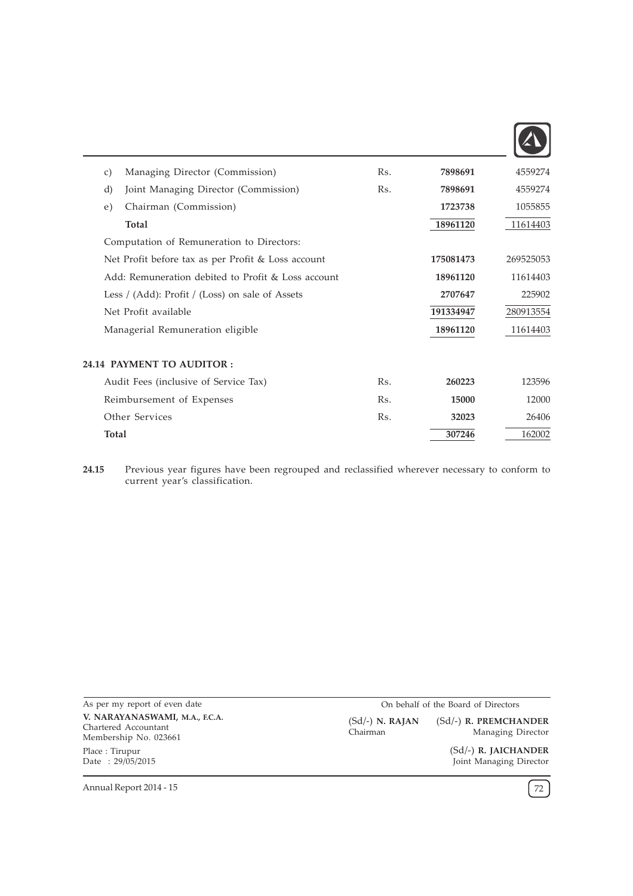| | | | |
|---|---|---|---|
| c) Managing Director (Commission) | Rs. | **7898691** | 4559274 |
| d) Joint Managing Director (Commission) | Rs. | **7898691** | 4559274 |
| e) Chairman (Commission) | | **1723738** | 1055855 |
| **Total** | | **18961120** | 11614403 |
| Computation of Remuneration to Directors: | | | |
| Net Profit before tax as per Profit & Loss account | | **175081473** | 269525053 |
| Add: Remuneration debited to Profit & Loss account | | **18961120** | 11614403 |
| Less / (Add): Profit / (Loss) on sale of Assets | | **2707647** | 225902 |
| Net Profit available | | **191334947** | 280913554 |
| Managerial Remuneration eligible | | **18961120** | 11614403 |

**24.14 PAYMENT TO AUDITOR :**

| | | | |
|---|---|---|---|
| Audit Fees (inclusive of Service Tax) | Rs. | **260223** | 123596 |
| Reimbursement of Expenses | Rs. | **15000** | 12000 |
| Other Services | Rs. | **32023** | 26406 |
| **Total** | | **307246** | 162002 |

**24.15** Previous year figures have been regrouped and reclassified wherever necessary to conform to current year's classification.

As per my report of even date
**V. NARAYANASWAMI, M.A., F.C.A.**
Chartered Accountant
Membership No. 023661
Place : Tirupur
Date : 29/05/2015

On behalf of the Board of Directors

(Sd/-) **N. RAJAN**
Chairman

(Sd/-) **R. PREMCHANDER**
Managing Director

(Sd/-) **R. JAICHANDER**
Joint Managing Director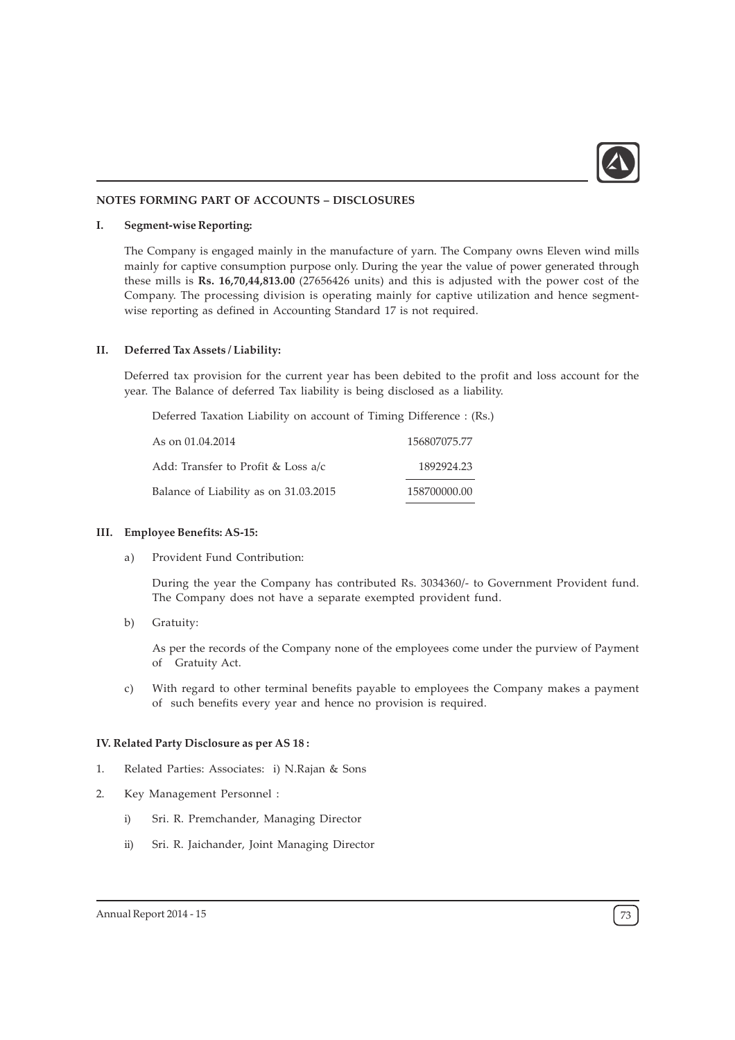## NOTES FORMING PART OF ACCOUNTS – DISCLOSURES

### I. Segment-wise Reporting:

The Company is engaged mainly in the manufacture of yarn. The Company owns Eleven wind mills mainly for captive consumption purpose only. During the year the value of power generated through these mills is **Rs. 16,70,44,813.00** (27656426 units) and this is adjusted with the power cost of the Company. The processing division is operating mainly for captive utilization and hence segment-wise reporting as defined in Accounting Standard 17 is not required.

### II. Deferred Tax Assets / Liability:

Deferred tax provision for the current year has been debited to the profit and loss account for the year. The Balance of deferred Tax liability is being disclosed as a liability.

Deferred Taxation Liability on account of Timing Difference : (Rs.)

| | |
|---|---|
| As on 01.04.2014 | 156807075.77 |
| Add: Transfer to Profit & Loss a/c | 1892924.23 |
| Balance of Liability as on 31.03.2015 | 158700000.00 |

### III. Employee Benefits: AS-15:

a) Provident Fund Contribution:

During the year the Company has contributed Rs. 3034360/- to Government Provident fund. The Company does not have a separate exempted provident fund.

b) Gratuity:

As per the records of the Company none of the employees come under the purview of Payment of Gratuity Act.

c) With regard to other terminal benefits payable to employees the Company makes a payment of such benefits every year and hence no provision is required.

### IV. Related Party Disclosure as per AS 18 :

1. Related Parties: Associates: i) N.Rajan & Sons
2. Key Management Personnel :
   - i) Sri. R. Premchander, Managing Director
   - ii) Sri. R. Jaichander, Joint Managing Director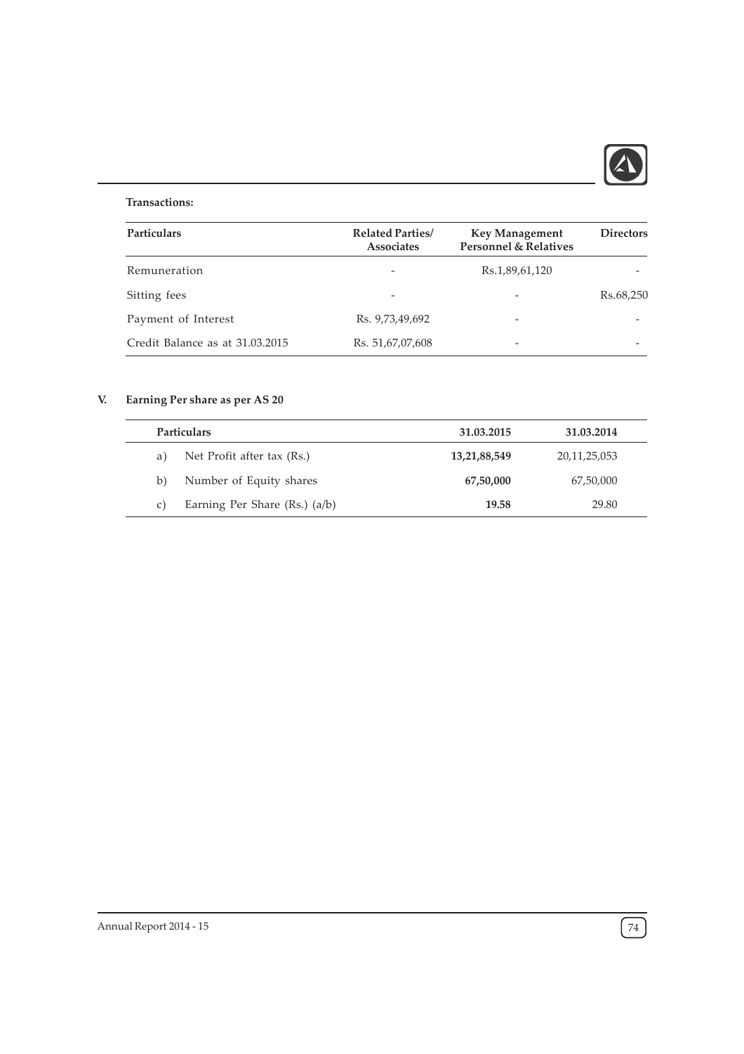**Transactions:**

| Particulars | Related Parties/ Associates | Key Management Personnel & Relatives | Directors |
|---|---|---|---|
| Remuneration | - | Rs.1,89,61,120 | - |
| Sitting fees | - | - | Rs.68,250 |
| Payment of Interest | Rs. 9,73,49,692 | - | - |
| Credit Balance as at 31.03.2015 | Rs. 51,67,07,608 | - | - |

**V. Earning Per share as per AS 20**

| | Particulars | 31.03.2015 | 31.03.2014 |
|---|---|---|---|
| a) | Net Profit after tax (Rs.) | **13,21,88,549** | 20,11,25,053 |
| b) | Number of Equity shares | **67,50,000** | 67,50,000 |
| c) | Earning Per Share (Rs.) (a/b) | **19.58** | 29.80 |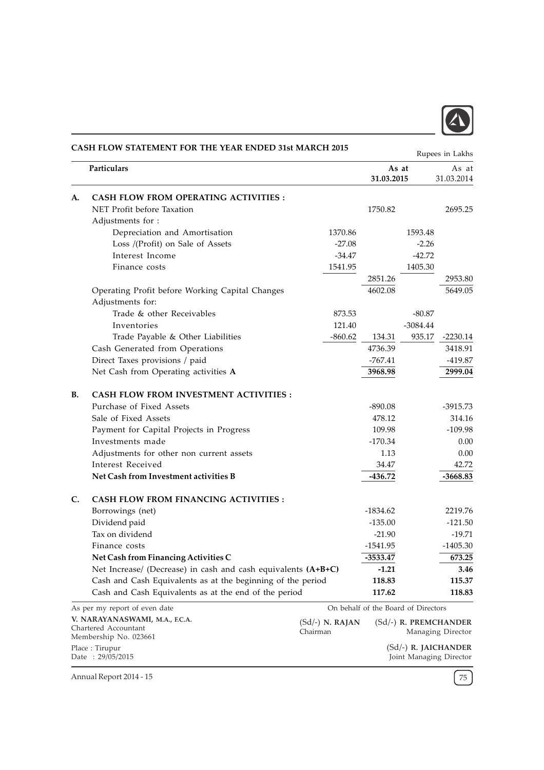## CASH FLOW STATEMENT FOR THE YEAR ENDED 31st MARCH 2015

Rupees in Lakhs

| | Particulars | | As at 31.03.2015 | | As at 31.03.2014 |
|---|---|---|---|---|---|
| **A.** | **CASH FLOW FROM OPERATING ACTIVITIES :** | | | | |
| | NET Profit before Taxation | | 1750.82 | | 2695.25 |
| | Adjustments for : | | | | |
| | Depreciation and Amortisation | 1370.86 | | 1593.48 | |
| | Loss /(Profit) on Sale of Assets | -27.08 | | -2.26 | |
| | Interest Income | -34.47 | | -42.72 | |
| | Finance costs | 1541.95 | | 1405.30 | |
| | | | 2851.26 | | 2953.80 |
| | Operating Profit before Working Capital Changes | | 4602.08 | | 5649.05 |
| | Adjustments for: | | | | |
| | Trade & other Receivables | 873.53 | | -80.87 | |
| | Inventories | 121.40 | | -3084.44 | |
| | Trade Payable & Other Liabilities | -860.62 | 134.31 | 935.17 | -2230.14 |
| | Cash Generated from Operations | | 4736.39 | | 3418.91 |
| | Direct Taxes provisions / paid | | -767.41 | | -419.87 |
| | Net Cash from Operating activities **A** | | **3968.98** | | **2999.04** |
| **B.** | **CASH FLOW FROM INVESTMENT ACTIVITIES :** | | | | |
| | Purchase of Fixed Assets | | -890.08 | | -3915.73 |
| | Sale of Fixed Assets | | 478.12 | | 314.16 |
| | Payment for Capital Projects in Progress | | 109.98 | | -109.98 |
| | Investments made | | -170.34 | | 0.00 |
| | Adjustments for other non current assets | | 1.13 | | 0.00 |
| | Interest Received | | 34.47 | | 42.72 |
| | **Net Cash from Investment activities B** | | **-436.72** | | **-3668.83** |
| **C.** | **CASH FLOW FROM FINANCING ACTIVITIES :** | | | | |
| | Borrowings (net) | | -1834.62 | | 2219.76 |
| | Dividend paid | | -135.00 | | -121.50 |
| | Tax on dividend | | -21.90 | | -19.71 |
| | Finance costs | | -1541.95 | | -1405.30 |
| | **Net Cash from Financing Activities C** | | **-3533.47** | | **673.25** |
| | Net Increase/ (Decrease) in cash and cash equivalents **(A+B+C)** | | **-1.21** | | **3.46** |
| | Cash and Cash Equivalents as at the beginning of the period | | **118.83** | | **115.37** |
| | Cash and Cash Equivalents as at the end of the period | | **117.62** | | **118.83** |

As per my report of even date

**V. NARAYANASWAMI, M.A., F.C.A.**
Chartered Accountant
Membership No. 023661

Place : Tirupur
Date : 29/05/2015

On behalf of the Board of Directors

(Sd/-) **N. RAJAN**
Chairman

(Sd/-) **R. PREMCHANDER**
Managing Director

(Sd/-) **R. JAICHANDER**
Joint Managing Director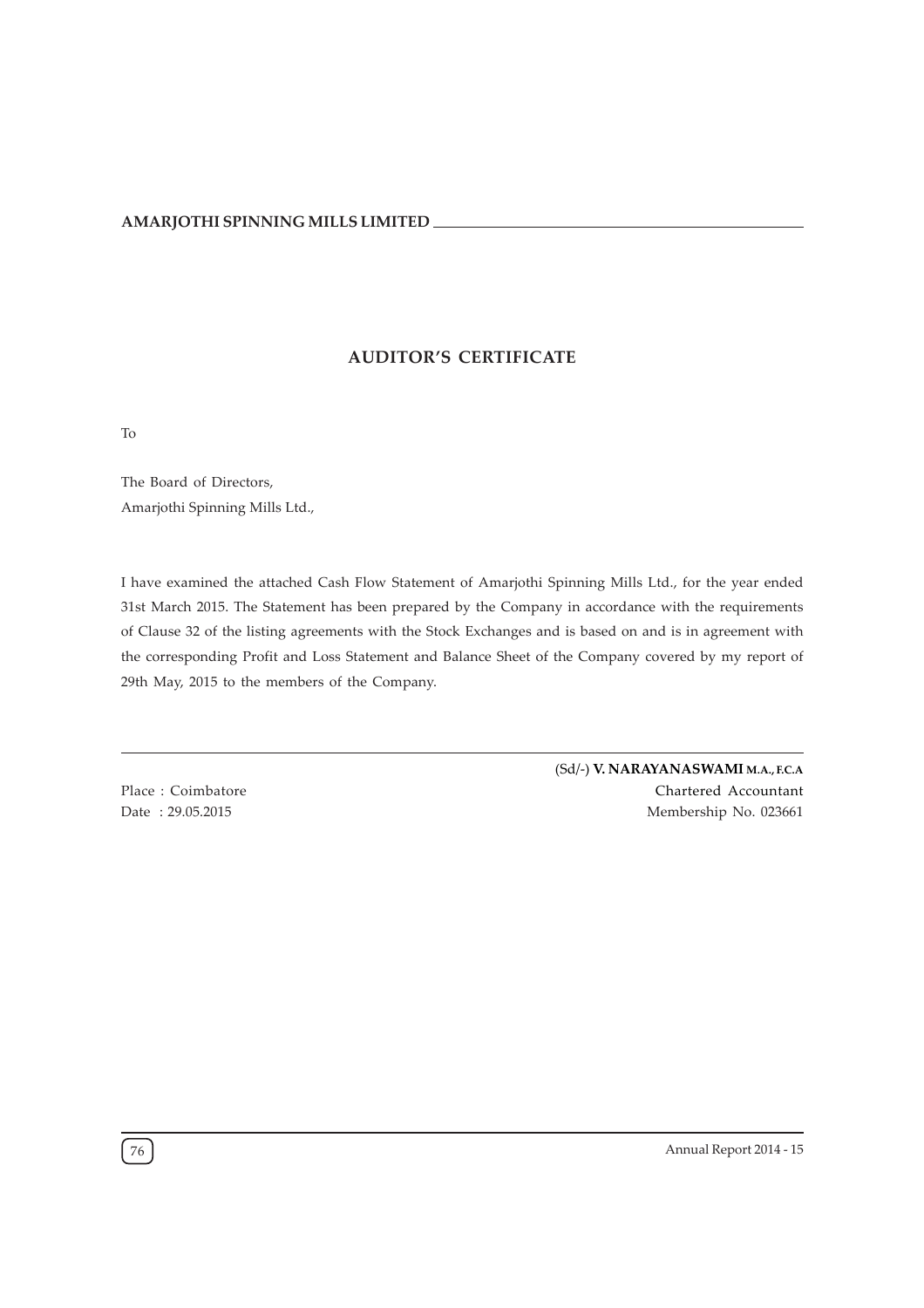## AUDITOR'S CERTIFICATE

To

The Board of Directors,
Amarjothi Spinning Mills Ltd.,

I have examined the attached Cash Flow Statement of Amarjothi Spinning Mills Ltd., for the year ended 31st March 2015. The Statement has been prepared by the Company in accordance with the requirements of Clause 32 of the listing agreements with the Stock Exchanges and is based on and is in agreement with the corresponding Profit and Loss Statement and Balance Sheet of the Company covered by my report of 29th May, 2015 to the members of the Company.

(Sd/-) **V. NARAYANASWAMI M.A., F.C.A**
Chartered Accountant
Membership No. 023661

Place : Coimbatore
Date : 29.05.2015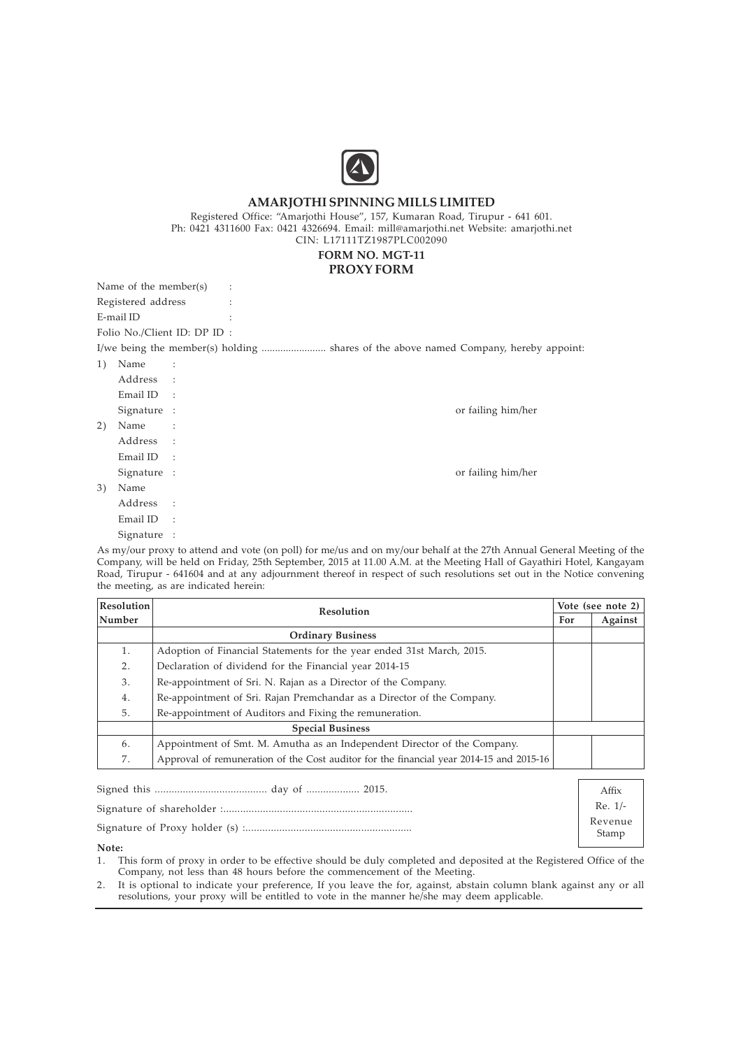# AMARJOTHI SPINNING MILLS LIMITED

Registered Office: "Amarjothi House", 157, Kumaran Road, Tirupur - 641 601.
Ph: 0421 4311600 Fax: 0421 4326694. Email: mill@amarjothi.net Website: amarjothi.net
CIN: L17111TZ1987PLC002090

## FORM NO. MGT-11
## PROXY FORM

Name of the member(s) :

Registered address :

E-mail ID :

Folio No./Client ID: DP ID :

I/we being the member(s) holding ........................ shares of the above named Company, hereby appoint:

1) Name :
   Address :
   Email ID :
   Signature : or failing him/her

2) Name :
   Address :
   Email ID :
   Signature : or failing him/her

3) Name
   Address :
   Email ID :
   Signature :

As my/our proxy to attend and vote (on poll) for me/us and on my/our behalf at the 27th Annual General Meeting of the Company, will be held on Friday, 25th September, 2015 at 11.00 A.M. at the Meeting Hall of Gayathiri Hotel, Kangayam Road, Tirupur - 641604 and at any adjournment thereof in respect of such resolutions set out in the Notice convening the meeting, as are indicated herein:

| Resolution Number | Resolution | Vote (see note 2) | |
|---|---|---|---|
| | | For | Against |
| | **Ordinary Business** | | |
| 1. | Adoption of Financial Statements for the year ended 31st March, 2015. | | |
| 2. | Declaration of dividend for the Financial year 2014-15 | | |
| 3. | Re-appointment of Sri. N. Rajan as a Director of the Company. | | |
| 4. | Re-appointment of Sri. Rajan Premchandar as a Director of the Company. | | |
| 5. | Re-appointment of Auditors and Fixing the remuneration. | | |
| | **Special Business** | | |
| 6. | Appointment of Smt. M. Amutha as an Independent Director of the Company. | | |
| 7. | Approval of remuneration of the Cost auditor for the financial year 2014-15 and 2015-16 | | |

Signed this ........................................ day of ................... 2015.

Signature of shareholder :..................................................................

Signature of Proxy holder (s) :..........................................................

Affix Re. 1/- Revenue Stamp

**Note:**

1. This form of proxy in order to be effective should be duly completed and deposited at the Registered Office of the Company, not less than 48 hours before the commencement of the Meeting.
2. It is optional to indicate your preference, If you leave the for, against, abstain column blank against any or all resolutions, your proxy will be entitled to vote in the manner he/she may deem applicable.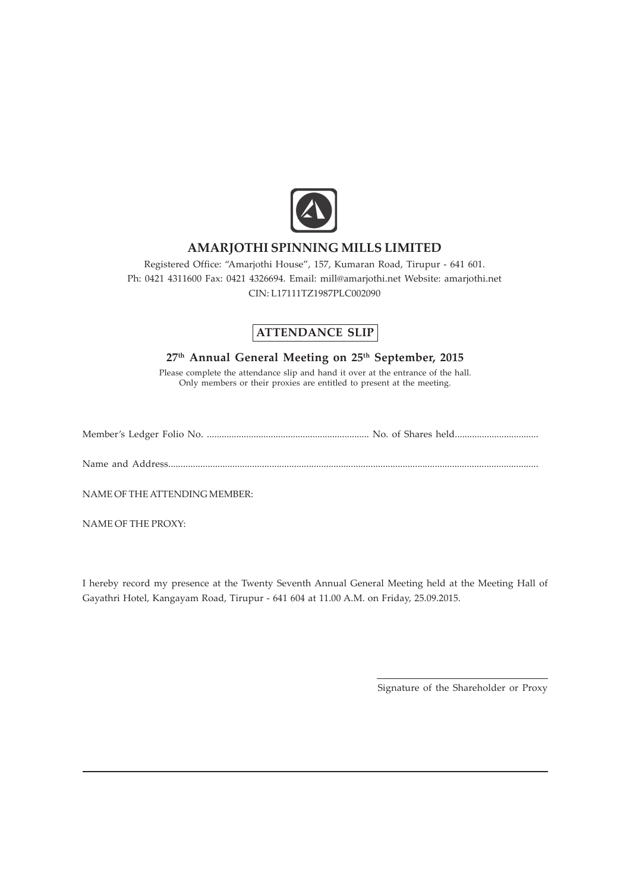# AMARJOTHI SPINNING MILLS LIMITED

Registered Office: "Amarjothi House", 157, Kumaran Road, Tirupur - 641 601.
Ph: 0421 4311600 Fax: 0421 4326694. Email: mill@amarjothi.net Website: amarjothi.net
CIN: L17111TZ1987PLC002090

## ATTENDANCE SLIP

### 27th Annual General Meeting on 25th September, 2015

Please complete the attendance slip and hand it over at the entrance of the hall.
Only members or their proxies are entitled to present at the meeting.

Member's Ledger Folio No. ................................................................ No. of Shares held.................................

Name and Address....................................................................................................................................................

NAME OF THE ATTENDING MEMBER:

NAME OF THE PROXY:

I hereby record my presence at the Twenty Seventh Annual General Meeting held at the Meeting Hall of Gayathri Hotel, Kangayam Road, Tirupur - 641 604 at 11.00 A.M. on Friday, 25.09.2015.

Signature of the Shareholder or Proxy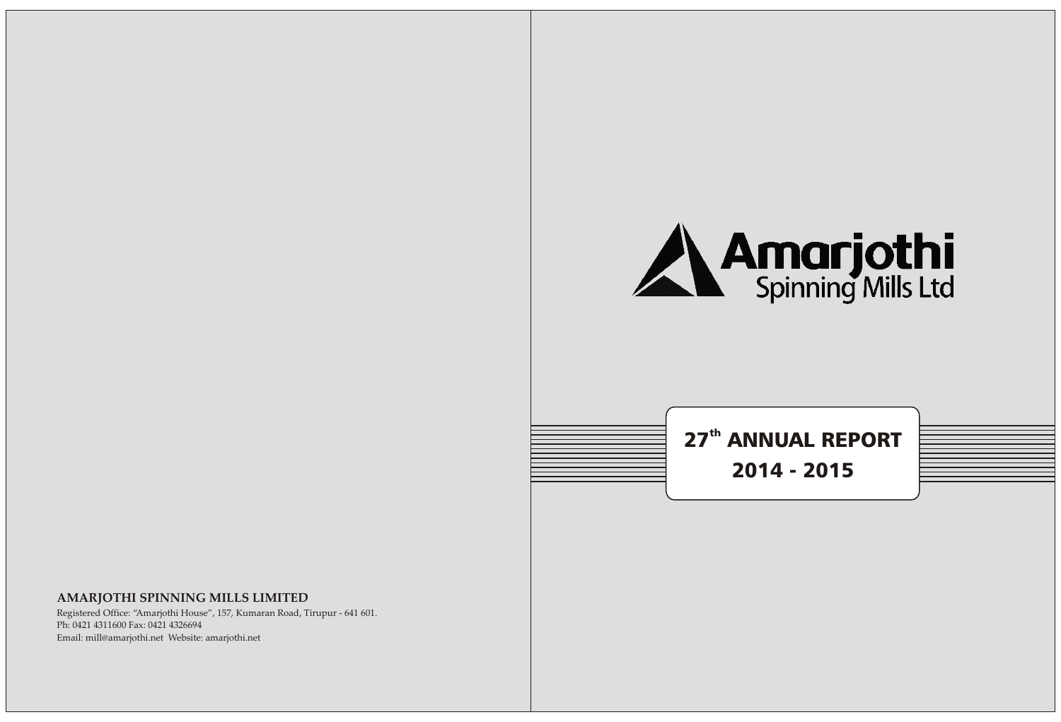**AMARJOTHI SPINNING MILLS LIMITED**

Registered Office: "Amarjothi House", 157, Kumaran Road, Tirupur - 641 601.
Ph: 0421 4311600 Fax: 0421 4326694
Email: mill@amarjothi.net Website: amarjothi.net

# Amarjothi Spinning Mills Ltd

## 27th ANNUAL REPORT 2014 - 2015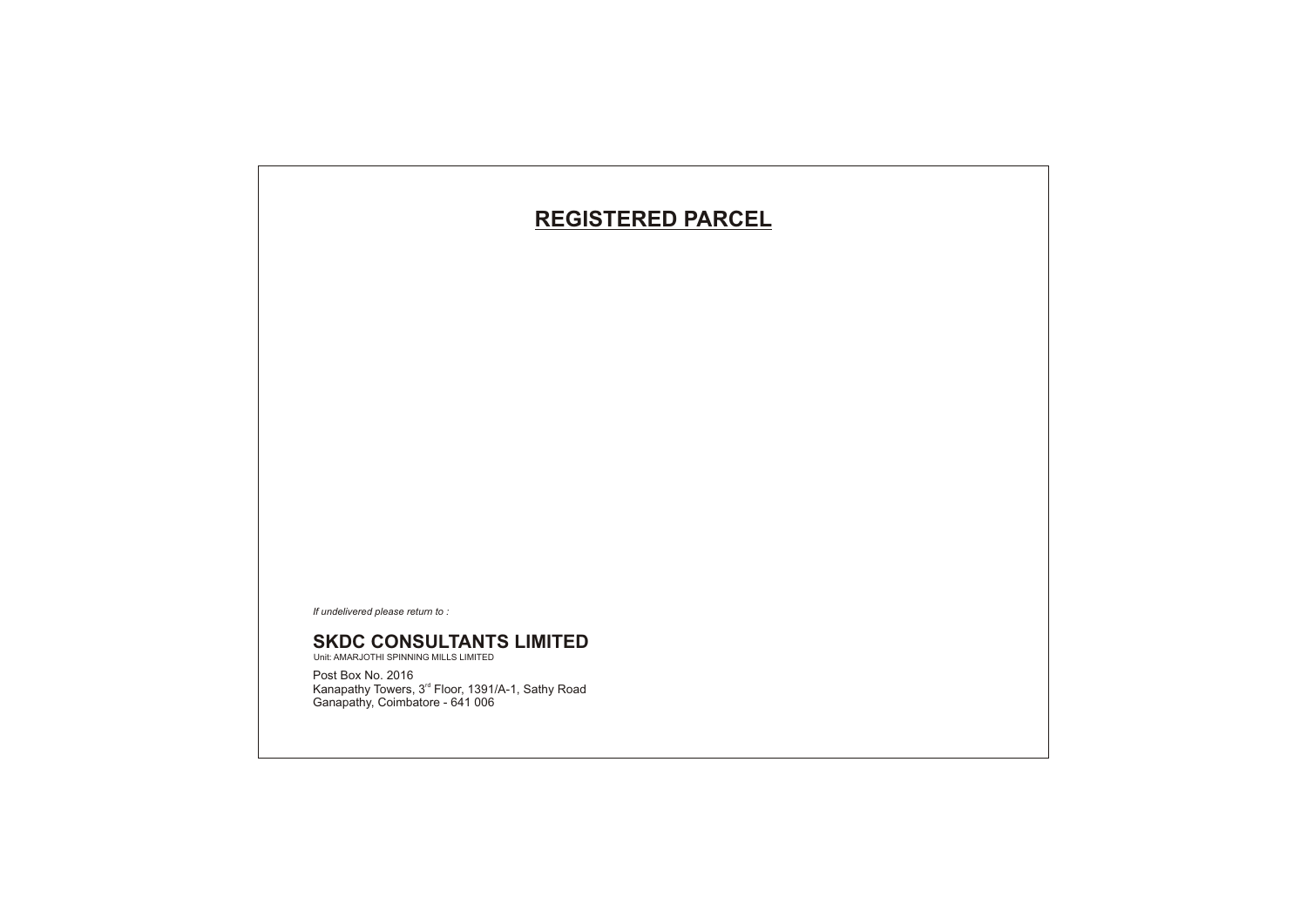## REGISTERED PARCEL

*If undelivered please return to :*

**SKDC CONSULTANTS LIMITED**
Unit: AMARJOTHI SPINNING MILLS LIMITED

Post Box No. 2016
Kanapathy Towers, 3rd Floor, 1391/A-1, Sathy Road
Ganapathy, Coimbatore - 641 006